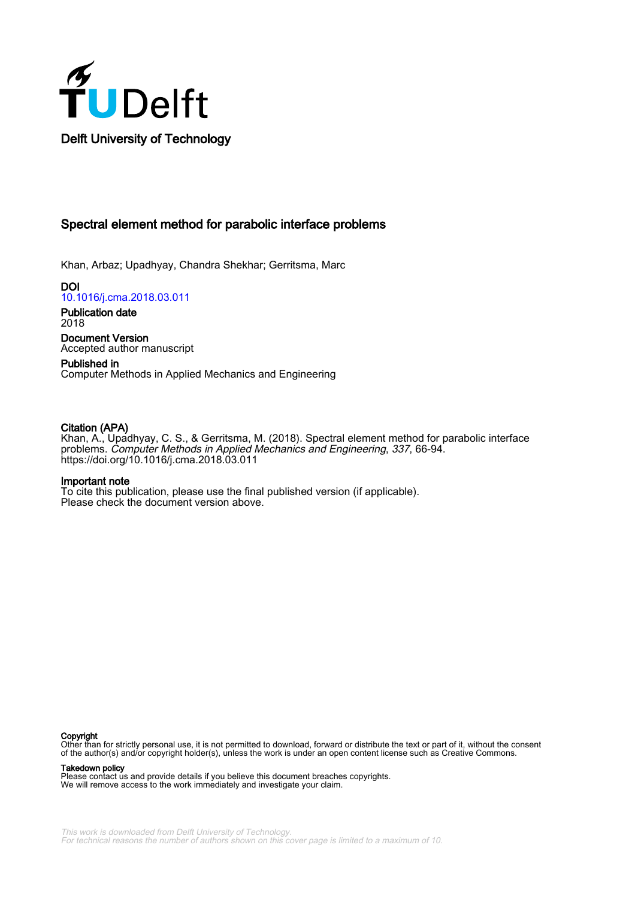Delft University of Technology

# Spectral element method for parabolic interface problems

Khan, Arbaz; Upadhyay, Chandra Shekhar; Gerritsma, Marc

**DOI**
10.1016/j.cma.2018.03.011

**Publication date**
2018

**Document Version**
Accepted author manuscript

**Published in**
Computer Methods in Applied Mechanics and Engineering

**Citation (APA)**
Khan, A., Upadhyay, C. S., & Gerritsma, M. (2018). Spectral element method for parabolic interface problems. *Computer Methods in Applied Mechanics and Engineering*, *337*, 66-94.
https://doi.org/10.1016/j.cma.2018.03.011

**Important note**
To cite this publication, please use the final published version (if applicable).
Please check the document version above.

**Copyright**
Other than for strictly personal use, it is not permitted to download, forward or distribute the text or part of it, without the consent of the author(s) and/or copyright holder(s), unless the work is under an open content license such as Creative Commons.

**Takedown policy**
Please contact us and provide details if you believe this document breaches copyrights.
We will remove access to the work immediately and investigate your claim.

*This work is downloaded from Delft University of Technology.*
*For technical reasons the number of authors shown on this cover page is limited to a maximum of 10.*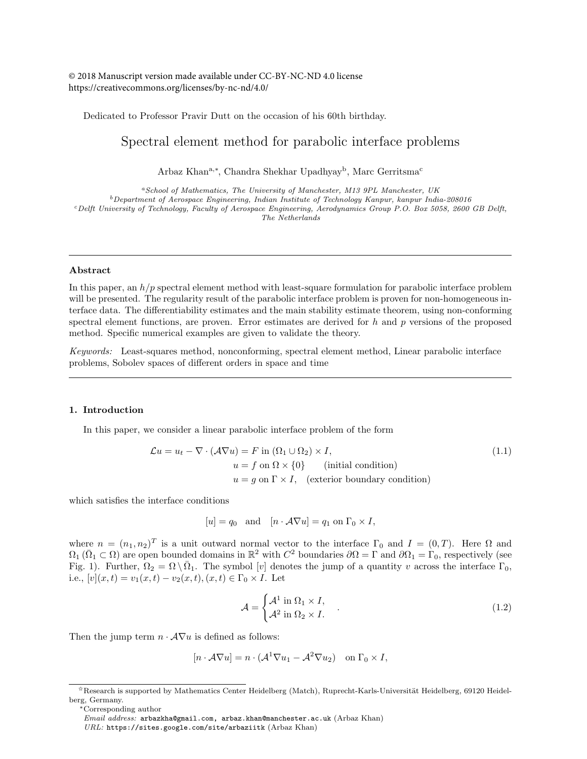© 2018 Manuscript version made available under CC-BY-NC-ND 4.0 license
https://creativecommons.org/licenses/by-nc-nd/4.0/

Dedicated to Professor Pravir Dutt on the occasion of his 60th birthday.

# Spectral element method for parabolic interface problems

Arbaz Khan[a,*], Chandra Shekhar Upadhyay[b], Marc Gerritsma[c]

[a] *School of Mathematics, The University of Manchester, M13 9PL Manchester, UK*
[b] *Department of Aerospace Engineering, Indian Institute of Technology Kanpur, kanpur India-208016*
[c] *Delft University of Technology, Faculty of Aerospace Engineering, Aerodynamics Group P.O. Box 5058, 2600 GB Delft, The Netherlands*

---

**Abstract**

In this paper, an $h/p$ spectral element method with least-square formulation for parabolic interface problem will be presented. The regularity result of the parabolic interface problem is proven for non-homogeneous interface data. The differentiability estimates and the main stability estimate theorem, using non-conforming spectral element functions, are proven. Error estimates are derived for $h$ and $p$ versions of the proposed method. Specific numerical examples are given to validate the theory.

*Keywords:* Least-squares method, nonconforming, spectral element method, Linear parabolic interface problems, Sobolev spaces of different orders in space and time

---

## 1. Introduction

In this paper, we consider a linear parabolic interface problem of the form

$$\begin{aligned} \mathcal{L}u = u_t - \nabla \cdot (\mathcal{A}\nabla u) &= F \text{ in } (\Omega_1 \cup \Omega_2) \times I, \\ u &= f \text{ on } \Omega \times \{0\} \qquad \text{(initial condition)} \\ u &= g \text{ on } \Gamma \times I, \quad \text{(exterior boundary condition)} \end{aligned} \tag{1.1}$$

which satisfies the interface conditions

$$[u] = q_0 \quad \text{and} \quad [n \cdot \mathcal{A}\nabla u] = q_1 \text{ on } \Gamma_0 \times I,$$

where $n = (n_1, n_2)^T$ is a unit outward normal vector to the interface $\Gamma_0$ and $I = (0, T)$. Here $\Omega$ and $\Omega_1$ ($\bar{\Omega}_1 \subset \Omega$) are open bounded domains in $\mathbb{R}^2$ with $C^2$ boundaries $\partial\Omega = \Gamma$ and $\partial\Omega_1 = \Gamma_0$, respectively (see Fig. 1). Further, $\Omega_2 = \Omega \setminus \bar{\Omega}_1$. The symbol $[v]$ denotes the jump of a quantity $v$ across the interface $\Gamma_0$, i.e., $[v](x,t) = v_1(x,t) - v_2(x,t), (x,t) \in \Gamma_0 \times I$. Let

$$\mathcal{A} = \begin{cases} \mathcal{A}^1 \text{ in } \Omega_1 \times I, \\ \mathcal{A}^2 \text{ in } \Omega_2 \times I. \end{cases} \tag{1.2}$$

Then the jump term $n \cdot \mathcal{A}\nabla u$ is defined as follows:

$$[n \cdot \mathcal{A}\nabla u] = n \cdot (\mathcal{A}^1 \nabla u_1 - \mathcal{A}^2 \nabla u_2) \quad \text{on } \Gamma_0 \times I,$$

---

[☆] Research is supported by Mathematics Center Heidelberg (Match), Ruprecht-Karls-Universität Heidelberg, 69120 Heidelberg, Germany.

[*] Corresponding author

*Email address:* arbazkha@gmail.com, arbaz.khan@manchester.ac.uk (Arbaz Khan)

*URL:* https://sites.google.com/site/arbaziitk (Arbaz Khan)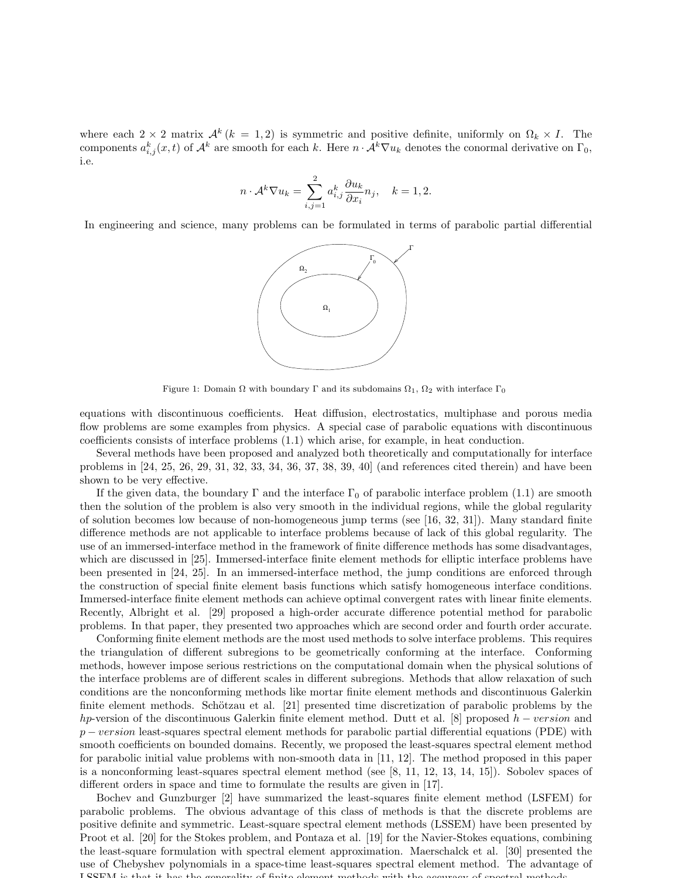where each $2 \times 2$ matrix $\mathcal{A}^k$ $(k = 1, 2)$ is symmetric and positive definite, uniformly on $\Omega_k \times I$. The components $a^k_{i,j}(x,t)$ of $\mathcal{A}^k$ are smooth for each $k$. Here $n \cdot \mathcal{A}^k \nabla u_k$ denotes the conormal derivative on $\Gamma_0$, i.e.

$$n \cdot \mathcal{A}^k \nabla u_k = \sum_{i,j=1}^{2} a^k_{i,j} \frac{\partial u_k}{\partial x_i} n_j, \quad k = 1, 2.$$

In engineering and science, many problems can be formulated in terms of parabolic partial differential equations with discontinuous coefficients. Heat diffusion, electrostatics, multiphase and porous media flow problems are some examples from physics. A special case of parabolic equations with discontinuous coefficients consists of interface problems (1.1) which arise, for example, in heat conduction.

Figure 1: Domain $\Omega$ with boundary $\Gamma$ and its subdomains $\Omega_1$, $\Omega_2$ with interface $\Gamma_0$

Several methods have been proposed and analyzed both theoretically and computationally for interface problems in [24, 25, 26, 29, 31, 32, 33, 34, 36, 37, 38, 39, 40] (and references cited therein) and have been shown to be very effective.

If the given data, the boundary $\Gamma$ and the interface $\Gamma_0$ of parabolic interface problem (1.1) are smooth then the solution of the problem is also very smooth in the individual regions, while the global regularity of solution becomes low because of non-homogeneous jump terms (see [16, 32, 31]). Many standard finite difference methods are not applicable to interface problems because of lack of this global regularity. The use of an immersed-interface method in the framework of finite difference methods has some disadvantages, which are discussed in [25]. Immersed-interface finite element methods for elliptic interface problems have been presented in [24, 25]. In an immersed-interface method, the jump conditions are enforced through the construction of special finite element basis functions which satisfy homogeneous interface conditions. Immersed-interface finite element methods can achieve optimal convergent rates with linear finite elements. Recently, Albright et al. [29] proposed a high-order accurate difference potential method for parabolic problems. In that paper, they presented two approaches which are second order and fourth order accurate.

Conforming finite element methods are the most used methods to solve interface problems. This requires the triangulation of different subregions to be geometrically conforming at the interface. Conforming methods, however impose serious restrictions on the computational domain when the physical solutions of the interface problems are of different scales in different subregions. Methods that allow relaxation of such conditions are the nonconforming methods like mortar finite element methods and discontinuous Galerkin finite element methods. Schötzau et al. [21] presented time discretization of parabolic problems by the *hp*-version of the discontinuous Galerkin finite element method. Dutt et al. [8] proposed $h-version$ and $p-version$ least-squares spectral element methods for parabolic partial differential equations (PDE) with smooth coefficients on bounded domains. Recently, we proposed the least-squares spectral element method for parabolic initial value problems with non-smooth data in [11, 12]. The method proposed in this paper is a nonconforming least-squares spectral element method (see [8, 11, 12, 13, 14, 15]). Sobolev spaces of different orders in space and time to formulate the results are given in [17].

Bochev and Gunzburger [2] have summarized the least-squares finite element method (LSFEM) for parabolic problems. The obvious advantage of this class of methods is that the discrete problems are positive definite and symmetric. Least-square spectral element methods (LSSEM) have been presented by Proot et al. [20] for the Stokes problem, and Pontaza et al. [19] for the Navier-Stokes equations, combining the least-square formulation with spectral element approximation. Maerschalck et al. [30] presented the use of Chebyshev polynomials in a space-time least-squares spectral element method. The advantage of LSSEM is that it has the generality of finite element methods with the accuracy of spectral methods.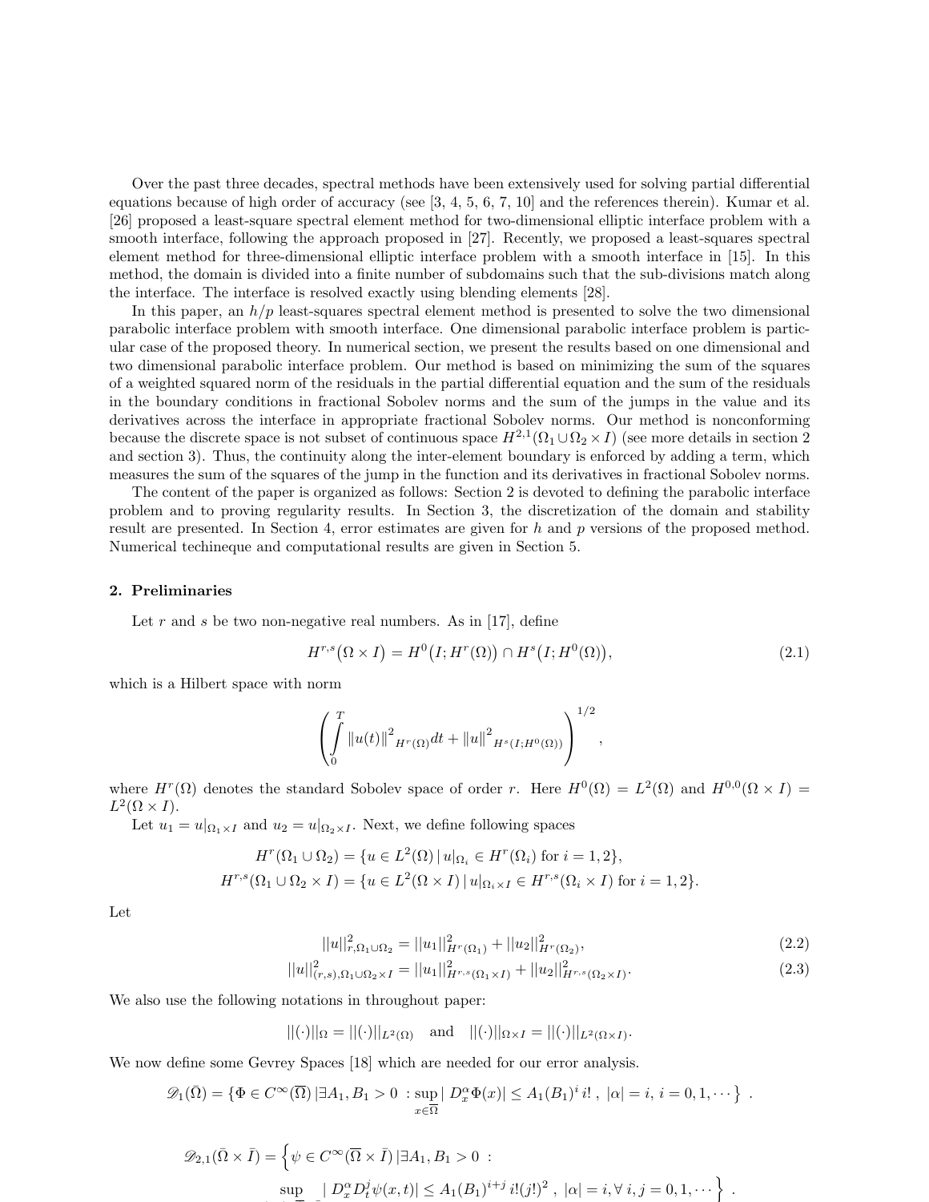Over the past three decades, spectral methods have been extensively used for solving partial differential equations because of high order of accuracy (see [3, 4, 5, 6, 7, 10] and the references therein). Kumar et al. [26] proposed a least-square spectral element method for two-dimensional elliptic interface problem with a smooth interface, following the approach proposed in [27]. Recently, we proposed a least-squares spectral element method for three-dimensional elliptic interface problem with a smooth interface in [15]. In this method, the domain is divided into a finite number of subdomains such that the sub-divisions match along the interface. The interface is resolved exactly using blending elements [28].

In this paper, an $h/p$ least-squares spectral element method is presented to solve the two dimensional parabolic interface problem with smooth interface. One dimensional parabolic interface problem is particular case of the proposed theory. In numerical section, we present the results based on one dimensional and two dimensional parabolic interface problem. Our method is based on minimizing the sum of the squares of a weighted squared norm of the residuals in the partial differential equation and the sum of the residuals in the boundary conditions in fractional Sobolev norms and the sum of the jumps in the value and its derivatives across the interface in appropriate fractional Sobolev norms. Our method is nonconforming because the discrete space is not subset of continuous space $H^{2,1}(\Omega_1 \cup \Omega_2 \times I)$ (see more details in section 2 and section 3). Thus, the continuity along the inter-element boundary is enforced by adding a term, which measures the sum of the squares of the jump in the function and its derivatives in fractional Sobolev norms.

The content of the paper is organized as follows: Section 2 is devoted to defining the parabolic interface problem and to proving regularity results. In Section 3, the discretization of the domain and stability result are presented. In Section 4, error estimates are given for $h$ and $p$ versions of the proposed method. Numerical techineque and computational results are given in Section 5.

## 2. Preliminaries

Let $r$ and $s$ be two non-negative real numbers. As in [17], define

$$H^{r,s}\big(\Omega \times I\big) = H^0\big(I; H^r(\Omega)\big) \cap H^s\big(I; H^0(\Omega)\big), \tag{2.1}$$

which is a Hilbert space with norm

$$\left( \int_0^T \|u(t)\|^2_{H^r(\Omega)} dt + \|u\|^2_{H^s(I;H^0(\Omega))} \right)^{1/2},$$

where $H^r(\Omega)$ denotes the standard Sobolev space of order $r$. Here $H^0(\Omega) = L^2(\Omega)$ and $H^{0,0}(\Omega \times I) = L^2(\Omega \times I)$.

Let $u_1 = u|_{\Omega_1 \times I}$ and $u_2 = u|_{\Omega_2 \times I}$. Next, we define following spaces

$$H^r(\Omega_1 \cup \Omega_2) = \{u \in L^2(\Omega) \,|\, u|_{\Omega_i} \in H^r(\Omega_i) \text{ for } i = 1, 2\},$$
$$H^{r,s}(\Omega_1 \cup \Omega_2 \times I) = \{u \in L^2(\Omega \times I) \,|\, u|_{\Omega_i \times I} \in H^{r,s}(\Omega_i \times I) \text{ for } i = 1, 2\}.$$

Let

$$||u||^2_{r,\Omega_1 \cup \Omega_2} = ||u_1||^2_{H^r(\Omega_1)} + ||u_2||^2_{H^r(\Omega_2)}, \tag{2.2}$$

$$||u||^2_{(r,s),\Omega_1 \cup \Omega_2 \times I} = ||u_1||^2_{H^{r,s}(\Omega_1 \times I)} + ||u_2||^2_{H^{r,s}(\Omega_2 \times I)}. \tag{2.3}$$

We also use the following notations in throughout paper:

$$||(\cdot)||_{\Omega} = ||(\cdot)||_{L^2(\Omega)} \quad \text{and} \quad ||(\cdot)||_{\Omega \times I} = ||(\cdot)||_{L^2(\Omega \times I)}.$$

We now define some Gevrey Spaces [18] which are needed for our error analysis.

$$\mathscr{D}_1(\bar{\Omega}) = \{\Phi \in C^\infty(\overline{\Omega}) \,|\, \exists A_1, B_1 > 0 \;: \sup_{x \in \overline{\Omega}} |\, D_x^\alpha \Phi(x)| \leq A_1 (B_1)^i \, i! \;,\; |\alpha| = i, \; i = 0, 1, \cdots \} \;.$$

$$\mathscr{D}_{2,1}(\bar{\Omega} \times \bar{I}) = \Big\{ \psi \in C^\infty(\overline{\Omega} \times \bar{I}) \,|\, \exists A_1, B_1 > 0 \;: \sup \;|\, D_x^\alpha D_t^j \psi(x,t)| \leq A_1 (B_1)^{i+j} \, i! (j!)^2 \;,\; |\alpha| = i, \forall \; i, j = 0, 1, \cdots \Big\} \;.$$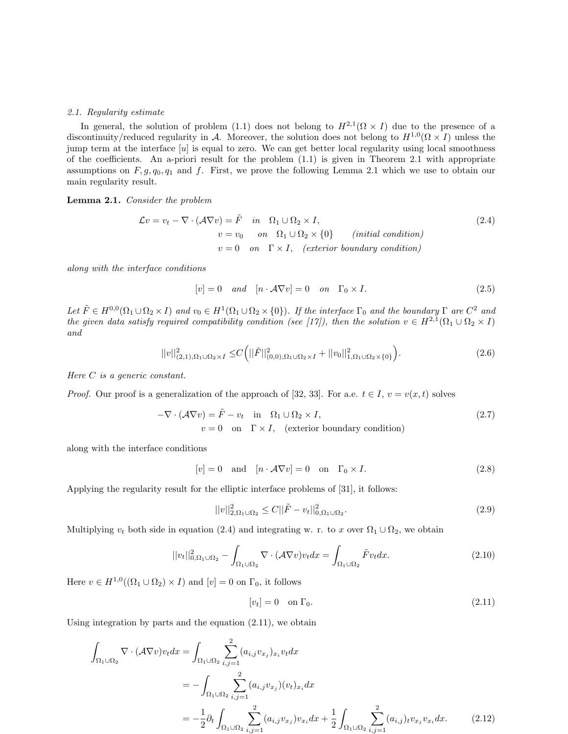### 2.1. Regularity estimate

In general, the solution of problem (1.1) does not belong to $H^{2,1}(\Omega \times I)$ due to the presence of a discontinuity/reduced regularity in $\mathcal{A}$. Moreover, the solution does not belong to $H^{1,0}(\Omega \times I)$ unless the jump term at the interface $[u]$ is equal to zero. We can get better local regularity using local smoothness of the coefficients. An a-priori result for the problem (1.1) is given in Theorem 2.1 with appropriate assumptions on $F, g, q_0, q_1$ and $f$. First, we prove the following Lemma 2.1 which we use to obtain our main regularity result.

**Lemma 2.1.** *Consider the problem*

$$
\begin{aligned}
\mathcal{L}v = v_t - \nabla \cdot (\mathcal{A}\nabla v) &= \tilde{F} \quad \text{in} \quad \Omega_1 \cup \Omega_2 \times I, \\
v &= v_0 \quad \text{on} \quad \Omega_1 \cup \Omega_2 \times \{0\} \qquad \text{(initial condition)} \\
v &= 0 \quad \text{on} \quad \Gamma \times I, \quad \text{(exterior boundary condition)}
\end{aligned}
\tag{2.4}
$$

*along with the interface conditions*

$$
[v] = 0 \quad \text{and} \quad [n \cdot \mathcal{A}\nabla v] = 0 \quad \text{on} \quad \Gamma_0 \times I. \tag{2.5}
$$

*Let $\tilde{F} \in H^{0,0}(\Omega_1 \cup \Omega_2 \times I)$ and $v_0 \in H^1(\Omega_1 \cup \Omega_2 \times \{0\})$. If the interface $\Gamma_0$ and the boundary $\Gamma$ are $C^2$ and the given data satisfy required compatibility condition (see [17]), then the solution $v \in H^{2,1}(\Omega_1 \cup \Omega_2 \times I)$ and*

$$
||v||^2_{(2,1),\Omega_1\cup\Omega_2\times I} \leq C\Big(||\tilde{F}||^2_{(0,0),\Omega_1\cup\Omega_2\times I} + ||v_0||^2_{1,\Omega_1\cup\Omega_2\times\{0\}}\Big). \tag{2.6}
$$

*Here $C$ is a generic constant.*

*Proof.* Our proof is a generalization of the approach of [32, 33]. For a.e. $t \in I$, $v = v(x,t)$ solves

$$
\begin{aligned}
-\nabla \cdot (\mathcal{A}\nabla v) &= \tilde{F} - v_t \quad \text{in} \quad \Omega_1 \cup \Omega_2 \times I, \\
v &= 0 \quad \text{on} \quad \Gamma \times I, \quad \text{(exterior boundary condition)}
\end{aligned}
\tag{2.7}
$$

along with the interface conditions

$$
[v] = 0 \quad \text{and} \quad [n \cdot \mathcal{A}\nabla v] = 0 \quad \text{on} \quad \Gamma_0 \times I. \tag{2.8}
$$

Applying the regularity result for the elliptic interface problems of [31], it follows:

$$
||v||^2_{2,\Omega_1\cup\Omega_2} \leq C||\tilde{F} - v_t||^2_{0,\Omega_1\cup\Omega_2}. \tag{2.9}
$$

Multiplying $v_t$ both side in equation (2.4) and integrating w. r. to $x$ over $\Omega_1 \cup \Omega_2$, we obtain

$$
||v_t||^2_{0,\Omega_1\cup\Omega_2} - \int_{\Omega_1\cup\Omega_2} \nabla \cdot (\mathcal{A}\nabla v) v_t dx = \int_{\Omega_1\cup\Omega_2} \tilde{F} v_t dx. \tag{2.10}
$$

Here $v \in H^{1,0}((\Omega_1 \cup \Omega_2) \times I)$ and $[v] = 0$ on $\Gamma_0$, it follows

$$
[v_t] = 0 \quad \text{on } \Gamma_0. \tag{2.11}
$$

Using integration by parts and the equation (2.11), we obtain

$$
\begin{aligned}
\int_{\Omega_1\cup\Omega_2} \nabla \cdot (\mathcal{A}\nabla v) v_t dx &= \int_{\Omega_1\cup\Omega_2} \sum_{i,j=1}^{2} (a_{i,j} v_{x_j})_{x_i} v_t dx \\
&= -\int_{\Omega_1\cup\Omega_2} \sum_{i,j=1}^{2} (a_{i,j} v_{x_j})(v_t)_{x_i} dx \\
&= -\frac{1}{2}\partial_t \int_{\Omega_1\cup\Omega_2} \sum_{i,j=1}^{2} (a_{i,j} v_{x_j}) v_{x_i} dx + \frac{1}{2}\int_{\Omega_1\cup\Omega_2} \sum_{i,j=1}^{2} (a_{i,j})_t v_{x_j} v_{x_i} dx.
\end{aligned}
\tag{2.12}
$$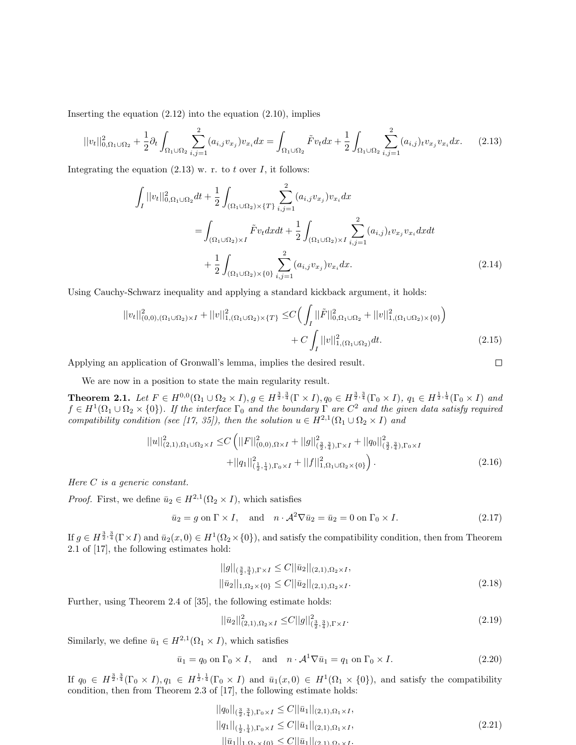Inserting the equation (2.12) into the equation (2.10), implies

$$||v_t||^2_{0,\Omega_1\cup\Omega_2} + \frac{1}{2}\partial_t \int_{\Omega_1\cup\Omega_2} \sum_{i,j=1}^{2} (a_{i,j}v_{x_j})v_{x_i}dx = \int_{\Omega_1\cup\Omega_2} \tilde{F}v_t dx + \frac{1}{2}\int_{\Omega_1\cup\Omega_2} \sum_{i,j=1}^{2} (a_{i,j})_t v_{x_j}v_{x_i}dx. \tag{2.13}$$

Integrating the equation (2.13) w. r. to $t$ over $I$, it follows:

$$\begin{aligned}
\int_I ||v_t||^2_{0,\Omega_1\cup\Omega_2}dt &+ \frac{1}{2}\int_{(\Omega_1\cup\Omega_2)\times\{T\}} \sum_{i,j=1}^{2} (a_{i,j}v_{x_j})v_{x_i}dx \\
&= \int_{(\Omega_1\cup\Omega_2)\times I} \tilde{F}v_t dxdt + \frac{1}{2}\int_{(\Omega_1\cup\Omega_2)\times I} \sum_{i,j=1}^{2} (a_{i,j})_t v_{x_j}v_{x_i}dxdt \\
&\quad + \frac{1}{2}\int_{(\Omega_1\cup\Omega_2)\times\{0\}} \sum_{i,j=1}^{2} (a_{i,j}v_{x_j})v_{x_i}dx.
\end{aligned} \tag{2.14}$$

Using Cauchy-Schwarz inequality and applying a standard kickback argument, it holds:

$$\begin{aligned}
||v_t||^2_{(0,0),(\Omega_1\cup\Omega_2)\times I} + ||v||^2_{1,(\Omega_1\cup\Omega_2)\times\{T\}} \leq & C\Big(\int_I ||\tilde{F}||^2_{0,\Omega_1\cup\Omega_2} + ||v||^2_{1,(\Omega_1\cup\Omega_2)\times\{0\}}\Big) \\
& + C\int_I ||v||^2_{1,(\Omega_1\cup\Omega_2)}dt.
\end{aligned} \tag{2.15}$$

Applying an application of Gronwall's lemma, implies the desired result. □

We are now in a position to state the main regularity result.

**Theorem 2.1.** *Let $F \in H^{0,0}(\Omega_1\cup\Omega_2\times I), g \in H^{\frac{3}{2},\frac{3}{4}}(\Gamma\times I), q_0 \in H^{\frac{3}{2},\frac{3}{4}}(\Gamma_0\times I)$, $q_1 \in H^{\frac{1}{2},\frac{1}{4}}(\Gamma_0\times I)$ and $f \in H^1(\Omega_1\cup\Omega_2\times\{0\})$. If the interface $\Gamma_0$ and the boundary $\Gamma$ are $C^2$ and the given data satisfy required compatibility condition (see [17, 35]), then the solution $u \in H^{2,1}(\Omega_1\cup\Omega_2\times I)$ and*

$$\begin{aligned}
||u||^2_{(2,1),\Omega_1\cup\Omega_2\times I} \leq & C\Big(||F||^2_{(0,0),\Omega\times I} + ||g||^2_{(\frac{3}{2},\frac{3}{4}),\Gamma\times I} + ||q_0||^2_{(\frac{3}{2},\frac{3}{4}),\Gamma_0\times I} \\
& + ||q_1||^2_{(\frac{1}{2},\frac{1}{4}),\Gamma_0\times I} + ||f||^2_{1,\Omega_1\cup\Omega_2\times\{0\}}\Big).
\end{aligned} \tag{2.16}$$

*Here $C$ is a generic constant.*

*Proof.* First, we define $\bar{u}_2 \in H^{2,1}(\Omega_2\times I)$, which satisfies

$$\bar{u}_2 = g \text{ on } \Gamma\times I, \quad \text{and} \quad n\cdot\mathcal{A}^2\nabla\bar{u}_2 = \bar{u}_2 = 0 \text{ on } \Gamma_0\times I. \tag{2.17}$$

If $g \in H^{\frac{3}{2},\frac{3}{4}}(\Gamma\times I)$ and $\bar{u}_2(x,0) \in H^1(\Omega_2\times\{0\})$, and satisfy the compatibility condition, then from Theorem 2.1 of [17], the following estimates hold:

$$\begin{aligned}
||g||_{(\frac{3}{2},\frac{3}{4}),\Gamma\times I} &\leq C||\bar{u}_2||_{(2,1),\Omega_2\times I}, \\
||\bar{u}_2||_{1,\Omega_2\times\{0\}} &\leq C||\bar{u}_2||_{(2,1),\Omega_2\times I}.
\end{aligned} \tag{2.18}$$

Further, using Theorem 2.4 of [35], the following estimate holds:

$$||\bar{u}_2||^2_{(2,1),\Omega_2\times I} \leq C||g||^2_{(\frac{3}{2},\frac{3}{4}),\Gamma\times I}. \tag{2.19}$$

Similarly, we define $\bar{u}_1 \in H^{2,1}(\Omega_1\times I)$, which satisfies

$$\bar{u}_1 = q_0 \text{ on } \Gamma_0\times I, \quad \text{and} \quad n\cdot\mathcal{A}^1\nabla\bar{u}_1 = q_1 \text{ on } \Gamma_0\times I. \tag{2.20}$$

If $q_0 \in H^{\frac{3}{2},\frac{3}{4}}(\Gamma_0\times I), q_1 \in H^{\frac{1}{2},\frac{1}{4}}(\Gamma_0\times I)$ and $\bar{u}_1(x,0) \in H^1(\Omega_1\times\{0\})$, and satisfy the compatibility condition, then from Theorem 2.3 of [17], the following estimate holds:

$$\begin{aligned}
||q_0||_{(\frac{3}{2},\frac{3}{4}),\Gamma_0\times I} &\leq C||\bar{u}_1||_{(2,1),\Omega_1\times I}, \\
||q_1||_{(\frac{1}{2},\frac{1}{4}),\Gamma_0\times I} &\leq C||\bar{u}_1||_{(2,1),\Omega_1\times I}, \\
||\bar{u}_1||_{1,\Omega_1\times\{0\}} &\leq C||\bar{u}_1||_{(2,1),\Omega_1\times I}.
\end{aligned} \tag{2.21}$$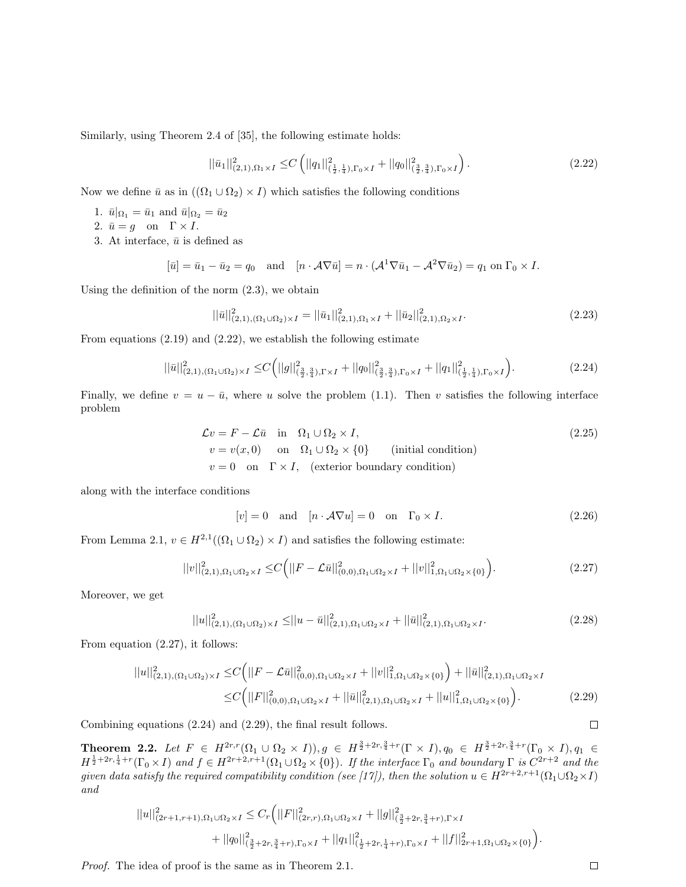Similarly, using Theorem 2.4 of [35], the following estimate holds:

$$||\bar{u}_1||^2_{(2,1),\Omega_1\times I} \leq C\left(||q_1||^2_{(\frac{1}{2},\frac{1}{4}),\Gamma_0\times I} + ||q_0||^2_{(\frac{3}{2},\frac{3}{4}),\Gamma_0\times I}\right). \tag{2.22}$$

Now we define $\bar{u}$ as in $((\Omega_1 \cup \Omega_2) \times I)$ which satisfies the following conditions

1. $\bar{u}|_{\Omega_1} = \bar{u}_1$ and $\bar{u}|_{\Omega_2} = \bar{u}_2$
2. $\bar{u} = g$ on $\Gamma \times I$.
3. At interface, $\bar{u}$ is defined as

$$[\bar{u}] = \bar{u}_1 - \bar{u}_2 = q_0 \quad \text{and} \quad [n \cdot \mathcal{A}\nabla\bar{u}] = n \cdot (\mathcal{A}^1\nabla\bar{u}_1 - \mathcal{A}^2\nabla\bar{u}_2) = q_1 \text{ on } \Gamma_0 \times I.$$

Using the definition of the norm (2.3), we obtain

$$||\bar{u}||^2_{(2,1),(\Omega_1\cup\Omega_2)\times I} = ||\bar{u}_1||^2_{(2,1),\Omega_1\times I} + ||\bar{u}_2||^2_{(2,1),\Omega_2\times I}. \tag{2.23}$$

From equations (2.19) and (2.22), we establish the following estimate

$$||\bar{u}||^2_{(2,1),(\Omega_1\cup\Omega_2)\times I} \leq C\Big(||g||^2_{(\frac{3}{2},\frac{3}{4}),\Gamma\times I} + ||q_0||^2_{(\frac{3}{2},\frac{3}{4}),\Gamma_0\times I} + ||q_1||^2_{(\frac{1}{2},\frac{1}{4}),\Gamma_0\times I}\Big). \tag{2.24}$$

Finally, we define $v = u - \bar{u}$, where $u$ solve the problem (1.1). Then $v$ satisfies the following interface problem

$$\begin{aligned}
\mathcal{L}v &= F - \mathcal{L}\bar{u} \quad \text{in} \quad \Omega_1 \cup \Omega_2 \times I, \\
v &= v(x,0) \quad \text{on} \quad \Omega_1 \cup \Omega_2 \times \{0\} \qquad \text{(initial condition)} \\
v &= 0 \quad \text{on} \quad \Gamma \times I, \quad \text{(exterior boundary condition)}
\end{aligned} \tag{2.25}$$

along with the interface conditions

$$[v] = 0 \quad \text{and} \quad [n \cdot \mathcal{A}\nabla u] = 0 \quad \text{on} \quad \Gamma_0 \times I. \tag{2.26}$$

From Lemma 2.1, $v \in H^{2,1}((\Omega_1 \cup \Omega_2) \times I)$ and satisfies the following estimate:

$$||v||^2_{(2,1),\Omega_1\cup\Omega_2\times I} \leq C\Big(||F - \mathcal{L}\bar{u}||^2_{(0,0),\Omega_1\cup\Omega_2\times I} + ||v||^2_{1,\Omega_1\cup\Omega_2\times\{0\}}\Big). \tag{2.27}$$

Moreover, we get

$$||u||^2_{(2,1),(\Omega_1\cup\Omega_2)\times I} \leq ||u - \bar{u}||^2_{(2,1),\Omega_1\cup\Omega_2\times I} + ||\bar{u}||^2_{(2,1),\Omega_1\cup\Omega_2\times I}. \tag{2.28}$$

From equation (2.27), it follows:

$$\begin{aligned}
||u||^2_{(2,1),(\Omega_1\cup\Omega_2)\times I} &\leq C\Big(||F - \mathcal{L}\bar{u}||^2_{(0,0),\Omega_1\cup\Omega_2\times I} + ||v||^2_{1,\Omega_1\cup\Omega_2\times\{0\}}\Big) + ||\bar{u}||^2_{(2,1),\Omega_1\cup\Omega_2\times I} \\
&\leq C\Big(||F||^2_{(0,0),\Omega_1\cup\Omega_2\times I} + ||\bar{u}||^2_{(2,1),\Omega_1\cup\Omega_2\times I} + ||u||^2_{1,\Omega_1\cup\Omega_2\times\{0\}}\Big).
\end{aligned} \tag{2.29}$$

Combining equations (2.24) and (2.29), the final result follows. □

**Theorem 2.2.** *Let $F \in H^{2r,r}(\Omega_1 \cup \Omega_2 \times I)), g \in H^{\frac{3}{2}+2r,\frac{3}{4}+r}(\Gamma \times I), q_0 \in H^{\frac{3}{2}+2r,\frac{3}{4}+r}(\Gamma_0 \times I), q_1 \in H^{\frac{1}{2}+2r,\frac{1}{4}+r}(\Gamma_0 \times I)$ and $f \in H^{2r+2,r+1}(\Omega_1 \cup \Omega_2 \times \{0\})$. If the interface $\Gamma_0$ and boundary $\Gamma$ is $C^{2r+2}$ and the given data satisfy the required compatibility condition (see [17]), then the solution $u \in H^{2r+2,r+1}(\Omega_1 \cup \Omega_2 \times I)$ and*

$$\begin{aligned}
||u||^2_{(2r+1,r+1),\Omega_1\cup\Omega_2\times I} \leq C_r\Big(&||F||^2_{(2r,r),\Omega_1\cup\Omega_2\times I} + ||g||^2_{(\frac{3}{2}+2r,\frac{3}{4}+r),\Gamma\times I} \\
&+ ||q_0||^2_{(\frac{3}{2}+2r,\frac{3}{4}+r),\Gamma_0\times I} + ||q_1||^2_{(\frac{1}{2}+2r,\frac{1}{4}+r),\Gamma_0\times I} + ||f||^2_{2r+1,\Omega_1\cup\Omega_2\times\{0\}}\Big).
\end{aligned}$$

*Proof.* The idea of proof is the same as in Theorem 2.1. □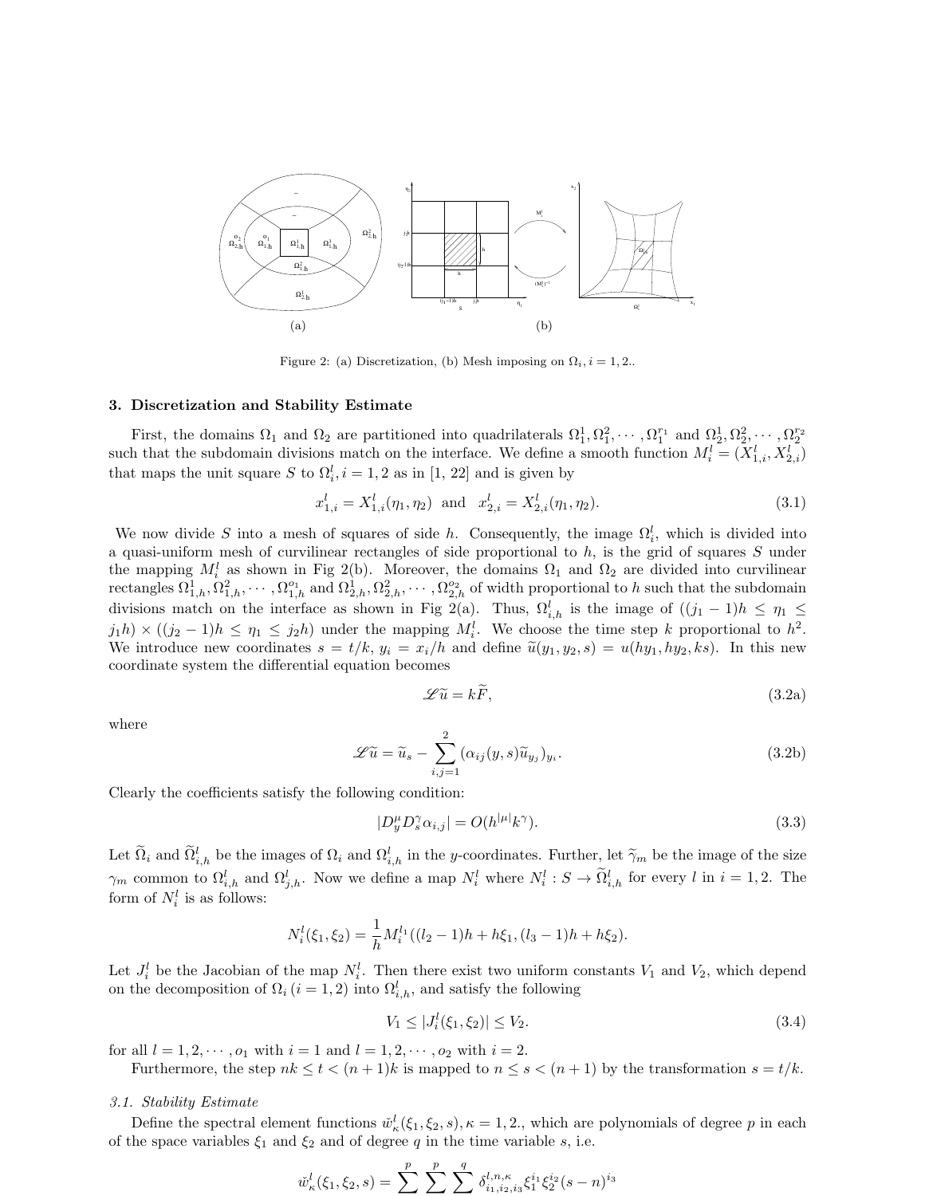Figure 2: (a) Discretization, (b) Mesh imposing on $\Omega_i, i = 1, 2.$.

### 3. Discretization and Stability Estimate

First, the domains $\Omega_1$ and $\Omega_2$ are partitioned into quadrilaterals $\Omega_1^1, \Omega_1^2, \cdots, \Omega_1^{r_1}$ and $\Omega_2^1, \Omega_2^2, \cdots, \Omega_2^{r_2}$ such that the subdomain divisions match on the interface. We define a smooth function $M_i^l = (X_{1,i}^l, X_{2,i}^l)$ that maps the unit square $S$ to $\Omega_i^l, i = 1, 2$ as in [1, 22] and is given by

$$x_{1,i}^l = X_{1,i}^l(\eta_1, \eta_2) \text{ and } x_{2,i}^l = X_{2,i}^l(\eta_1, \eta_2). \tag{3.1}$$

We now divide $S$ into a mesh of squares of side $h$. Consequently, the image $\Omega_i^l$, which is divided into a quasi-uniform mesh of curvilinear rectangles of side proportional to $h$, is the grid of squares $S$ under the mapping $M_i^l$ as shown in Fig 2(b). Moreover, the domains $\Omega_1$ and $\Omega_2$ are divided into curvilinear rectangles $\Omega_{1,h}^1, \Omega_{1,h}^2, \cdots, \Omega_{1,h}^{o_1}$ and $\Omega_{2,h}^1, \Omega_{2,h}^2, \cdots, \Omega_{2,h}^{o_2}$ of width proportional to $h$ such that the subdomain divisions match on the interface as shown in Fig 2(a). Thus, $\Omega_{i,h}^l$ is the image of $((j_1 - 1)h \le \eta_1 \le j_1 h) \times ((j_2 - 1)h \le \eta_1 \le j_2 h)$ under the mapping $M_i^l$. We choose the time step $k$ proportional to $h^2$. We introduce new coordinates $s = t/k$, $y_i = x_i/h$ and define $\widetilde{u}(y_1, y_2, s) = u(hy_1, hy_2, ks)$. In this new coordinate system the differential equation becomes

$$\mathscr{L}\widetilde{u} = k\widetilde{F}, \tag{3.2a}$$

where

$$\mathscr{L}\widetilde{u} = \widetilde{u}_s - \sum_{i,j=1}^{2} (\alpha_{ij}(y, s)\widetilde{u}_{y_j})_{y_i}. \tag{3.2b}$$

Clearly the coefficients satisfy the following condition:

$$|D_y^\mu D_s^\gamma \alpha_{i,j}| = O(h^{|\mu|}k^\gamma). \tag{3.3}$$

Let $\widetilde{\Omega}_i$ and $\widetilde{\Omega}_{i,h}^l$ be the images of $\Omega_i$ and $\Omega_{i,h}^l$ in the $y$-coordinates. Further, let $\widetilde{\gamma}_m$ be the image of the size $\gamma_m$ common to $\Omega_{i,h}^l$ and $\Omega_{j,h}^l$. Now we define a map $N_i^l$ where $N_i^l : S \to \widetilde{\Omega}_{i,h}^l$ for every $l$ in $i = 1, 2$. The form of $N_i^l$ is as follows:

$$N_i^l(\xi_1, \xi_2) = \frac{1}{h} M_i^{l_1}((l_2 - 1)h + h\xi_1, (l_3 - 1)h + h\xi_2).$$

Let $J_i^l$ be the Jacobian of the map $N_i^l$. Then there exist two uniform constants $V_1$ and $V_2$, which depend on the decomposition of $\Omega_i$ $(i = 1, 2)$ into $\Omega_{i,h}^l$, and satisfy the following

$$V_1 \le |J_i^l(\xi_1, \xi_2)| \le V_2. \tag{3.4}$$

for all $l = 1, 2, \cdots, o_1$ with $i = 1$ and $l = 1, 2, \cdots, o_2$ with $i = 2$.

Furthermore, the step $nk \le t < (n + 1)k$ is mapped to $n \le s < (n + 1)$ by the transformation $s = t/k$.

#### *3.1. Stability Estimate*

Define the spectral element functions $\breve{w}_\kappa^l(\xi_1, \xi_2, s), \kappa = 1, 2.$, which are polynomials of degree $p$ in each of the space variables $\xi_1$ and $\xi_2$ and of degree $q$ in the time variable $s$, i.e.

$$\breve{w}_\kappa^l(\xi_1, \xi_2, s) = \sum^{p} \sum^{p} \sum^{q} \delta_{i_1,i_2,i_3}^{l,n,\kappa} \xi_1^{i_1} \xi_2^{i_2} (s - n)^{i_3}$$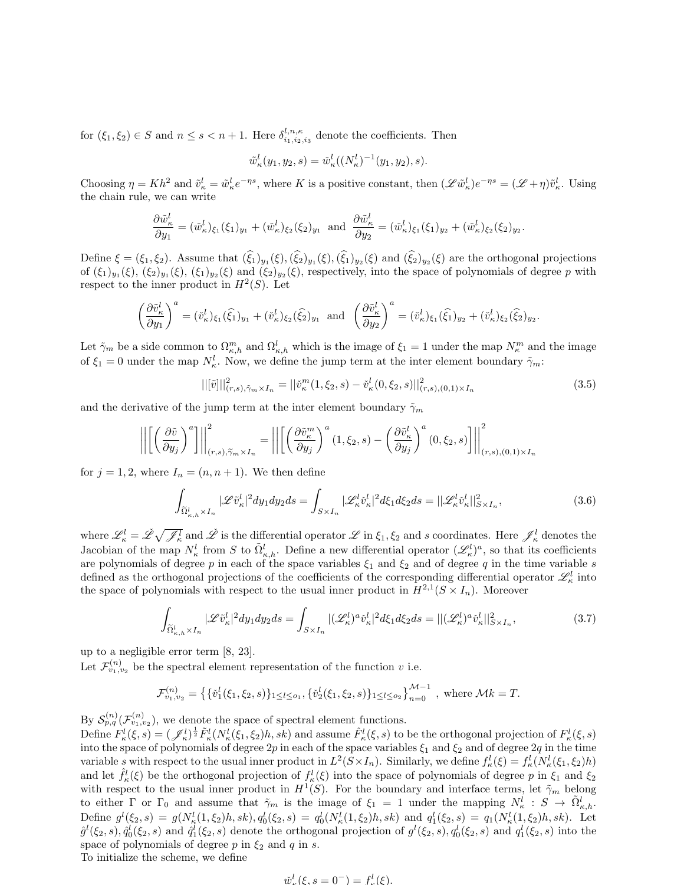for $(\xi_1, \xi_2) \in S$ and $n \leq s < n+1$. Here $\delta^{l,n,\kappa}_{i_1,i_2,i_3}$ denote the coefficients. Then

$$\tilde{w}^l_\kappa(y_1, y_2, s) = \check{w}^l_\kappa((N^l_\kappa)^{-1}(y_1, y_2), s).$$

Choosing $\eta = Kh^2$ and $\tilde{v}^l_\kappa = \tilde{w}^l_\kappa e^{-\eta s}$, where $K$ is a positive constant, then $(\mathscr{L}\tilde{w}^l_\kappa)e^{-\eta s} = (\mathscr{L} + \eta)\tilde{v}^l_\kappa$. Using the chain rule, we can write

$$\frac{\partial \tilde{w}^l_\kappa}{\partial y_1} = (\check{w}^l_\kappa)_{\xi_1}(\xi_1)_{y_1} + (\check{w}^l_\kappa)_{\xi_2}(\xi_2)_{y_1} \text{ and } \frac{\partial \tilde{w}^l_\kappa}{\partial y_2} = (\check{w}^l_\kappa)_{\xi_1}(\xi_1)_{y_2} + (\check{w}^l_\kappa)_{\xi_2}(\xi_2)_{y_2}.$$

Define $\xi = (\xi_1, \xi_2)$. Assume that $(\widehat{\xi}_1)_{y_1}(\xi), (\widehat{\xi}_2)_{y_1}(\xi), (\widehat{\xi}_1)_{y_2}(\xi)$ and $(\widehat{\xi}_2)_{y_2}(\xi)$ are the orthogonal projections of $(\xi_1)_{y_1}(\xi)$, $(\xi_2)_{y_1}(\xi)$, $(\xi_1)_{y_2}(\xi)$ and $(\xi_2)_{y_2}(\xi)$, respectively, into the space of polynomials of degree $p$ with respect to the inner product in $H^2(S)$. Let

$$\left(\frac{\partial \tilde{v}^l_\kappa}{\partial y_1}\right)^a = (\check{v}^l_\kappa)_{\xi_1}(\widehat{\xi}_1)_{y_1} + (\check{v}^l_\kappa)_{\xi_2}(\widehat{\xi}_2)_{y_1} \text{ and } \left(\frac{\partial \tilde{v}^l_\kappa}{\partial y_2}\right)^a = (\check{v}^l_\kappa)_{\xi_1}(\widehat{\xi}_1)_{y_2} + (\check{v}^l_\kappa)_{\xi_2}(\widehat{\xi}_2)_{y_2}.$$

Let $\tilde{\gamma}_m$ be a side common to $\Omega^m_{\kappa,h}$ and $\Omega^l_{\kappa,h}$ which is the image of $\xi_1 = 1$ under the map $N^m_\kappa$ and the image of $\xi_1 = 0$ under the map $N^l_\kappa$. Now, we define the jump term at the inter element boundary $\tilde{\gamma}_m$:

$$||[\tilde{v}]||^2_{(r,s),\tilde{\gamma}_m \times I_n} = ||\check{v}^m_\kappa(1, \xi_2, s) - \check{v}^l_\kappa(0, \xi_2, s)||^2_{(r,s),(0,1)\times I_n} \tag{3.5}$$

and the derivative of the jump term at the inter element boundary $\tilde{\gamma}_m$

$$\left|\left|\left|\left[\left(\frac{\partial \tilde{v}}{\partial y_j}\right)^a\right]\right|\right|\right|^2_{(r,s),\tilde{\gamma}_m\times I_n} = \left|\left|\left|\left[\left(\frac{\partial \tilde{v}^m_\kappa}{\partial y_j}\right)^a(1,\xi_2,s) - \left(\frac{\partial \tilde{v}^l_\kappa}{\partial y_j}\right)^a(0,\xi_2,s)\right]\right|\right|\right|^2_{(r,s),(0,1)\times I_n}$$

for $j = 1, 2$, where $I_n = (n, n+1)$. We then define

$$\int_{\tilde{\Omega}^l_{\kappa,h}\times I_n} |\mathscr{L}\tilde{v}^l_\kappa|^2 dy_1 dy_2 ds = \int_{S\times I_n} |\mathscr{L}^l_\kappa \check{v}^l_\kappa|^2 d\xi_1 d\xi_2 ds = ||\mathscr{L}^l_\kappa \check{v}^l_\kappa||^2_{S\times I_n}, \tag{3.6}$$

where $\mathscr{L}^l_\kappa = \check{\mathscr{L}}\sqrt{\mathscr{J}^l_\kappa}$ and $\check{\mathscr{L}}$ is the differential operator $\mathscr{L}$ in $\xi_1, \xi_2$ and $s$ coordinates. Here $\mathscr{J}^l_\kappa$ denotes the Jacobian of the map $N^l_\kappa$ from $S$ to $\tilde{\Omega}^l_{\kappa,h}$. Define a new differential operator $(\mathscr{L}^l_\kappa)^a$, so that its coefficients are polynomials of degree $p$ in each of the space variables $\xi_1$ and $\xi_2$ and of degree $q$ in the time variable $s$ defined as the orthogonal projections of the coefficients of the corresponding differential operator $\mathscr{L}^l_\kappa$ into the space of polynomials with respect to the usual inner product in $H^{2,1}(S\times I_n)$. Moreover

$$\int_{\tilde{\Omega}^l_{\kappa,h}\times I_n} |\mathscr{L}\tilde{v}^l_\kappa|^2 dy_1 dy_2 ds = \int_{S\times I_n} |(\mathscr{L}^l_\kappa)^a \check{v}^l_\kappa|^2 d\xi_1 d\xi_2 ds = ||(\mathscr{L}^l_\kappa)^a \check{v}^l_\kappa||^2_{S\times I_n}, \tag{3.7}$$

up to a negligible error term [8, 23].

Let $\mathcal{F}^{(n)}_{v_1,v_2}$ be the spectral element representation of the function $v$ i.e.

$$\mathcal{F}^{(n)}_{v_1,v_2} = \left\{\{\check{v}^l_1(\xi_1,\xi_2,s)\}_{1\leq l\leq o_1}, \{\check{v}^l_2(\xi_1,\xi_2,s)\}_{1\leq l\leq o_2}\right\}^{\mathcal{M}-1}_{n=0}, \text{ where } \mathcal{M}k = T.$$

By $\mathcal{S}^{(n)}_{p,q}(\mathcal{F}^{(n)}_{v_1,v_2})$, we denote the space of spectral element functions.

Define $F^l_\kappa(\xi, s) = (\mathscr{J}^l_\kappa)^{\frac{1}{2}}\tilde{F}^l_\kappa(N^l_\kappa(\xi_1,\xi_2)h, sk)$ and assume $\hat{F}^l_\kappa(\xi, s)$ to be the orthogonal projection of $F^l_\kappa(\xi, s)$ into the space of polynomials of degree $2p$ in each of the space variables $\xi_1$ and $\xi_2$ and of degree $2q$ in the time variable $s$ with respect to the usual inner product in $L^2(S\times I_n)$. Similarly, we define $f^l_\kappa(\xi) = f^l_\kappa(N^l_\kappa(\xi_1,\xi_2)h)$ and let $\hat{f}^l_\kappa(\xi)$ be the orthogonal projection of $f^l_\kappa(\xi)$ into the space of polynomials of degree $p$ in $\xi_1$ and $\xi_2$ with respect to the usual inner product in $H^1(S)$. For the boundary and interface terms, let $\tilde{\gamma}_m$ belong to either $\Gamma$ or $\Gamma_0$ and assume that $\tilde{\gamma}_m$ is the image of $\xi_1 = 1$ under the mapping $N^l_\kappa : S \to \tilde{\Omega}^l_{\kappa,h}$. Define $g^l(\xi_2, s) = g(N^l_\kappa(1,\xi_2)h, sk), q^l_0(\xi_2, s) = q^l_0(N^l_\kappa(1,\xi_2)h, sk)$ and $q^l_1(\xi_2, s) = q_1(N^l_\kappa(1,\xi_2)h, sk)$. Let $\hat{g}^l(\xi_2, s), \hat{q}^l_0(\xi_2, s)$ and $\hat{q}^l_1(\xi_2, s)$ denote the orthogonal projection of $g^l(\xi_2, s), q^l_0(\xi_2, s)$ and $q^l_1(\xi_2, s)$ into the space of polynomials of degree $p$ in $\xi_2$ and $q$ in $s$.

To initialize the scheme, we define

$$\check{w}^l_\kappa(\xi, s = 0^-) = f^l_\kappa(\xi).$$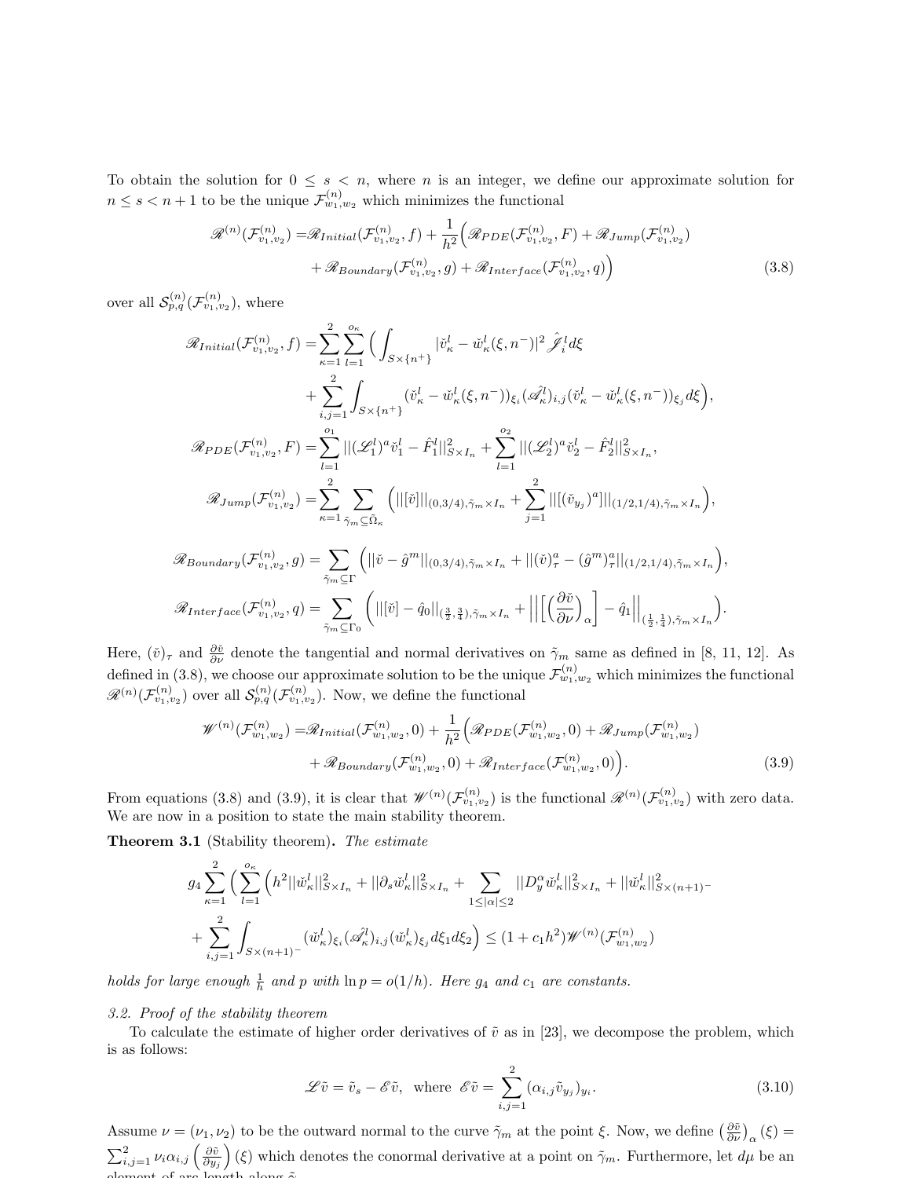To obtain the solution for $0 \leq s < n$, where $n$ is an integer, we define our approximate solution for $n \leq s < n+1$ to be the unique $\mathcal{F}^{(n)}_{w_1,w_2}$ which minimizes the functional

$$
\begin{aligned}
\mathscr{R}^{(n)}(\mathcal{F}^{(n)}_{v_1,v_2}) =& \mathscr{R}_{Initial}(\mathcal{F}^{(n)}_{v_1,v_2}, f) + \frac{1}{h^2}\Big(\mathscr{R}_{PDE}(\mathcal{F}^{(n)}_{v_1,v_2}, F) + \mathscr{R}_{Jump}(\mathcal{F}^{(n)}_{v_1,v_2}) \\
&+ \mathscr{R}_{Boundary}(\mathcal{F}^{(n)}_{v_1,v_2}, g) + \mathscr{R}_{Interface}(\mathcal{F}^{(n)}_{v_1,v_2}, q)\Big)
\end{aligned}
\tag{3.8}
$$

over all $\mathcal{S}^{(n)}_{p,q}(\mathcal{F}^{(n)}_{v_1,v_2})$, where

$$
\begin{aligned}
\mathscr{R}_{Initial}(\mathcal{F}^{(n)}_{v_1,v_2}, f) =& \sum_{\kappa=1}^{2}\sum_{l=1}^{o_\kappa}\Big(\int_{S\times\{n^+\}} |\check{v}^l_\kappa - \check{w}^l_\kappa(\xi, n^-)|^2 \hat{\mathscr{J}}^l_i d\xi \\
&+ \sum_{i,j=1}^{2}\int_{S\times\{n^+\}} (\check{v}^l_\kappa - \check{w}^l_\kappa(\xi,n^-))_{\xi_i}(\hat{\mathscr{A}}^l_\kappa)_{i,j}(\check{v}^l_\kappa - \check{w}^l_\kappa(\xi,n^-))_{\xi_j} d\xi\Big), \\
\mathscr{R}_{PDE}(\mathcal{F}^{(n)}_{v_1,v_2}, F) =& \sum_{l=1}^{o_1} ||(\mathscr{L}^l_1)^a \check{v}^l_1 - \hat{F}^l_1||^2_{S\times I_n} + \sum_{l=1}^{o_2} ||(\mathscr{L}^l_2)^a \check{v}^l_2 - \hat{F}^l_2||^2_{S\times I_n}, \\
\mathscr{R}_{Jump}(\mathcal{F}^{(n)}_{v_1,v_2}) =& \sum_{\kappa=1}^{2}\sum_{\tilde{\gamma}_m\subseteq\tilde{\Omega}_\kappa}\Big(|||[\check{v}]|||_{(0,3/4),\tilde{\gamma}_m\times I_n} + \sum_{j=1}^{2}|||[(\check{v}_{y_j})^a]|||_{(1/2,1/4),\tilde{\gamma}_m\times I_n}\Big),
\end{aligned}
$$

$$
\mathscr{R}_{Boundary}(\mathcal{F}^{(n)}_{v_1,v_2}, g) = \sum_{\tilde{\gamma}_m\subseteq\Gamma}\Big(||\check{v} - \hat{g}^m||_{(0,3/4),\tilde{\gamma}_m\times I_n} + ||(\check{v})^a_\tau - (\hat{g}^m)^a_\tau||_{(1/2,1/4),\tilde{\gamma}_m\times I_n}\Big),
$$

$$
\mathscr{R}_{Interface}(\mathcal{F}^{(n)}_{v_1,v_2}, q) = \sum_{\tilde{\gamma}_m\subseteq\Gamma_0}\Bigg(|||[\check{v}] - \hat{q}_0||_{(\frac{3}{2},\frac{3}{4}),\tilde{\gamma}_m\times I_n} + \bigg|\bigg|\bigg[\Big(\frac{\partial\check{v}}{\partial\nu}\Big)_\alpha\bigg] - \hat{q}_1\bigg|\bigg|_{(\frac{1}{2},\frac{1}{4}),\tilde{\gamma}_m\times I_n}\Bigg).
$$

Here, $(\check{v})_\tau$ and $\frac{\partial\tilde{v}}{\partial\nu}$ denote the tangential and normal derivatives on $\tilde{\gamma}_m$ same as defined in [8, 11, 12]. As defined in (3.8), we choose our approximate solution to be the unique $\mathcal{F}^{(n)}_{w_1,w_2}$ which minimizes the functional $\mathscr{R}^{(n)}(\mathcal{F}^{(n)}_{v_1,v_2})$ over all $\mathcal{S}^{(n)}_{p,q}(\mathcal{F}^{(n)}_{v_1,v_2})$. Now, we define the functional

$$
\begin{aligned}
\mathscr{W}^{(n)}(\mathcal{F}^{(n)}_{w_1,w_2}) =& \mathscr{R}_{Initial}(\mathcal{F}^{(n)}_{w_1,w_2}, 0) + \frac{1}{h^2}\Big(\mathscr{R}_{PDE}(\mathcal{F}^{(n)}_{w_1,w_2}, 0) + \mathscr{R}_{Jump}(\mathcal{F}^{(n)}_{w_1,w_2}) \\
&+ \mathscr{R}_{Boundary}(\mathcal{F}^{(n)}_{w_1,w_2}, 0) + \mathscr{R}_{Interface}(\mathcal{F}^{(n)}_{w_1,w_2}, 0)\Big).
\end{aligned}
\tag{3.9}
$$

From equations (3.8) and (3.9), it is clear that $\mathscr{W}^{(n)}(\mathcal{F}^{(n)}_{v_1,v_2})$ is the functional $\mathscr{R}^{(n)}(\mathcal{F}^{(n)}_{v_1,v_2})$ with zero data. We are now in a position to state the main stability theorem.

**Theorem 3.1** (Stability theorem)**.** *The estimate*

$$
\begin{aligned}
g_4\sum_{\kappa=1}^{2}\Big(&\sum_{l=1}^{o_\kappa}\Big(h^2||\check{w}^l_\kappa||^2_{S\times I_n} + ||\partial_s\check{w}^l_\kappa||^2_{S\times I_n} + \sum_{1\leq|\alpha|\leq 2}||D^\alpha_y\check{w}^l_\kappa||^2_{S\times I_n} + ||\check{w}^l_\kappa||^2_{S\times(n+1)^-} \\
&+ \sum_{i,j=1}^{2}\int_{S\times(n+1)^-}(\check{w}^l_\kappa)_{\xi_i}(\hat{\mathscr{A}}^l_\kappa)_{i,j}(\check{w}^l_\kappa)_{\xi_j}d\xi_1 d\xi_2\Big) \leq (1 + c_1h^2)\mathscr{W}^{(n)}(\mathcal{F}^{(n)}_{w_1,w_2})
\end{aligned}
$$

*holds for large enough $\frac{1}{h}$ and $p$ with $\ln p = o(1/h)$. Here $g_4$ and $c_1$ are constants.*

### *3.2. Proof of the stability theorem*

To calculate the estimate of higher order derivatives of $\tilde{v}$ as in [23], we decompose the problem, which is as follows:

$$
\mathscr{L}\tilde{v} = \tilde{v}_s - \mathscr{E}\tilde{v}, \ \text{ where } \ \mathscr{E}\tilde{v} = \sum_{i,j=1}^{2}(\alpha_{i,j}\tilde{v}_{y_j})_{y_i}.
\tag{3.10}
$$

Assume $\nu = (\nu_1, \nu_2)$ to be the outward normal to the curve $\tilde{\gamma}_m$ at the point $\xi$. Now, we define $\left(\frac{\partial\tilde{v}}{\partial\nu}\right)_\alpha(\xi) = \sum_{i,j=1}^{2}\nu_i\alpha_{i,j}\left(\frac{\partial\tilde{v}}{\partial y_j}\right)(\xi)$ which denotes the conormal derivative at a point on $\tilde{\gamma}_m$. Furthermore, let $d\mu$ be an element of arc length along $\tilde{\gamma}_m$.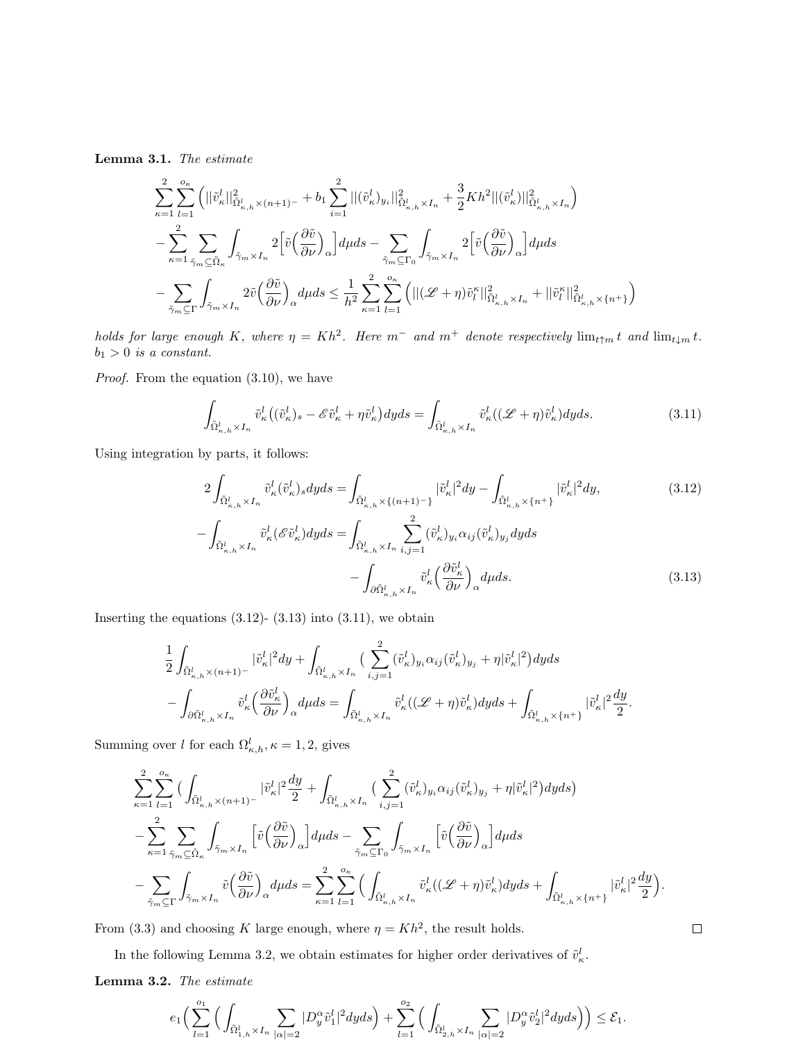**Lemma 3.1.** *The estimate*

$$
\begin{aligned}
&\sum_{\kappa=1}^{2}\sum_{l=1}^{o_\kappa}\Big(||\tilde{v}_\kappa^l||^2_{\tilde{\Omega}^l_{\kappa,h}\times(n+1)^-} + b_1\sum_{i=1}^{2}||(\tilde{v}_\kappa^l)_{y_i}||^2_{\tilde{\Omega}^l_{\kappa,h}\times I_n} + \frac{3}{2}Kh^2||(\tilde{v}_\kappa^l)||^2_{\tilde{\Omega}^l_{\kappa,h}\times I_n}\Big)\\
&-\sum_{\kappa=1}^{2}\sum_{\tilde{\gamma}_m\subseteq\tilde{\Omega}_\kappa}\int_{\tilde{\gamma}_m\times I_n}2\Big[\tilde{v}\Big(\frac{\partial\tilde{v}}{\partial\nu}\Big)_\alpha\Big]d\mu ds - \sum_{\tilde{\gamma}_m\subseteq\Gamma_0}\int_{\tilde{\gamma}_m\times I_n}2\Big[\tilde{v}\Big(\frac{\partial\tilde{v}}{\partial\nu}\Big)_\alpha\Big]d\mu ds\\
&-\sum_{\tilde{\gamma}_m\subseteq\Gamma}\int_{\tilde{\gamma}_m\times I_n}2\tilde{v}\Big(\frac{\partial\tilde{v}}{\partial\nu}\Big)_\alpha d\mu ds \leq \frac{1}{h^2}\sum_{\kappa=1}^{2}\sum_{l=1}^{o_\kappa}\Big(||(\mathscr{L}+\eta)\tilde{v}_l^\kappa||^2_{\tilde{\Omega}^l_{\kappa,h}\times I_n} + ||\tilde{v}_l^\kappa||^2_{\tilde{\Omega}^l_{\kappa,h}\times\{n^+\}}\Big)
\end{aligned}
$$

*holds for large enough $K$, where $\eta = Kh^2$. Here $m^-$ and $m^+$ denote respectively $\lim_{t\uparrow m} t$ and $\lim_{t\downarrow m} t$. $b_1 > 0$ is a constant.*

*Proof.* From the equation (3.10), we have

$$
\int_{\tilde{\Omega}^l_{\kappa,h}\times I_n}\tilde{v}_\kappa^l\big((\tilde{v}_\kappa^l)_s - \mathscr{E}\tilde{v}_\kappa^l + \eta\tilde{v}_\kappa^l\big)dyds = \int_{\tilde{\Omega}^l_{\kappa,h}\times I_n}\tilde{v}_\kappa^l((\mathscr{L}+\eta)\tilde{v}_\kappa^l)dyds. \tag{3.11}
$$

Using integration by parts, it follows:

$$
2\int_{\tilde{\Omega}^l_{\kappa,h}\times I_n}\tilde{v}_\kappa^l(\tilde{v}_\kappa^l)_s dyds = \int_{\tilde{\Omega}^l_{\kappa,h}\times\{(n+1)^-\}}|\tilde{v}_\kappa^l|^2dy - \int_{\tilde{\Omega}^l_{\kappa,h}\times\{n^+\}}|\tilde{v}_\kappa^l|^2dy, \tag{3.12}
$$

$$
\begin{aligned}
-\int_{\tilde{\Omega}^l_{\kappa,h}\times I_n}\tilde{v}_\kappa^l(\mathscr{E}\tilde{v}_\kappa^l)dyds = &\int_{\tilde{\Omega}^l_{\kappa,h}\times I_n}\sum_{i,j=1}^{2}(\tilde{v}_\kappa^l)_{y_i}\alpha_{ij}(\tilde{v}_\kappa^l)_{y_j}dyds\\
&-\int_{\partial\tilde{\Omega}^l_{\kappa,h}\times I_n}\tilde{v}_\kappa^l\Big(\frac{\partial\tilde{v}_\kappa^l}{\partial\nu}\Big)_\alpha d\mu ds.
\end{aligned} \tag{3.13}
$$

Inserting the equations (3.12)- (3.13) into (3.11), we obtain

$$
\begin{aligned}
&\frac{1}{2}\int_{\tilde{\Omega}^l_{\kappa,h}\times(n+1)^-}|\tilde{v}_\kappa^l|^2dy + \int_{\tilde{\Omega}^l_{\kappa,h}\times I_n}\Big(\sum_{i,j=1}^{2}(\tilde{v}_\kappa^l)_{y_i}\alpha_{ij}(\tilde{v}_\kappa^l)_{y_j} + \eta|\tilde{v}_\kappa^l|^2\Big)dyds\\
&-\int_{\partial\tilde{\Omega}^l_{\kappa,h}\times I_n}\tilde{v}_\kappa^l\Big(\frac{\partial\tilde{v}_\kappa^l}{\partial\nu}\Big)_\alpha d\mu ds = \int_{\tilde{\Omega}^l_{\kappa,h}\times I_n}\tilde{v}_\kappa^l((\mathscr{L}+\eta)\tilde{v}_\kappa^l)dyds + \int_{\tilde{\Omega}^l_{\kappa,h}\times\{n^+\}}|\tilde{v}_\kappa^l|^2\frac{dy}{2}.
\end{aligned}
$$

Summing over $l$ for each $\Omega^l_{\kappa,h}, \kappa = 1, 2$, gives

$$
\begin{aligned}
&\sum_{\kappa=1}^{2}\sum_{l=1}^{o_\kappa}\Big(\int_{\tilde{\Omega}^l_{\kappa,h}\times(n+1)^-}|\tilde{v}_\kappa^l|^2\frac{dy}{2} + \int_{\tilde{\Omega}^l_{\kappa,h}\times I_n}\Big(\sum_{i,j=1}^{2}(\tilde{v}_\kappa^l)_{y_i}\alpha_{ij}(\tilde{v}_\kappa^l)_{y_j} + \eta|\tilde{v}_\kappa^l|^2\Big)dyds\Big)\\
&-\sum_{\kappa=1}^{2}\sum_{\tilde{\gamma}_m\subseteq\tilde{\Omega}_\kappa}\int_{\tilde{\gamma}_m\times I_n}\Big[\tilde{v}\Big(\frac{\partial\tilde{v}}{\partial\nu}\Big)_\alpha\Big]d\mu ds - \sum_{\tilde{\gamma}_m\subseteq\Gamma_0}\int_{\tilde{\gamma}_m\times I_n}\Big[\tilde{v}\Big(\frac{\partial\tilde{v}}{\partial\nu}\Big)_\alpha\Big]d\mu ds\\
&-\sum_{\tilde{\gamma}_m\subseteq\Gamma}\int_{\tilde{\gamma}_m\times I_n}\tilde{v}\Big(\frac{\partial\tilde{v}}{\partial\nu}\Big)_\alpha d\mu ds = \sum_{\kappa=1}^{2}\sum_{l=1}^{o_\kappa}\Big(\int_{\tilde{\Omega}^l_{\kappa,h}\times I_n}\tilde{v}_\kappa^l((\mathscr{L}+\eta)\tilde{v}_\kappa^l)dyds + \int_{\tilde{\Omega}^l_{\kappa,h}\times\{n^+\}}|\tilde{v}_\kappa^l|^2\frac{dy}{2}\Big).
\end{aligned}
$$

From (3.3) and choosing $K$ large enough, where $\eta = Kh^2$, the result holds. $\square$

In the following Lemma 3.2, we obtain estimates for higher order derivatives of $\tilde{v}_\kappa^l$.

**Lemma 3.2.** *The estimate*

$$
e_1\Big(\sum_{l=1}^{o_1}\Big(\int_{\tilde{\Omega}^l_{1,h}\times I_n}\sum_{|\alpha|=2}|D_y^\alpha\tilde{v}_1^l|^2dyds\Big) + \sum_{l=1}^{o_2}\Big(\int_{\tilde{\Omega}^l_{2,h}\times I_n}\sum_{|\alpha|=2}|D_y^\alpha\tilde{v}_2^l|^2dyds\Big)\Big) \leq \mathcal{E}_1.
$$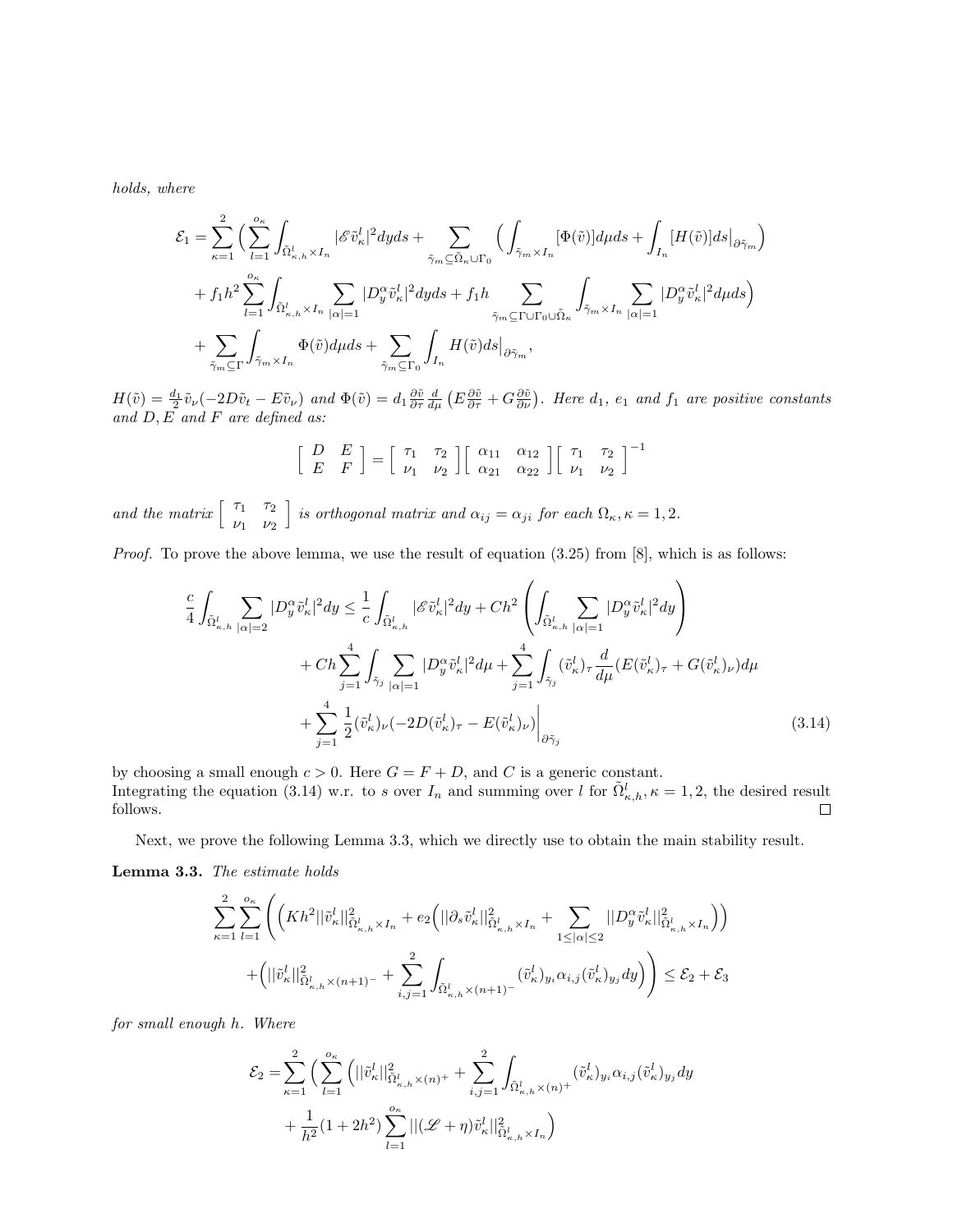*holds, where*

$$
\begin{aligned}
\mathcal{E}_1 = &\sum_{\kappa=1}^{2}\Big(\sum_{l=1}^{o_\kappa}\int_{\tilde{\Omega}^l_{\kappa,h}\times I_n}|\mathscr{E}\tilde{v}^l_\kappa|^2 dyds + \sum_{\tilde{\gamma}_m\subseteq\tilde{\Omega}_\kappa\cup\Gamma_0}\Big(\int_{\tilde{\gamma}_m\times I_n}[\Phi(\tilde{v})]d\mu ds + \int_{I_n}[H(\tilde{v})]ds\big|_{\partial\tilde{\gamma}_m}\Big)\\
&+ f_1 h^2\sum_{l=1}^{o_\kappa}\int_{\tilde{\Omega}^l_{\kappa,h}\times I_n}\sum_{|\alpha|=1}|D^\alpha_y\tilde{v}^l_\kappa|^2 dyds + f_1 h\sum_{\tilde{\gamma}_m\subseteq\Gamma\cup\Gamma_0\cup\tilde{\Omega}_\kappa}\int_{\tilde{\gamma}_m\times I_n}\sum_{|\alpha|=1}|D^\alpha_y\tilde{v}^l_\kappa|^2 d\mu ds\Big)\\
&+\sum_{\tilde{\gamma}_m\subseteq\Gamma}\int_{\tilde{\gamma}_m\times I_n}\Phi(\tilde{v})d\mu ds + \sum_{\tilde{\gamma}_m\subseteq\Gamma_0}\int_{I_n}H(\tilde{v})ds\big|_{\partial\tilde{\gamma}_m},
\end{aligned}
$$

$H(\tilde{v}) = \frac{d_1}{2}\tilde{v}_\nu(-2D\tilde{v}_t - E\tilde{v}_\nu)$ *and* $\Phi(\tilde{v}) = d_1\frac{\partial\tilde{v}}{\partial\tau}\frac{d}{d\mu}\left(E\frac{\partial\tilde{v}}{\partial\tau}+G\frac{\partial\tilde{v}}{\partial\nu}\right)$*. Here* $d_1$*,* $e_1$ *and* $f_1$ *are positive constants and* $D, E$ *and* $F$ *are defined as:*

$$
\begin{bmatrix} D & E\\ E & F\end{bmatrix} = \begin{bmatrix}\tau_1 & \tau_2\\ \nu_1 & \nu_2\end{bmatrix}\begin{bmatrix}\alpha_{11} & \alpha_{12}\\ \alpha_{21} & \alpha_{22}\end{bmatrix}\begin{bmatrix}\tau_1 & \tau_2\\ \nu_1 & \nu_2\end{bmatrix}^{-1}
$$

*and the matrix* $\begin{bmatrix}\tau_1 & \tau_2\\ \nu_1 & \nu_2\end{bmatrix}$ *is orthogonal matrix and* $\alpha_{ij} = \alpha_{ji}$ *for each* $\Omega_\kappa, \kappa = 1, 2$*.*

*Proof.* To prove the above lemma, we use the result of equation (3.25) from [8], which is as follows:

$$
\begin{aligned}
\frac{c}{4}\int_{\tilde{\Omega}^l_{\kappa,h}}\sum_{|\alpha|=2}|D^\alpha_y\tilde{v}^l_\kappa|^2 dy \leq &\frac{1}{c}\int_{\tilde{\Omega}^l_{\kappa,h}}|\mathscr{E}\tilde{v}^l_\kappa|^2 dy + Ch^2\left(\int_{\tilde{\Omega}^l_{\kappa,h}}\sum_{|\alpha|=1}|D^\alpha_y\tilde{v}^l_\kappa|^2 dy\right)\\
&+ Ch\sum_{j=1}^{4}\int_{\tilde{\gamma}_j}\sum_{|\alpha|=1}|D^\alpha_y\tilde{v}^l_\kappa|^2 d\mu + \sum_{j=1}^{4}\int_{\tilde{\gamma}_j}(\tilde{v}^l_\kappa)_\tau\frac{d}{d\mu}(E(\tilde{v}^l_\kappa)_\tau + G(\tilde{v}^l_\kappa)_\nu)d\mu\\
&+\sum_{j=1}^{4}\frac{1}{2}(\tilde{v}^l_\kappa)_\nu(-2D(\tilde{v}^l_\kappa)_\tau - E(\tilde{v}^l_\kappa)_\nu)\Big|_{\partial\tilde{\gamma}_j}
\end{aligned}
\tag{3.14}
$$

by choosing a small enough $c > 0$. Here $G = F + D$, and $C$ is a generic constant.
Integrating the equation (3.14) w.r. to $s$ over $I_n$ and summing over $l$ for $\tilde{\Omega}^l_{\kappa,h}, \kappa = 1, 2$, the desired result follows. ☐

Next, we prove the following Lemma 3.3, which we directly use to obtain the main stability result.

**Lemma 3.3.** *The estimate holds*

$$
\begin{aligned}
\sum_{\kappa=1}^{2}\sum_{l=1}^{o_\kappa}&\Bigg(\Big(Kh^2||\tilde{v}^l_\kappa||^2_{\tilde{\Omega}^l_{\kappa,h}\times I_n} + e_2\Big(||\partial_s\tilde{v}^l_\kappa||^2_{\tilde{\Omega}^l_{\kappa,h}\times I_n} + \sum_{1\leq|\alpha|\leq 2}||D^\alpha_y\tilde{v}^l_\kappa||^2_{\tilde{\Omega}^l_{\kappa,h}\times I_n}\Big)\Big)\\
&+\Big(||\tilde{v}^l_\kappa||^2_{\tilde{\Omega}^l_{\kappa,h}\times(n+1)^-} + \sum_{i,j=1}^{2}\int_{\tilde{\Omega}^l_{\kappa,h}\times(n+1)^-}(\tilde{v}^l_\kappa)_{y_i}\alpha_{i,j}(\tilde{v}^l_\kappa)_{y_j}dy\Big)\Bigg) \leq \mathcal{E}_2 + \mathcal{E}_3
\end{aligned}
$$

*for small enough* $h$*. Where*

$$
\begin{aligned}
\mathcal{E}_2 = &\sum_{\kappa=1}^{2}\Big(\sum_{l=1}^{o_\kappa}\Big(||\tilde{v}^l_\kappa||^2_{\tilde{\Omega}^l_{\kappa,h}\times(n)^+} + \sum_{i,j=1}^{2}\int_{\tilde{\Omega}^l_{\kappa,h}\times(n)^+}(\tilde{v}^l_\kappa)_{y_i}\alpha_{i,j}(\tilde{v}^l_\kappa)_{y_j}dy\\
&+\frac{1}{h^2}(1+2h^2)\sum_{l=1}^{o_\kappa}||(\mathscr{L}+\eta)\tilde{v}^l_\kappa||^2_{\tilde{\Omega}^l_{\kappa,h}\times I_n}\Big)
\end{aligned}
$$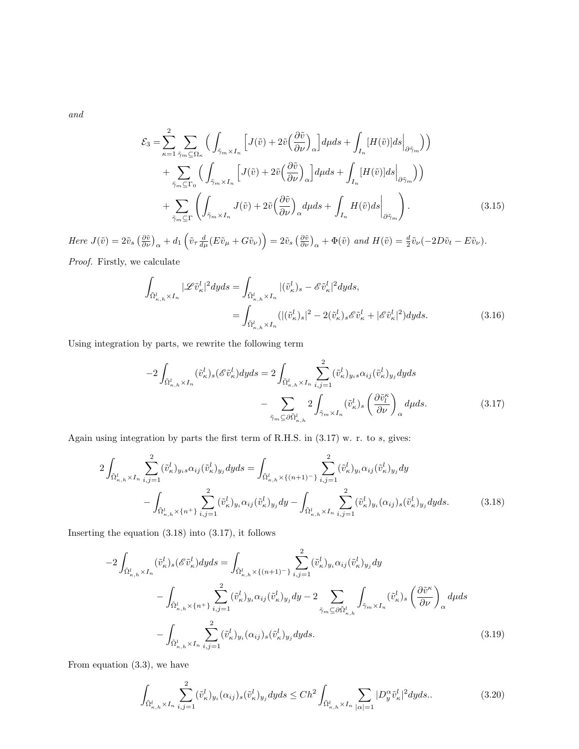*and*

$$
\begin{aligned}
\mathcal{E}_3 =& \sum_{\kappa=1}^{2} \sum_{\tilde{\gamma}_m \subseteq \Omega_\kappa} \Big( \int_{\tilde{\gamma}_m \times I_n} \Big[ J(\tilde{v}) + 2\tilde{v} \Big( \frac{\partial \tilde{v}}{\partial \nu} \Big)_\alpha \Big] d\mu ds + \int_{I_n} [H(\tilde{v})] ds \Big|_{\partial \tilde{\gamma}_m} \Big) \Big) \\
&+ \sum_{\tilde{\gamma}_m \subseteq \Gamma_0} \Big( \int_{\tilde{\gamma}_m \times I_n} \Big[ J(\tilde{v}) + 2\tilde{v} \Big( \frac{\partial \tilde{v}}{\partial \nu} \Big)_\alpha \Big] d\mu ds + \int_{I_n} [H(\tilde{v})] ds \Big|_{\partial \tilde{\gamma}_m} \Big) \Big) \\
&+ \sum_{\tilde{\gamma}_m \subseteq \Gamma} \left( \int_{\tilde{\gamma}_m \times I_n} J(\tilde{v}) + 2\tilde{v} \Big( \frac{\partial \tilde{v}}{\partial \nu} \Big)_\alpha d\mu ds + \int_{I_n} H(\tilde{v}) ds \Big|_{\partial \tilde{\gamma}_m} \right). \qquad (3.15)
\end{aligned}
$$

*Here* $J(\tilde{v}) = 2\tilde{v}_s \left( \frac{\partial \tilde{v}}{\partial \nu} \right)_\alpha + d_1 \left( \tilde{v}_\tau \frac{d}{d\mu} (E\tilde{v}_\mu + G\tilde{v}_\nu) \right) = 2\tilde{v}_s \left( \frac{\partial \tilde{v}}{\partial \nu} \right)_\alpha + \Phi(\tilde{v})$ *and* $H(\tilde{v}) = \frac{d}{2} \tilde{v}_\nu (-2D\tilde{v}_t - E\tilde{v}_\nu)$.

*Proof.* Firstly, we calculate

$$
\begin{aligned}
\int_{\tilde{\Omega}^l_{\kappa,h} \times I_n} |\mathscr{L} \tilde{v}^l_\kappa|^2 dy ds &= \int_{\tilde{\Omega}^l_{\kappa,h} \times I_n} |(\tilde{v}^l_\kappa)_s - \mathscr{E} \tilde{v}^l_\kappa|^2 dy ds, \\
&= \int_{\tilde{\Omega}^l_{\kappa,h} \times I_n} (|(\tilde{v}^l_\kappa)_s|^2 - 2(\tilde{v}^l_\kappa)_s \mathscr{E} \tilde{v}^l_\kappa + |\mathscr{E} \tilde{v}^l_\kappa|^2) dy ds. \qquad (3.16)
\end{aligned}
$$

Using integration by parts, we rewrite the following term

$$
\begin{aligned}
-2 \int_{\tilde{\Omega}^l_{\kappa,h} \times I_n} (\tilde{v}^l_\kappa)_s (\mathscr{E} \tilde{v}^l_\kappa) dy ds = 2 \int_{\tilde{\Omega}^l_{\kappa,h} \times I_n} \sum_{i,j=1}^{2} (\tilde{v}^l_\kappa)_{y_i s} \alpha_{ij} (\tilde{v}^l_\kappa)_{y_j} dy ds \\
- \sum_{\tilde{\gamma}_m \subseteq \partial \tilde{\Omega}^l_{\kappa,h}} 2 \int_{\tilde{\gamma}_m \times I_n} (\tilde{v}^l_\kappa)_s \left( \frac{\partial \tilde{v}^\kappa_l}{\partial \nu} \right)_\alpha d\mu ds. \qquad (3.17)
\end{aligned}
$$

Again using integration by parts the first term of R.H.S. in (3.17) w. r. to $s$, gives:

$$
\begin{aligned}
2 \int_{\tilde{\Omega}^l_{\kappa,h} \times I_n} \sum_{i,j=1}^{2} (\tilde{v}^l_\kappa)_{y_i s} \alpha_{ij} (\tilde{v}^l_\kappa)_{y_j} dy ds &= \int_{\tilde{\Omega}^l_{\kappa,h} \times \{(n+1)^-\}} \sum_{i,j=1}^{2} (\tilde{v}^l_\kappa)_{y_i} \alpha_{ij} (\tilde{v}^l_\kappa)_{y_j} dy \\
- \int_{\tilde{\Omega}^l_{\kappa,h} \times \{n^+\}} \sum_{i,j=1}^{2} (\tilde{v}^l_\kappa)_{y_i} \alpha_{ij} (\tilde{v}^l_\kappa)_{y_j} dy &- \int_{\tilde{\Omega}^l_{\kappa,h} \times I_n} \sum_{i,j=1}^{2} (\tilde{v}^l_\kappa)_{y_i} (\alpha_{ij})_s (\tilde{v}^l_\kappa)_{y_j} dy ds. \qquad (3.18)
\end{aligned}
$$

Inserting the equation (3.18) into (3.17), it follows

$$
\begin{aligned}
-2 \int_{\tilde{\Omega}^l_{\kappa,h} \times I_n} (\tilde{v}^l_\kappa)_s (\mathscr{E} \tilde{v}^l_\kappa) dy ds &= \int_{\tilde{\Omega}^l_{\kappa,h} \times \{(n+1)^-\}} \sum_{i,j=1}^{2} (\tilde{v}^l_\kappa)_{y_i} \alpha_{ij} (\tilde{v}^l_\kappa)_{y_j} dy \\
&- \int_{\tilde{\Omega}^l_{\kappa,h} \times \{n^+\}} \sum_{i,j=1}^{2} (\tilde{v}^l_\kappa)_{y_i} \alpha_{ij} (\tilde{v}^l_\kappa)_{y_j} dy - 2 \sum_{\tilde{\gamma}_m \subseteq \partial \tilde{\Omega}^l_{\kappa,h}} \int_{\tilde{\gamma}_m \times I_n} (\tilde{v}^l_\kappa)_s \left( \frac{\partial \tilde{v}^\kappa}{\partial \nu} \right)_\alpha d\mu ds \\
&- \int_{\tilde{\Omega}^l_{\kappa,h} \times I_n} \sum_{i,j=1}^{2} (\tilde{v}^l_\kappa)_{y_i} (\alpha_{ij})_s (\tilde{v}^l_\kappa)_{y_j} dy ds. \qquad (3.19)
\end{aligned}
$$

From equation (3.3), we have

$$
\int_{\tilde{\Omega}^l_{\kappa,h} \times I_n} \sum_{i,j=1}^{2} (\tilde{v}^l_\kappa)_{y_i} (\alpha_{ij})_s (\tilde{v}^l_\kappa)_{y_j} dy ds \leq C h^2 \int_{\tilde{\Omega}^l_{\kappa,h} \times I_n} \sum_{|\alpha|=1} |D^\alpha_y \tilde{v}^l_\kappa|^2 dy ds.. \qquad (3.20)
$$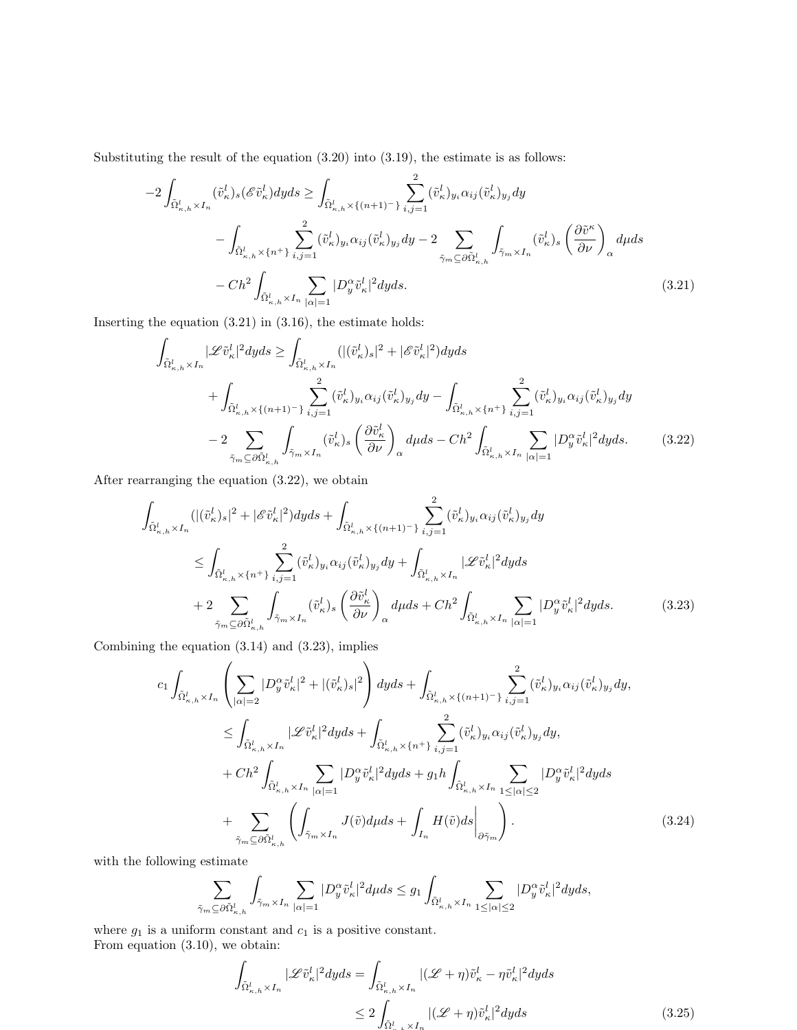Substituting the result of the equation (3.20) into (3.19), the estimate is as follows:

$$
\begin{aligned}
-2\int_{\tilde{\Omega}^l_{\kappa,h}\times I_n} (\tilde{v}^l_\kappa)_s(\mathscr{E}\tilde{v}^l_\kappa)dyds \geq & \int_{\tilde{\Omega}^l_{\kappa,h}\times\{(n+1)^-\}} \sum_{i,j=1}^{2} (\tilde{v}^l_\kappa)_{y_i}\alpha_{ij}(\tilde{v}^l_\kappa)_{y_j}dy \\
& - \int_{\tilde{\Omega}^l_{\kappa,h}\times\{n^+\}} \sum_{i,j=1}^{2} (\tilde{v}^l_\kappa)_{y_i}\alpha_{ij}(\tilde{v}^l_\kappa)_{y_j}dy - 2\sum_{\tilde{\gamma}_m\subseteq\partial\tilde{\Omega}^l_{\kappa,h}} \int_{\tilde{\gamma}_m\times I_n} (\tilde{v}^l_\kappa)_s\left(\frac{\partial\tilde{v}^\kappa}{\partial\nu}\right)_\alpha d\mu ds \\
& - Ch^2\int_{\tilde{\Omega}^l_{\kappa,h}\times I_n} \sum_{|\alpha|=1} |D^\alpha_y\tilde{v}^l_\kappa|^2dyds. \qquad (3.21)
\end{aligned}
$$

Inserting the equation (3.21) in (3.16), the estimate holds:

$$
\begin{aligned}
\int_{\tilde{\Omega}^l_{\kappa,h}\times I_n} |\mathscr{L}\tilde{v}^l_\kappa|^2dyds \geq & \int_{\tilde{\Omega}^l_{\kappa,h}\times I_n} (|(\tilde{v}^l_\kappa)_s|^2 + |\mathscr{E}\tilde{v}^l_\kappa|^2)dyds \\
& + \int_{\tilde{\Omega}^l_{\kappa,h}\times\{(n+1)^-\}} \sum_{i,j=1}^{2} (\tilde{v}^l_\kappa)_{y_i}\alpha_{ij}(\tilde{v}^l_\kappa)_{y_j}dy - \int_{\tilde{\Omega}^l_{\kappa,h}\times\{n^+\}} \sum_{i,j=1}^{2} (\tilde{v}^l_\kappa)_{y_i}\alpha_{ij}(\tilde{v}^l_\kappa)_{y_j}dy \\
& - 2\sum_{\tilde{\gamma}_m\subseteq\partial\tilde{\Omega}^l_{\kappa,h}} \int_{\tilde{\gamma}_m\times I_n} (\tilde{v}^l_\kappa)_s\left(\frac{\partial\tilde{v}^l_\kappa}{\partial\nu}\right)_\alpha d\mu ds - Ch^2\int_{\tilde{\Omega}^l_{\kappa,h}\times I_n} \sum_{|\alpha|=1} |D^\alpha_y\tilde{v}^l_\kappa|^2dyds. \qquad (3.22)
\end{aligned}
$$

After rearranging the equation (3.22), we obtain

$$
\begin{aligned}
\int_{\tilde{\Omega}^l_{\kappa,h}\times I_n} & (|(\tilde{v}^l_\kappa)_s|^2 + |\mathscr{E}\tilde{v}^l_\kappa|^2)dyds + \int_{\tilde{\Omega}^l_{\kappa,h}\times\{(n+1)^-\}} \sum_{i,j=1}^{2} (\tilde{v}^l_\kappa)_{y_i}\alpha_{ij}(\tilde{v}^l_\kappa)_{y_j}dy \\
& \leq \int_{\tilde{\Omega}^l_{\kappa,h}\times\{n^+\}} \sum_{i,j=1}^{2} (\tilde{v}^l_\kappa)_{y_i}\alpha_{ij}(\tilde{v}^l_\kappa)_{y_j}dy + \int_{\tilde{\Omega}^l_{\kappa,h}\times I_n} |\mathscr{L}\tilde{v}^l_\kappa|^2dyds \\
& + 2\sum_{\tilde{\gamma}_m\subseteq\partial\tilde{\Omega}^l_{\kappa,h}} \int_{\tilde{\gamma}_m\times I_n} (\tilde{v}^l_\kappa)_s\left(\frac{\partial\tilde{v}^l_\kappa}{\partial\nu}\right)_\alpha d\mu ds + Ch^2\int_{\tilde{\Omega}^l_{\kappa,h}\times I_n} \sum_{|\alpha|=1} |D^\alpha_y\tilde{v}^l_\kappa|^2dyds. \qquad (3.23)
\end{aligned}
$$

Combining the equation (3.14) and (3.23), implies

$$
\begin{aligned}
c_1\int_{\tilde{\Omega}^l_{\kappa,h}\times I_n} & \left(\sum_{|\alpha|=2} |D^\alpha_y\tilde{v}^l_\kappa|^2 + |(\tilde{v}^l_\kappa)_s|^2\right)dyds + \int_{\tilde{\Omega}^l_{\kappa,h}\times\{(n+1)^-\}} \sum_{i,j=1}^{2} (\tilde{v}^l_\kappa)_{y_i}\alpha_{ij}(\tilde{v}^l_\kappa)_{y_j}dy, \\
& \leq \int_{\tilde{\Omega}^l_{\kappa,h}\times I_n} |\mathscr{L}\tilde{v}^l_\kappa|^2dyds + \int_{\tilde{\Omega}^l_{\kappa,h}\times\{n^+\}} \sum_{i,j=1}^{2} (\tilde{v}^l_\kappa)_{y_i}\alpha_{ij}(\tilde{v}^l_\kappa)_{y_j}dy, \\
& + Ch^2\int_{\tilde{\Omega}^l_{\kappa,h}\times I_n} \sum_{|\alpha|=1} |D^\alpha_y\tilde{v}^l_\kappa|^2dyds + g_1h\int_{\tilde{\Omega}^l_{\kappa,h}\times I_n} \sum_{1\leq|\alpha|\leq 2} |D^\alpha_y\tilde{v}^l_\kappa|^2dyds \\
& + \sum_{\tilde{\gamma}_m\subseteq\partial\tilde{\Omega}^l_{\kappa,h}} \left(\int_{\tilde{\gamma}_m\times I_n} J(\tilde{v})d\mu ds + \int_{I_n} H(\tilde{v})ds\bigg|_{\partial\tilde{\gamma}_m}\right). \qquad (3.24)
\end{aligned}
$$

with the following estimate

$$
\sum_{\tilde{\gamma}_m\subseteq\partial\tilde{\Omega}^l_{\kappa,h}} \int_{\tilde{\gamma}_m\times I_n} \sum_{|\alpha|=1} |D^\alpha_y\tilde{v}^l_\kappa|^2d\mu ds \leq g_1\int_{\tilde{\Omega}^l_{\kappa,h}\times I_n} \sum_{1\leq|\alpha|\leq 2} |D^\alpha_y\tilde{v}^l_\kappa|^2dyds,
$$

where $g_1$ is a uniform constant and $c_1$ is a positive constant.
From equation (3.10), we obtain:

$$
\begin{aligned}
\int_{\tilde{\Omega}^l_{\kappa,h}\times I_n} |\mathscr{L}\tilde{v}^l_\kappa|^2dyds &= \int_{\tilde{\Omega}^l_{\kappa,h}\times I_n} |(\mathscr{L}+\eta)\tilde{v}^l_\kappa - \eta\tilde{v}^l_\kappa|^2dyds \\
&\leq 2\int_{\tilde{\Omega}^l_{\kappa,h}\times I_n} |(\mathscr{L}+\eta)\tilde{v}^l_\kappa|^2dyds \qquad (3.25)
\end{aligned}
$$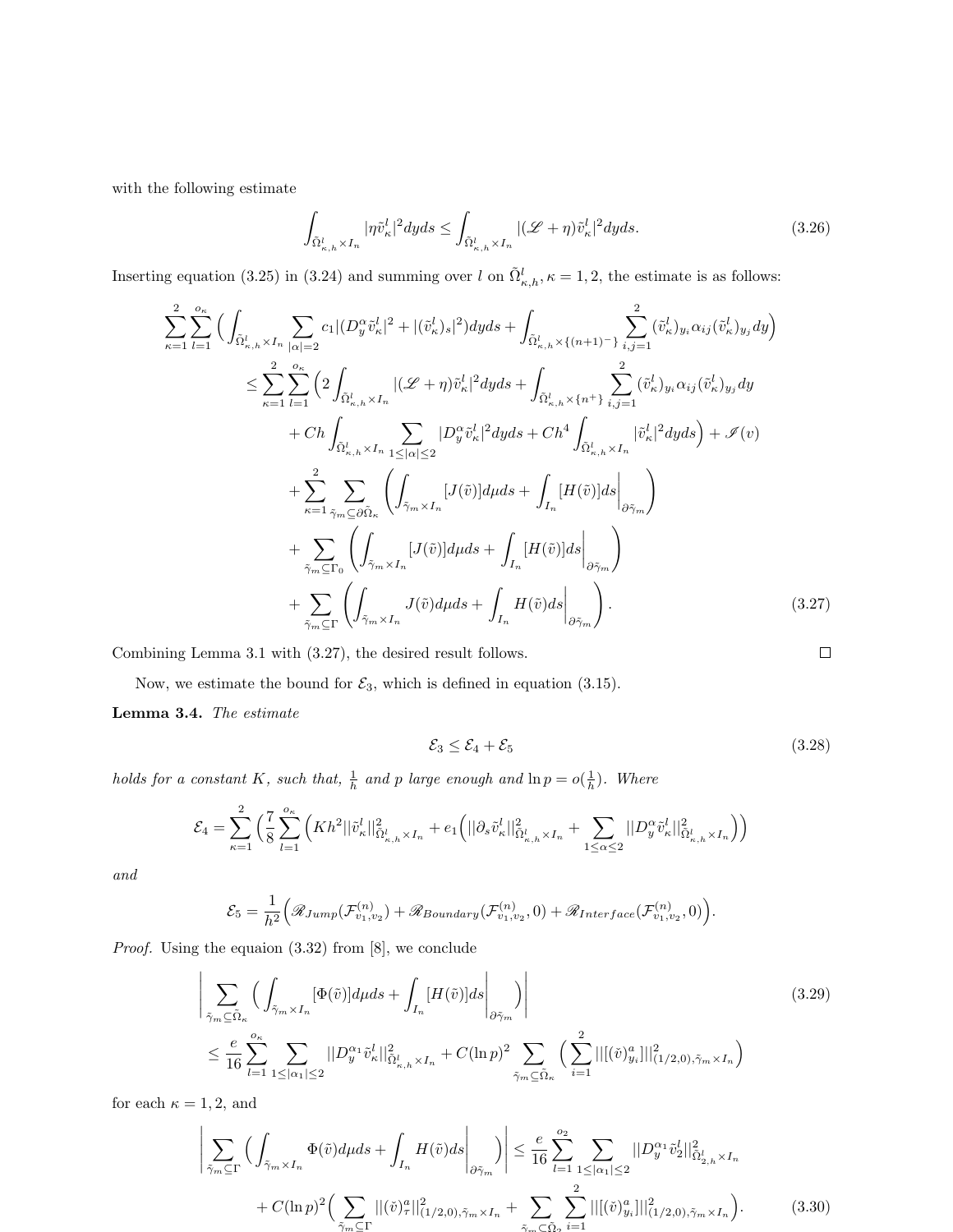with the following estimate

$$\int_{\tilde{\Omega}^l_{\kappa,h}\times I_n} |\eta \tilde{v}^l_\kappa|^2 dyds \le \int_{\tilde{\Omega}^l_{\kappa,h}\times I_n} |(\mathscr{L}+\eta)\tilde{v}^l_\kappa|^2 dyds. \tag{3.26}$$

Inserting equation (3.25) in (3.24) and summing over $l$ on $\tilde{\Omega}^l_{\kappa,h}, \kappa = 1, 2$, the estimate is as follows:

$$\begin{aligned}
\sum_{\kappa=1}^{2}\sum_{l=1}^{o_\kappa}\Big(\int_{\tilde{\Omega}^l_{\kappa,h}\times I_n}\sum_{|\alpha|=2} c_1|(D^\alpha_y \tilde{v}^l_\kappa|^2 + |(\tilde{v}^l_\kappa)_s|^2)dyds + \int_{\tilde{\Omega}^l_{\kappa,h}\times\{(n+1)^-\}}\sum_{i,j=1}^{2}(\tilde{v}^l_\kappa)_{y_i}\alpha_{ij}(\tilde{v}^l_\kappa)_{y_j}dy\Big)& \\
\le \sum_{\kappa=1}^{2}\sum_{l=1}^{o_\kappa}\Big(2\int_{\tilde{\Omega}^l_{\kappa,h}\times I_n}|(\mathscr{L}+\eta)\tilde{v}^l_\kappa|^2 dyds + \int_{\tilde{\Omega}^l_{\kappa,h}\times\{n^+\}}\sum_{i,j=1}^{2}(\tilde{v}^l_\kappa)_{y_i}\alpha_{ij}(\tilde{v}^l_\kappa)_{y_j}dy& \\
+ Ch\int_{\tilde{\Omega}^l_{\kappa,h}\times I_n}\sum_{1\le|\alpha|\le 2}|D^\alpha_y\tilde{v}^l_\kappa|^2dyds + Ch^4\int_{\tilde{\Omega}^l_{\kappa,h}\times I_n}|\tilde{v}^l_\kappa|^2dyds\Big) + \mathscr{I}(v)& \\
+\sum_{\kappa=1}^{2}\sum_{\tilde{\gamma}_m\subseteq\partial\tilde{\Omega}_\kappa}\left(\int_{\tilde{\gamma}_m\times I_n}[J(\tilde{v})]d\mu ds + \int_{I_n}[H(\tilde{v})]ds\Big|_{\partial\tilde{\gamma}_m}\right)& \\
+\sum_{\tilde{\gamma}_m\subseteq\Gamma_0}\left(\int_{\tilde{\gamma}_m\times I_n}[J(\tilde{v})]d\mu ds + \int_{I_n}[H(\tilde{v})]ds\Big|_{\partial\tilde{\gamma}_m}\right)& \\
+\sum_{\tilde{\gamma}_m\subseteq\Gamma}\left(\int_{\tilde{\gamma}_m\times I_n}J(\tilde{v})d\mu ds + \int_{I_n}H(\tilde{v})ds\Big|_{\partial\tilde{\gamma}_m}\right).&
\end{aligned}\tag{3.27}$$

Combining Lemma 3.1 with (3.27), the desired result follows. □

Now, we estimate the bound for $\mathcal{E}_3$, which is defined in equation (3.15).

**Lemma 3.4.** *The estimate*

$$\mathcal{E}_3 \le \mathcal{E}_4 + \mathcal{E}_5 \tag{3.28}$$

*holds for a constant $K$, such that, $\frac{1}{h}$ and $p$ large enough and $\ln p = o(\frac{1}{h})$. Where*

$$\mathcal{E}_4 = \sum_{\kappa=1}^{2}\Big(\frac{7}{8}\sum_{l=1}^{o_\kappa}\Big(Kh^2||\tilde{v}^l_\kappa||^2_{\tilde{\Omega}^l_{\kappa,h}\times I_n} + e_1\Big(||\partial_s\tilde{v}^l_\kappa||^2_{\tilde{\Omega}^l_{\kappa,h}\times I_n} + \sum_{1\le\alpha\le 2}||D^\alpha_y\tilde{v}^l_\kappa||^2_{\tilde{\Omega}^l_{\kappa,h}\times I_n}\Big)\Big)$$

*and*

$$\mathcal{E}_5 = \frac{1}{h^2}\Big(\mathscr{R}_{Jump}(\mathcal{F}^{(n)}_{v_1,v_2}) + \mathscr{R}_{Boundary}(\mathcal{F}^{(n)}_{v_1,v_2},0) + \mathscr{R}_{Interface}(\mathcal{F}^{(n)}_{v_1,v_2},0)\Big).$$

*Proof.* Using the equaion (3.32) from [8], we conclude

$$\begin{aligned}
&\left|\sum_{\tilde{\gamma}_m\subseteq\tilde{\Omega}_\kappa}\Big(\int_{\tilde{\gamma}_m\times I_n}[\Phi(\tilde{v})]d\mu ds + \int_{I_n}[H(\tilde{v})]ds\Big|_{\partial\tilde{\gamma}_m}\Big)\right| \\
&\le \frac{e}{16}\sum_{l=1}^{o_\kappa}\sum_{1\le|\alpha_1|\le 2}||D^{\alpha_1}_y\tilde{v}^l_\kappa||^2_{\tilde{\Omega}^l_{\kappa,h}\times I_n} + C(\ln p)^2\sum_{\tilde{\gamma}_m\subseteq\tilde{\Omega}_\kappa}\Big(\sum_{i=1}^{2}|||[(\check{v})^a_{y_i}]|||^2_{(1/2,0),\tilde{\gamma}_m\times I_n}\Big)
\end{aligned}\tag{3.29}$$

for each $\kappa = 1, 2$, and

$$\begin{aligned}
\left|\sum_{\tilde{\gamma}_m\subseteq\Gamma}\Big(\int_{\tilde{\gamma}_m\times I_n}\Phi(\tilde{v})d\mu ds + \int_{I_n}H(\tilde{v})ds\Big|_{\partial\tilde{\gamma}_m}\Big)\right| &\le \frac{e}{16}\sum_{l=1}^{o_2}\sum_{1\le|\alpha_1|\le 2}||D^{\alpha_1}_y\tilde{v}^l_2||^2_{\tilde{\Omega}^l_{2,h}\times I_n} \\
+ C(\ln p)^2\Big(\sum_{\tilde{\gamma}_m\subseteq\Gamma}||(\check{v})^a_\tau||^2_{(1/2,0),\tilde{\gamma}_m\times I_n} &+ \sum_{\tilde{\gamma}_m\subseteq\tilde{\Omega}_2}\sum_{i=1}^{2}|||[(\check{v})^a_{y_i}]|||^2_{(1/2,0),\tilde{\gamma}_m\times I_n}\Big).
\end{aligned}\tag{3.30}$$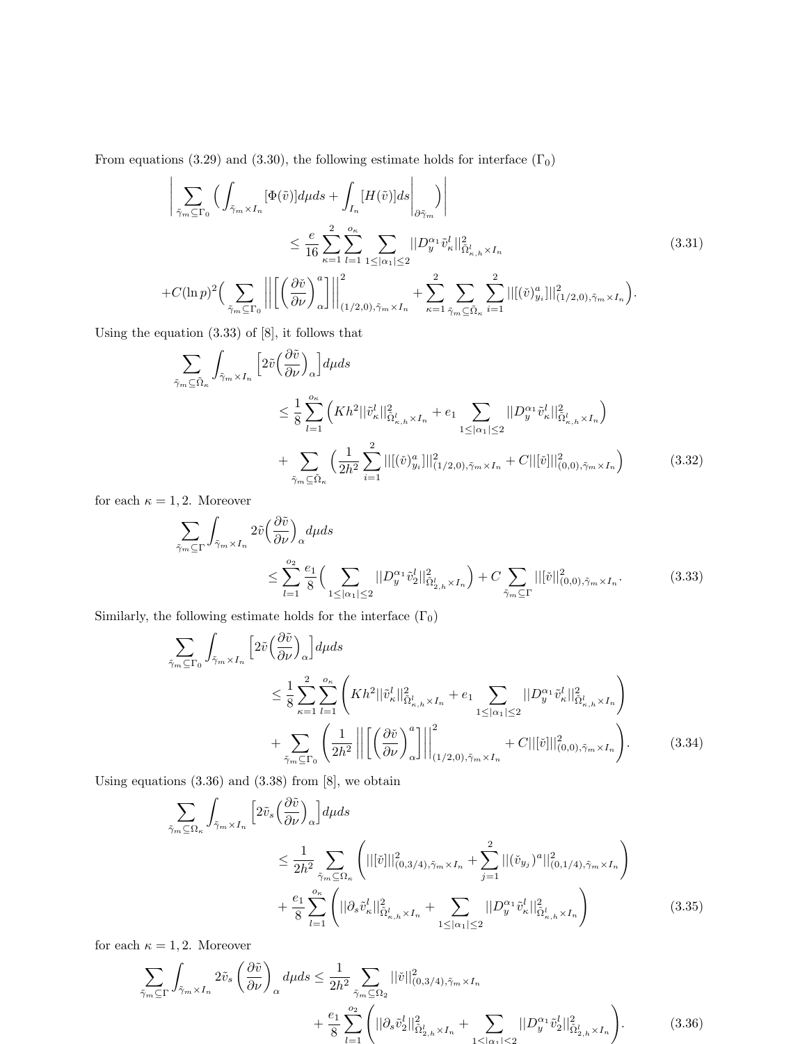From equations (3.29) and (3.30), the following estimate holds for interface $(\Gamma_0)$

$$\Bigg| \sum_{\tilde{\gamma}_m \subseteq \Gamma_0} \Big( \int_{\tilde{\gamma}_m \times I_n} [\Phi(\tilde{v})] d\mu ds + \int_{I_n} [H(\tilde{v})] ds \Bigg|_{\partial \tilde{\gamma}_m} \Big) \Bigg|$$

$$\leq \frac{e}{16} \sum_{\kappa=1}^{2} \sum_{l=1}^{o_\kappa} \sum_{1 \leq |\alpha_1| \leq 2} ||D_y^{\alpha_1} \tilde{v}_\kappa^l||^2_{\tilde{\Omega}^l_{\kappa,h} \times I_n} \tag{3.31}$$

$$+ C(\ln p)^2 \Big( \sum_{\tilde{\gamma}_m \subseteq \Gamma_0} \Bigg|\Bigg| \Bigg[ \Big( \frac{\partial \check{v}}{\partial \nu} \Big)^a_\alpha \Bigg] \Bigg|\Bigg|^2_{(1/2,0),\tilde{\gamma}_m \times I_n} + \sum_{\kappa=1}^{2} \sum_{\tilde{\gamma}_m \subseteq \tilde{\Omega}_\kappa} \sum_{i=1}^{2} ||[(\check{v})^a_{y_i}]||^2_{(1/2,0),\tilde{\gamma}_m \times I_n} \Big).$$

Using the equation (3.33) of [8], it follows that

$$\sum_{\tilde{\gamma}_m \subseteq \tilde{\Omega}_\kappa} \int_{\tilde{\gamma}_m \times I_n} \Big[ 2\tilde{v} \Big( \frac{\partial \tilde{v}}{\partial \nu} \Big)_\alpha \Big] d\mu ds$$

$$\leq \frac{1}{8} \sum_{l=1}^{o_\kappa} \Big( K h^2 ||\tilde{v}_\kappa^l||^2_{\tilde{\Omega}^l_{\kappa,h} \times I_n} + e_1 \sum_{1 \leq |\alpha_1| \leq 2} ||D_y^{\alpha_1} \tilde{v}_\kappa^l||^2_{\tilde{\Omega}^l_{\kappa,h} \times I_n} \Big)$$

$$+ \sum_{\tilde{\gamma}_m \subseteq \tilde{\Omega}_\kappa} \Big( \frac{1}{2h^2} \sum_{i=1}^{2} ||[(\check{v})^a_{y_i}]||^2_{(1/2,0),\tilde{\gamma}_m \times I_n} + C||[\tilde{v}]||^2_{(0,0),\tilde{\gamma}_m \times I_n} \Big) \tag{3.32}$$

for each $\kappa = 1, 2$. Moreover

$$\sum_{\tilde{\gamma}_m \subseteq \Gamma} \int_{\tilde{\gamma}_m \times I_n} 2\tilde{v} \Big( \frac{\partial \tilde{v}}{\partial \nu} \Big)_\alpha d\mu ds$$

$$\leq \sum_{l=1}^{o_2} \frac{e_1}{8} \Big( \sum_{1 \leq |\alpha_1| \leq 2} ||D_y^{\alpha_1} \tilde{v}_2^l||^2_{\tilde{\Omega}^l_{2,h} \times I_n} \Big) + C \sum_{\tilde{\gamma}_m \subseteq \Gamma} ||[\tilde{v}]||^2_{(0,0),\tilde{\gamma}_m \times I_n}. \tag{3.33}$$

Similarly, the following estimate holds for the interface $(\Gamma_0)$

$$\sum_{\tilde{\gamma}_m \subseteq \Gamma_0} \int_{\tilde{\gamma}_m \times I_n} \Big[ 2\tilde{v} \Big( \frac{\partial \tilde{v}}{\partial \nu} \Big)_\alpha \Big] d\mu ds$$

$$\leq \frac{1}{8} \sum_{\kappa=1}^{2} \sum_{l=1}^{o_\kappa} \Bigg( K h^2 ||\tilde{v}_\kappa^l||^2_{\tilde{\Omega}^l_{\kappa,h} \times I_n} + e_1 \sum_{1 \leq |\alpha_1| \leq 2} ||D_y^{\alpha_1} \tilde{v}_\kappa^l||^2_{\tilde{\Omega}^l_{\kappa,h} \times I_n} \Bigg)$$

$$+ \sum_{\tilde{\gamma}_m \subseteq \Gamma_0} \Bigg( \frac{1}{2h^2} \Bigg|\Bigg| \Bigg[ \Big( \frac{\partial \check{v}}{\partial \nu} \Big)^a_\alpha \Bigg] \Bigg|\Bigg|^2_{(1/2,0),\tilde{\gamma}_m \times I_n} + C||[\tilde{v}]||^2_{(0,0),\tilde{\gamma}_m \times I_n} \Bigg). \tag{3.34}$$

Using equations (3.36) and (3.38) from [8], we obtain

$$\sum_{\tilde{\gamma}_m \subseteq \Omega_\kappa} \int_{\tilde{\gamma}_m \times I_n} \Big[ 2\tilde{v}_s \Big( \frac{\partial \tilde{v}}{\partial \nu} \Big)_\alpha \Big] d\mu ds$$

$$\leq \frac{1}{2h^2} \sum_{\tilde{\gamma}_m \subseteq \Omega_\kappa} \Bigg( ||[\check{v}]||^2_{(0,3/4),\tilde{\gamma}_m \times I_n} + \sum_{j=1}^{2} ||(\check{v}_{y_j})^a||^2_{(0,1/4),\tilde{\gamma}_m \times I_n} \Bigg)$$

$$+ \frac{e_1}{8} \sum_{l=1}^{o_\kappa} \Bigg( ||\partial_s \tilde{v}_\kappa^l||^2_{\tilde{\Omega}^l_{\kappa,h} \times I_n} + \sum_{1 \leq |\alpha_1| \leq 2} ||D_y^{\alpha_1} \tilde{v}_\kappa^l||^2_{\tilde{\Omega}^l_{\kappa,h} \times I_n} \Bigg) \tag{3.35}$$

for each $\kappa = 1, 2$. Moreover

$$\sum_{\tilde{\gamma}_m \subseteq \Gamma} \int_{\tilde{\gamma}_m \times I_n} 2\tilde{v}_s \left( \frac{\partial \tilde{v}}{\partial \nu} \right)_\alpha d\mu ds \leq \frac{1}{2h^2} \sum_{\tilde{\gamma}_m \subseteq \Omega_2} ||\check{v}||^2_{(0,3/4),\tilde{\gamma}_m \times I_n}$$

$$+ \frac{e_1}{8} \sum_{l=1}^{o_2} \Bigg( ||\partial_s \tilde{v}_2^l||^2_{\tilde{\Omega}^l_{2,h} \times I_n} + \sum_{1 < |\alpha_1| < 2} ||D_y^{\alpha_1} \tilde{v}_2^l||^2_{\tilde{\Omega}^l_{2,h} \times I_n} \Bigg). \tag{3.36}$$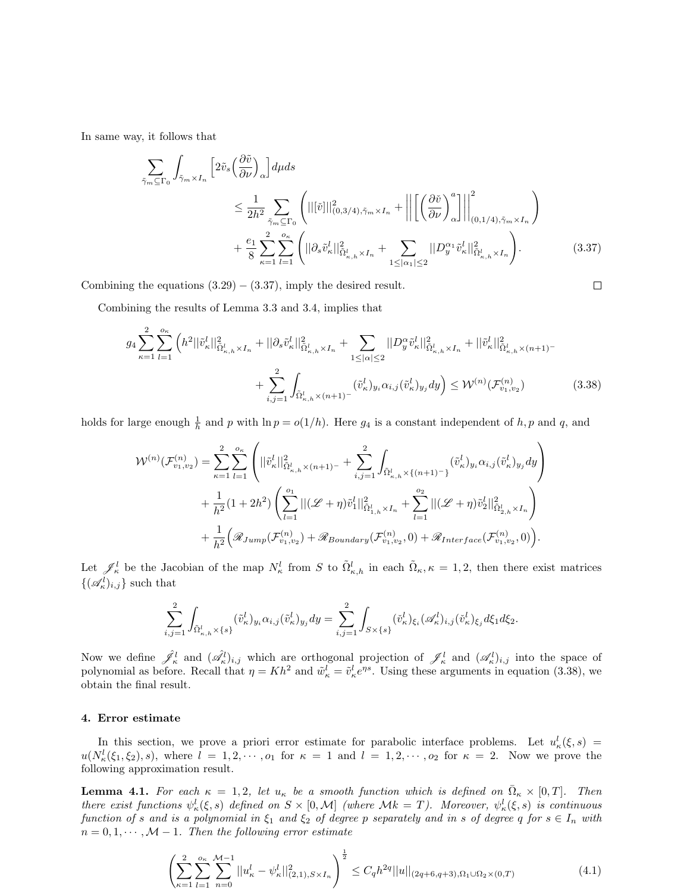In same way, it follows that

$$
\begin{aligned}
\sum_{\tilde{\gamma}_m\subseteq\Gamma_0}\int_{\tilde{\gamma}_m\times I_n}\Big[2\tilde{v}_s\Big(\frac{\partial\tilde{v}}{\partial\nu}\Big)_{\alpha}\Big]d\mu ds
&\leq \frac{1}{2h^2}\sum_{\tilde{\gamma}_m\subseteq\Gamma_0}\left(|||[\check{v}]|||^2_{(0,3/4),\tilde{\gamma}_m\times I_n}+\left|\left|\left|\left[\left(\frac{\partial\check{v}}{\partial\nu}\right)^a_{\alpha}\right]\right|\right|\right|^2_{(0,1/4),\tilde{\gamma}_m\times I_n}\right)\\
&\quad+\frac{e_1}{8}\sum_{\kappa=1}^{2}\sum_{l=1}^{o_\kappa}\left(||\partial_s\tilde{v}^l_\kappa||^2_{\tilde{\Omega}^l_{\kappa,h}\times I_n}+\sum_{1\leq|\alpha_1|\leq 2}||D^{\alpha_1}_y\tilde{v}^l_\kappa||^2_{\tilde{\Omega}^l_{\kappa,h}\times I_n}\right).
\end{aligned}
\tag{3.37}
$$

Combining the equations (3.29) − (3.37), imply the desired result. □

Combining the results of Lemma 3.3 and 3.4, implies that

$$
\begin{aligned}
g_4\sum_{\kappa=1}^{2}\sum_{l=1}^{o_\kappa}\Big(&h^2||\tilde{v}^l_\kappa||^2_{\tilde{\Omega}^l_{\kappa,h}\times I_n}+||\partial_s\tilde{v}^l_\kappa||^2_{\tilde{\Omega}^l_{\kappa,h}\times I_n}+\sum_{1\leq|\alpha|\leq 2}||D^\alpha_y\tilde{v}^l_\kappa||^2_{\tilde{\Omega}^l_{\kappa,h}\times I_n}+||\tilde{v}^l_\kappa||^2_{\tilde{\Omega}^l_{\kappa,h}\times(n+1)^-}\\
&+\sum_{i,j=1}^{2}\int_{\tilde{\Omega}^l_{\kappa,h}\times(n+1)^-}(\tilde{v}^l_\kappa)_{y_i}\alpha_{i,j}(\tilde{v}^l_\kappa)_{y_j}dy\Big)\leq\mathcal{W}^{(n)}(\mathcal{F}^{(n)}_{v_1,v_2})
\end{aligned}
\tag{3.38}
$$

holds for large enough $\frac{1}{h}$ and $p$ with $\ln p = o(1/h)$. Here $g_4$ is a constant independent of $h, p$ and $q$, and

$$
\begin{aligned}
\mathcal{W}^{(n)}(\mathcal{F}^{(n)}_{v_1,v_2}) &= \sum_{\kappa=1}^{2}\sum_{l=1}^{o_\kappa}\left(||\tilde{v}^l_\kappa||^2_{\tilde{\Omega}^l_{\kappa,h}\times(n+1)^-}+\sum_{i,j=1}^{2}\int_{\tilde{\Omega}^l_{\kappa,h}\times\{(n+1)^-\}}(\tilde{v}^l_\kappa)_{y_i}\alpha_{i,j}(\tilde{v}^l_\kappa)_{y_j}dy\right)\\
&\quad+\frac{1}{h^2}(1+2h^2)\left(\sum_{l=1}^{o_1}||(\mathscr{L}+\eta)\tilde{v}^l_1||^2_{\tilde{\Omega}^l_{1,h}\times I_n}+\sum_{l=1}^{o_2}||(\mathscr{L}+\eta)\tilde{v}^l_2||^2_{\tilde{\Omega}^l_{2,h}\times I_n}\right)\\
&\quad+\frac{1}{h^2}\Big(\mathscr{R}_{Jump}(\mathcal{F}^{(n)}_{v_1,v_2})+\mathscr{R}_{Boundary}(\mathcal{F}^{(n)}_{v_1,v_2},0)+\mathscr{R}_{Interface}(\mathcal{F}^{(n)}_{v_1,v_2},0)\Big).
\end{aligned}
$$

Let $\mathscr{J}^l_\kappa$ be the Jacobian of the map $N^l_\kappa$ from $S$ to $\tilde{\Omega}^l_{\kappa,h}$ in each $\tilde{\Omega}_\kappa, \kappa=1,2$, then there exist matrices $\{(\mathscr{A}^l_\kappa)_{i,j}\}$ such that

$$
\sum_{i,j=1}^{2}\int_{\tilde{\Omega}^l_{\kappa,h}\times\{s\}}(\tilde{v}^l_\kappa)_{y_i}\alpha_{i,j}(\tilde{v}^l_\kappa)_{y_j}dy=\sum_{i,j=1}^{2}\int_{S\times\{s\}}(\check{v}^l_\kappa)_{\xi_i}(\mathscr{A}^l_\kappa)_{i,j}(\check{v}^l_\kappa)_{\xi_j}d\xi_1 d\xi_2.
$$

Now we define $\hat{\mathscr{J}}^l_\kappa$ and $(\hat{\mathscr{A}}^l_\kappa)_{i,j}$ which are orthogonal projection of $\mathscr{J}^l_\kappa$ and $(\mathscr{A}^l_\kappa)_{i,j}$ into the space of polynomial as before. Recall that $\eta = Kh^2$ and $\tilde{w}^l_\kappa = \tilde{v}^l_\kappa e^{\eta s}$. Using these arguments in equation (3.38), we obtain the final result.

## 4. Error estimate

In this section, we prove a priori error estimate for parabolic interface problems. Let $u^l_\kappa(\xi,s) = u(N^l_\kappa(\xi_1,\xi_2),s)$, where $l=1,2,\cdots,o_1$ for $\kappa=1$ and $l=1,2,\cdots,o_2$ for $\kappa=2$. Now we prove the following approximation result.

**Lemma 4.1.** *For each $\kappa=1,2$, let $u_\kappa$ be a smooth function which is defined on $\bar{\Omega}_\kappa\times[0,T]$. Then there exist functions $\psi^l_\kappa(\xi,s)$ defined on $S\times[0,\mathcal{M}]$ (where $\mathcal{M}k=T$). Moreover, $\psi^l_\kappa(\xi,s)$ is continuous function of $s$ and is a polynomial in $\xi_1$ and $\xi_2$ of degree $p$ separately and in $s$ of degree $q$ for $s\in I_n$ with $n=0,1,\cdots,\mathcal{M}-1$. Then the following error estimate*

$$
\left(\sum_{\kappa=1}^{2}\sum_{l=1}^{o_\kappa}\sum_{n=0}^{\mathcal{M}-1}||u^l_\kappa-\psi^l_\kappa||^2_{(2,1),S\times I_n}\right)^{\frac{1}{2}}\leq C_q h^{2q}||u||_{(2q+6,q+3),\Omega_1\cup\Omega_2\times(0,T)}
\tag{4.1}
$$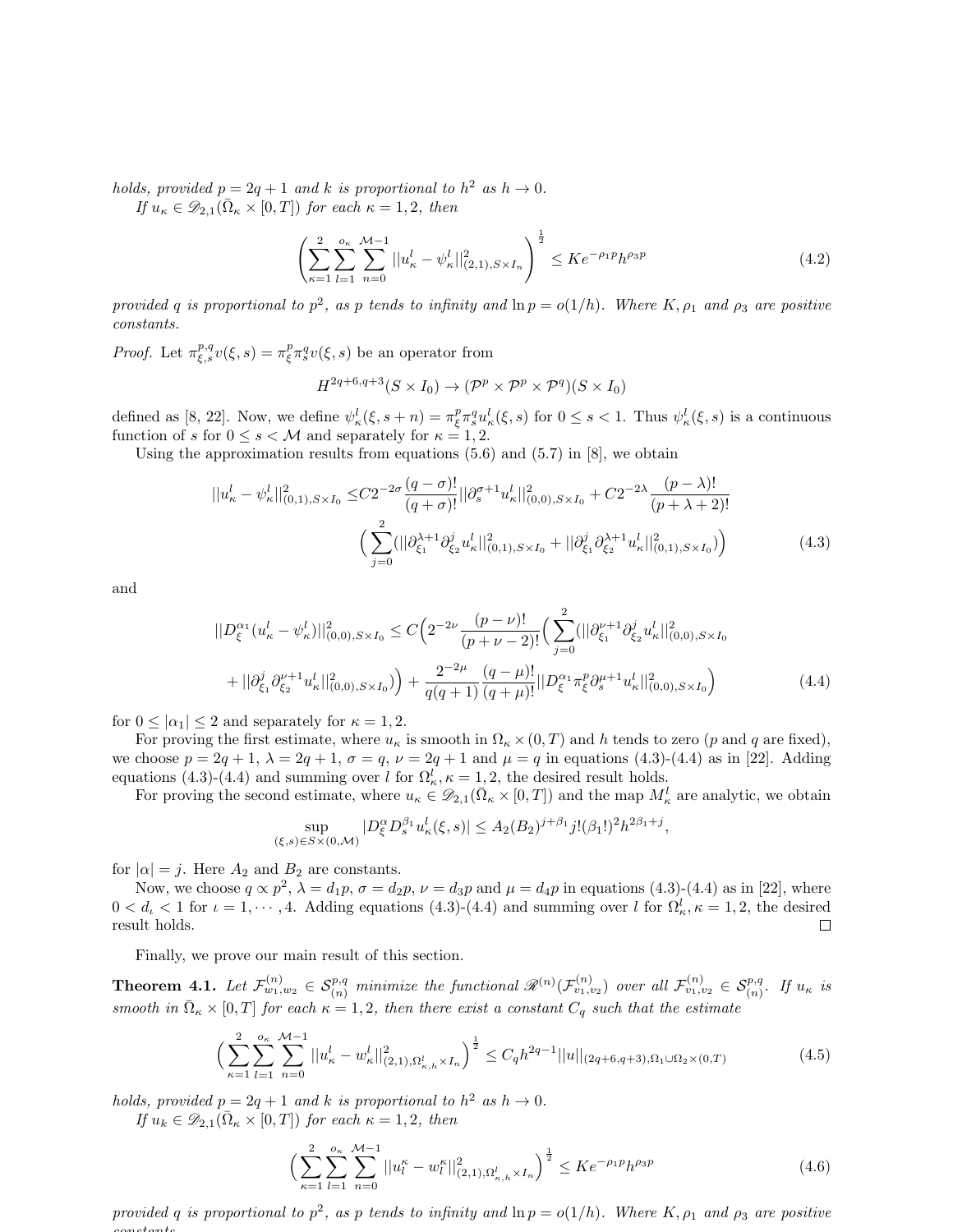*holds, provided $p = 2q+1$ and $k$ is proportional to $h^2$ as $h \to 0$.*

*If $u_\kappa \in \mathscr{D}_{2,1}(\bar{\Omega}_\kappa \times [0,T])$ for each $\kappa = 1, 2$, then*

$$\left( \sum_{\kappa=1}^{2} \sum_{l=1}^{o_\kappa} \sum_{n=0}^{\mathcal{M}-1} ||u^l_\kappa - \psi^l_\kappa||^2_{(2,1),S\times I_n} \right)^{\frac{1}{2}} \leq K e^{-\rho_1 p} h^{\rho_3 p} \tag{4.2}$$

*provided $q$ is proportional to $p^2$, as $p$ tends to infinity and $\ln p = o(1/h)$. Where $K, \rho_1$ and $\rho_3$ are positive constants.*

*Proof.* Let $\pi^{p,q}_{\xi,s} v(\xi, s) = \pi^p_\xi \pi^q_s v(\xi, s)$ be an operator from

$$H^{2q+6,q+3}(S \times I_0) \to (\mathcal{P}^p \times \mathcal{P}^p \times \mathcal{P}^q)(S \times I_0)$$

defined as [8, 22]. Now, we define $\psi^l_\kappa(\xi, s+n) = \pi^p_\xi \pi^q_s u^l_\kappa(\xi, s)$ for $0 \leq s < 1$. Thus $\psi^l_\kappa(\xi, s)$ is a continuous function of $s$ for $0 \leq s < \mathcal{M}$ and separately for $\kappa = 1, 2$.

Using the approximation results from equations (5.6) and (5.7) in [8], we obtain

$$\begin{aligned} ||u^l_\kappa - \psi^l_\kappa||^2_{(0,1),S\times I_0} \leq & C 2^{-2\sigma} \frac{(q-\sigma)!}{(q+\sigma)!} ||\partial^{\sigma+1}_s u^l_\kappa||^2_{(0,0),S\times I_0} + C 2^{-2\lambda} \frac{(p-\lambda)!}{(p+\lambda+2)!} \\ & \Big( \sum_{j=0}^{2} (||\partial^{\lambda+1}_{\xi_1} \partial^j_{\xi_2} u^l_\kappa||^2_{(0,1),S\times I_0} + ||\partial^j_{\xi_1} \partial^{\lambda+1}_{\xi_2} u^l_\kappa||^2_{(0,1),S\times I_0}) \Big) \end{aligned} \tag{4.3}$$

and

$$\begin{aligned} ||D^{\alpha_1}_\xi (u^l_\kappa - \psi^l_\kappa)||^2_{(0,0),S\times I_0} \leq & C \Big( 2^{-2\nu} \frac{(p-\nu)!}{(p+\nu-2)!} \Big( \sum_{j=0}^{2} (||\partial^{\nu+1}_{\xi_1} \partial^j_{\xi_2} u^l_\kappa||^2_{(0,0),S\times I_0} \\ & + ||\partial^j_{\xi_1} \partial^{\nu+1}_{\xi_2} u^l_\kappa||^2_{(0,0),S\times I_0}) \Big) + \frac{2^{-2\mu}}{q(q+1)} \frac{(q-\mu)!}{(q+\mu)!} ||D^{\alpha_1}_\xi \pi^p_\xi \partial^{\mu+1}_s u^l_\kappa||^2_{(0,0),S\times I_0} \Big) \end{aligned} \tag{4.4}$$

for $0 \leq |\alpha_1| \leq 2$ and separately for $\kappa = 1, 2$.

For proving the first estimate, where $u_\kappa$ is smooth in $\Omega_\kappa \times (0,T)$ and $h$ tends to zero ($p$ and $q$ are fixed), we choose $p = 2q+1$, $\lambda = 2q+1$, $\sigma = q$, $\nu = 2q+1$ and $\mu = q$ in equations (4.3)-(4.4) as in [22]. Adding equations (4.3)-(4.4) and summing over $l$ for $\Omega^l_\kappa, \kappa = 1, 2$, the desired result holds.

For proving the second estimate, where $u_\kappa \in \mathscr{D}_{2,1}(\bar{\Omega}_\kappa \times [0,T])$ and the map $M^l_\kappa$ are analytic, we obtain

$$\sup_{(\xi,s)\in S\times(0,\mathcal{M})} |D^\alpha_\xi D^{\beta_1}_s u^l_\kappa(\xi, s)| \leq A_2 (B_2)^{j+\beta_1} j! (\beta_1!)^2 h^{2\beta_1+j},$$

for $|\alpha| = j$. Here $A_2$ and $B_2$ are constants.

Now, we choose $q \propto p^2$, $\lambda = d_1 p$, $\sigma = d_2 p$, $\nu = d_3 p$ and $\mu = d_4 p$ in equations (4.3)-(4.4) as in [22], where $0 < d_\iota < 1$ for $\iota = 1, \cdots, 4$. Adding equations (4.3)-(4.4) and summing over $l$ for $\Omega^l_\kappa, \kappa = 1, 2$, the desired result holds. ∎

Finally, we prove our main result of this section.

**Theorem 4.1.** *Let $\mathcal{F}^{(n)}_{w_1,w_2} \in \mathcal{S}^{p,q}_{(n)}$ minimize the functional $\mathscr{R}^{(n)}(\mathcal{F}^{(n)}_{v_1,v_2})$ over all $\mathcal{F}^{(n)}_{v_1,v_2} \in \mathcal{S}^{p,q}_{(n)}$. If $u_\kappa$ is smooth in $\bar{\Omega}_\kappa \times [0,T]$ for each $\kappa = 1, 2$, then there exist a constant $C_q$ such that the estimate*

$$\Big( \sum_{\kappa=1}^{2} \sum_{l=1}^{o_\kappa} \sum_{n=0}^{\mathcal{M}-1} ||u^l_\kappa - w^l_\kappa||^2_{(2,1),\Omega^l_{\kappa,h}\times I_n} \Big)^{\frac{1}{2}} \leq C_q h^{2q-1} ||u||_{(2q+6,q+3),\Omega_1\cup\Omega_2\times(0,T)} \tag{4.5}$$

*holds, provided $p = 2q+1$ and $k$ is proportional to $h^2$ as $h \to 0$.*

*If $u_k \in \mathscr{D}_{2,1}(\bar{\Omega}_\kappa \times [0,T])$ for each $\kappa = 1, 2$, then*

$$\Big( \sum_{\kappa=1}^{2} \sum_{l=1}^{o_\kappa} \sum_{n=0}^{\mathcal{M}-1} ||u^\kappa_l - w^\kappa_l||^2_{(2,1),\Omega^l_{\kappa,h}\times I_n} \Big)^{\frac{1}{2}} \leq K e^{-\rho_1 p} h^{\rho_3 p} \tag{4.6}$$

*provided $q$ is proportional to $p^2$, as $p$ tends to infinity and $\ln p = o(1/h)$. Where $K, \rho_1$ and $\rho_3$ are positive constants.*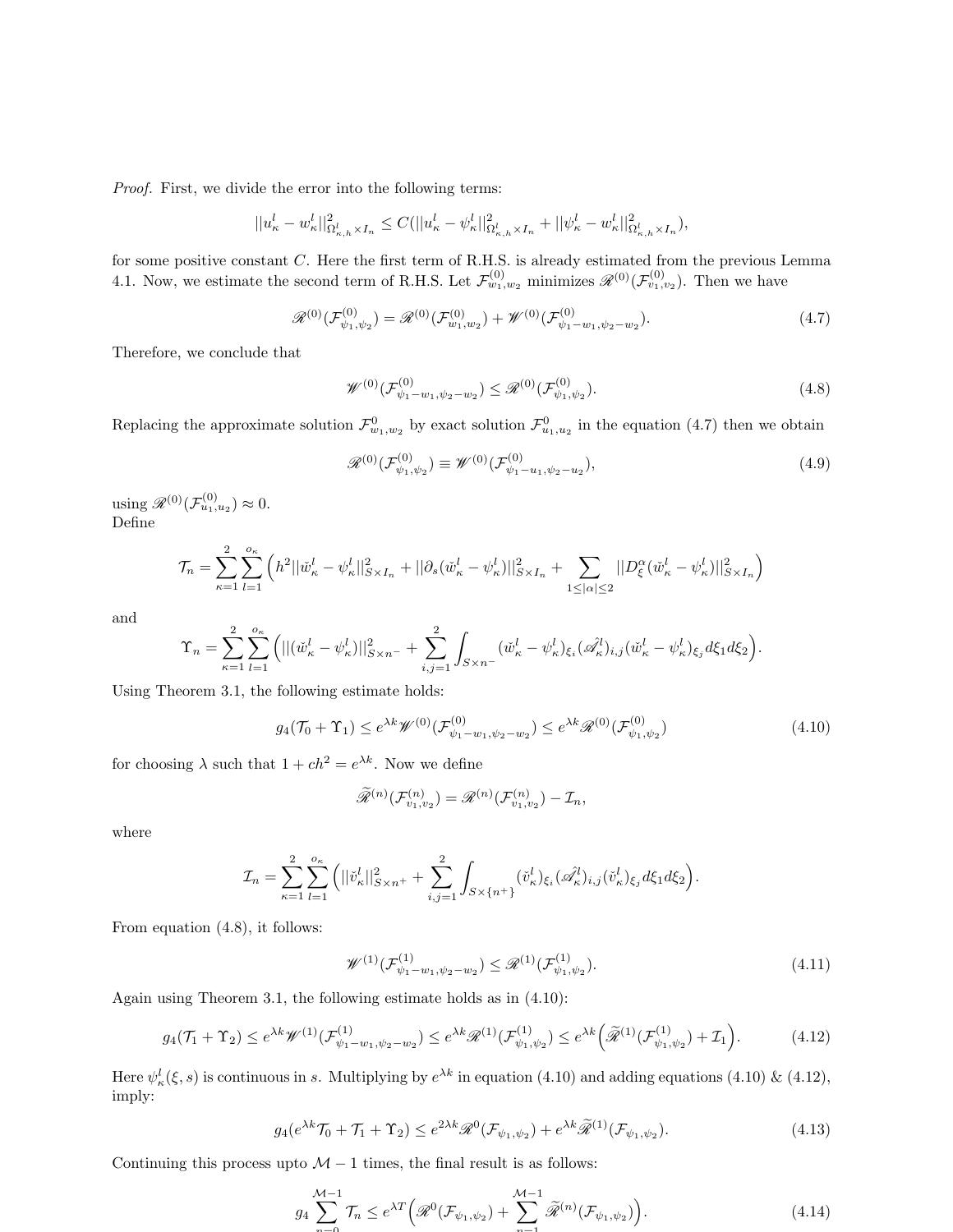*Proof.* First, we divide the error into the following terms:

$$||u^l_\kappa - w^l_\kappa||^2_{\Omega^l_{\kappa,h}\times I_n} \leq C(||u^l_\kappa - \psi^l_\kappa||^2_{\Omega^l_{\kappa,h}\times I_n} + ||\psi^l_\kappa - w^l_\kappa||^2_{\Omega^l_{\kappa,h}\times I_n}),$$

for some positive constant $C$. Here the first term of R.H.S. is already estimated from the previous Lemma 4.1. Now, we estimate the second term of R.H.S. Let $\mathcal{F}^{(0)}_{w_1,w_2}$ minimizes $\mathscr{R}^{(0)}(\mathcal{F}^{(0)}_{v_1,v_2})$. Then we have

$$\mathscr{R}^{(0)}(\mathcal{F}^{(0)}_{\psi_1,\psi_2}) = \mathscr{R}^{(0)}(\mathcal{F}^{(0)}_{w_1,w_2}) + \mathscr{W}^{(0)}(\mathcal{F}^{(0)}_{\psi_1-w_1,\psi_2-w_2}). \tag{4.7}$$

Therefore, we conclude that

$$\mathscr{W}^{(0)}(\mathcal{F}^{(0)}_{\psi_1-w_1,\psi_2-w_2}) \leq \mathscr{R}^{(0)}(\mathcal{F}^{(0)}_{\psi_1,\psi_2}). \tag{4.8}$$

Replacing the approximate solution $\mathcal{F}^0_{w_1,w_2}$ by exact solution $\mathcal{F}^0_{u_1,u_2}$ in the equation (4.7) then we obtain

$$\mathscr{R}^{(0)}(\mathcal{F}^{(0)}_{\psi_1,\psi_2}) \equiv \mathscr{W}^{(0)}(\mathcal{F}^{(0)}_{\psi_1-u_1,\psi_2-u_2}), \tag{4.9}$$

using $\mathscr{R}^{(0)}(\mathcal{F}^{(0)}_{u_1,u_2}) \approx 0$.
Define

$$\mathcal{T}_n = \sum_{\kappa=1}^{2}\sum_{l=1}^{o_\kappa}\Big(h^2||\breve{w}^l_\kappa - \psi^l_\kappa||^2_{S\times I_n} + ||\partial_s(\breve{w}^l_\kappa - \psi^l_\kappa)||^2_{S\times I_n} + \sum_{1\leq|\alpha|\leq 2}||D^\alpha_\xi(\breve{w}^l_\kappa - \psi^l_\kappa)||^2_{S\times I_n}\Big)$$

and

$$\Upsilon_n = \sum_{\kappa=1}^{2}\sum_{l=1}^{o_\kappa}\Big(||(\breve{w}^l_\kappa - \psi^l_\kappa)||^2_{S\times n^-} + \sum_{i,j=1}^{2}\int_{S\times n^-}(\breve{w}^l_\kappa - \psi^l_\kappa)_{\xi_i}(\hat{\mathscr{A}}^l_\kappa)_{i,j}(\breve{w}^l_\kappa - \psi^l_\kappa)_{\xi_j}d\xi_1 d\xi_2\Big).$$

Using Theorem 3.1, the following estimate holds:

$$g_4(\mathcal{T}_0 + \Upsilon_1) \leq e^{\lambda k}\mathscr{W}^{(0)}(\mathcal{F}^{(0)}_{\psi_1-w_1,\psi_2-w_2}) \leq e^{\lambda k}\mathscr{R}^{(0)}(\mathcal{F}^{(0)}_{\psi_1,\psi_2}) \tag{4.10}$$

for choosing $\lambda$ such that $1 + ch^2 = e^{\lambda k}$. Now we define

$$\widetilde{\mathscr{R}}^{(n)}(\mathcal{F}^{(n)}_{v_1,v_2}) = \mathscr{R}^{(n)}(\mathcal{F}^{(n)}_{v_1,v_2}) - \mathcal{I}_n,$$

where

$$\mathcal{I}_n = \sum_{\kappa=1}^{2}\sum_{l=1}^{o_\kappa}\Big(||\breve{v}^l_\kappa||^2_{S\times n^+} + \sum_{i,j=1}^{2}\int_{S\times\{n^+\}}(\breve{v}^l_\kappa)_{\xi_i}(\hat{\mathscr{A}}^l_\kappa)_{i,j}(\breve{v}^l_\kappa)_{\xi_j}d\xi_1 d\xi_2\Big).$$

From equation (4.8), it follows:

$$\mathscr{W}^{(1)}(\mathcal{F}^{(1)}_{\psi_1-w_1,\psi_2-w_2}) \leq \mathscr{R}^{(1)}(\mathcal{F}^{(1)}_{\psi_1,\psi_2}). \tag{4.11}$$

Again using Theorem 3.1, the following estimate holds as in (4.10):

$$g_4(\mathcal{T}_1 + \Upsilon_2) \leq e^{\lambda k}\mathscr{W}^{(1)}(\mathcal{F}^{(1)}_{\psi_1-w_1,\psi_2-w_2}) \leq e^{\lambda k}\mathscr{R}^{(1)}(\mathcal{F}^{(1)}_{\psi_1,\psi_2}) \leq e^{\lambda k}\Big(\widetilde{\mathscr{R}}^{(1)}(\mathcal{F}^{(1)}_{\psi_1,\psi_2}) + \mathcal{I}_1\Big). \tag{4.12}$$

Here $\psi^l_\kappa(\xi,s)$ is continuous in $s$. Multiplying by $e^{\lambda k}$ in equation (4.10) and adding equations (4.10) & (4.12), imply:

$$g_4(e^{\lambda k}\mathcal{T}_0 + \mathcal{T}_1 + \Upsilon_2) \leq e^{2\lambda k}\mathscr{R}^0(\mathcal{F}_{\psi_1,\psi_2}) + e^{\lambda k}\widetilde{\mathscr{R}}^{(1)}(\mathcal{F}_{\psi_1,\psi_2}). \tag{4.13}$$

Continuing this process upto $\mathcal{M}-1$ times, the final result is as follows:

$$g_4\sum_{n=0}^{\mathcal{M}-1}\mathcal{T}_n \leq e^{\lambda T}\Big(\mathscr{R}^0(\mathcal{F}_{\psi_1,\psi_2}) + \sum_{n=1}^{\mathcal{M}-1}\widetilde{\mathscr{R}}^{(n)}(\mathcal{F}_{\psi_1,\psi_2})\Big). \tag{4.14}$$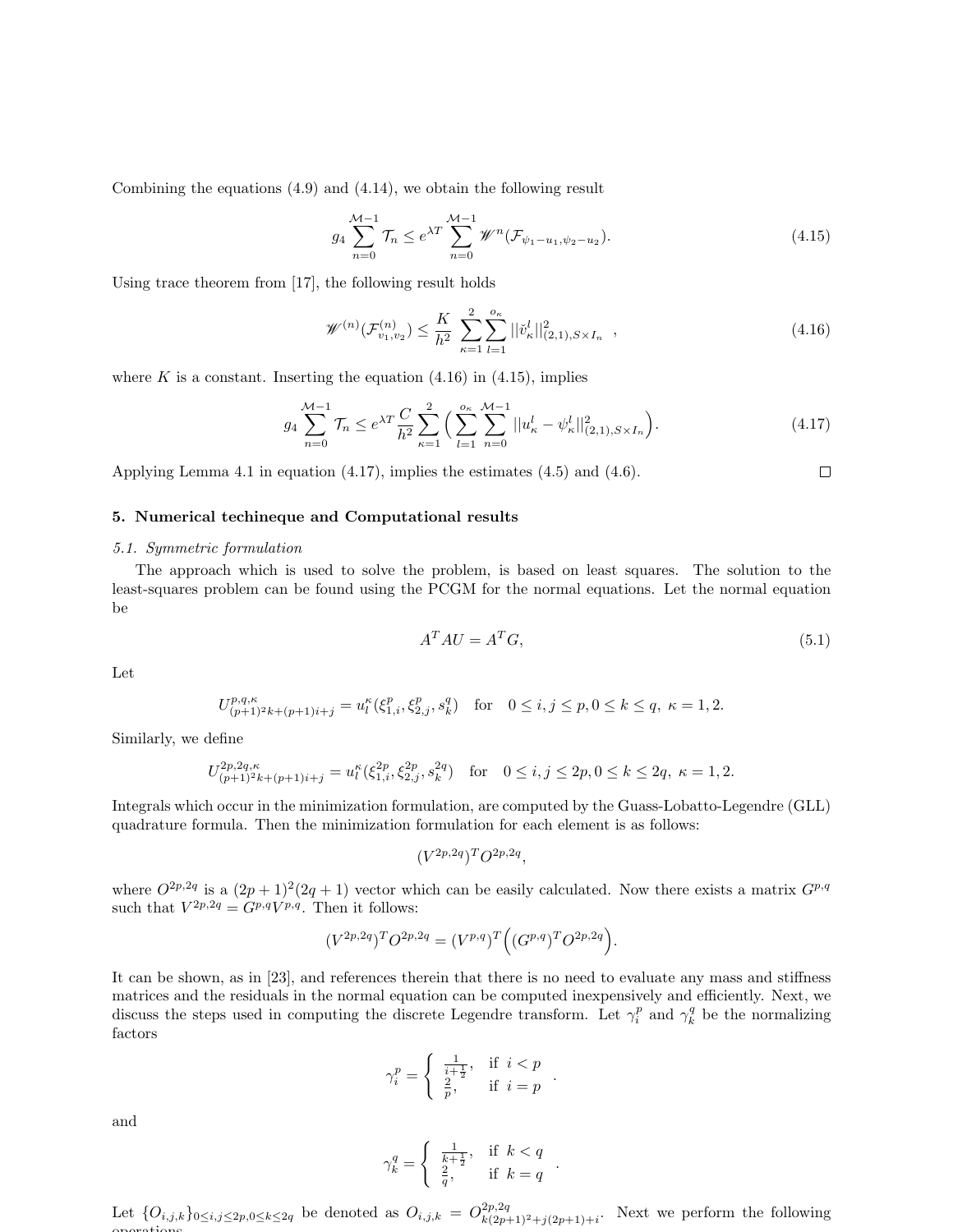Combining the equations (4.9) and (4.14), we obtain the following result

$$g_4 \sum_{n=0}^{\mathcal{M}-1} \mathcal{T}_n \leq e^{\lambda T} \sum_{n=0}^{\mathcal{M}-1} \mathscr{W}^n(\mathcal{F}_{\psi_1 - u_1, \psi_2 - u_2}). \tag{4.15}$$

Using trace theorem from [17], the following result holds

$$\mathscr{W}^{(n)}(\mathcal{F}^{(n)}_{v_1,v_2}) \leq \frac{K}{h^2} \sum_{\kappa=1}^{2} \sum_{l=1}^{o_\kappa} ||\tilde{v}^l_\kappa||^2_{(2,1),S\times I_n} \ , \tag{4.16}$$

where $K$ is a constant. Inserting the equation (4.16) in (4.15), implies

$$g_4 \sum_{n=0}^{\mathcal{M}-1} \mathcal{T}_n \leq e^{\lambda T} \frac{C}{h^2} \sum_{\kappa=1}^{2} \Big( \sum_{l=1}^{o_\kappa} \sum_{n=0}^{\mathcal{M}-1} ||u^l_\kappa - \psi^l_\kappa||^2_{(2,1),S\times I_n} \Big). \tag{4.17}$$

Applying Lemma 4.1 in equation (4.17), implies the estimates (4.5) and (4.6). $\square$

## 5. Numerical techineque and Computational results

### 5.1. Symmetric formulation

The approach which is used to solve the problem, is based on least squares. The solution to the least-squares problem can be found using the PCGM for the normal equations. Let the normal equation be

$$A^T A U = A^T G, \tag{5.1}$$

Let

$$U^{p,q,\kappa}_{(p+1)^2 k + (p+1)i + j} = u^\kappa_l(\xi^p_{1,i}, \xi^p_{2,j}, s^q_k) \quad \text{for} \quad 0 \leq i,j \leq p, 0 \leq k \leq q, \ \kappa = 1,2.$$

Similarly, we define

$$U^{2p,2q,\kappa}_{(p+1)^2 k + (p+1)i + j} = u^\kappa_l(\xi^{2p}_{1,i}, \xi^{2p}_{2,j}, s^{2q}_k) \quad \text{for} \quad 0 \leq i,j \leq 2p, 0 \leq k \leq 2q, \ \kappa = 1,2.$$

Integrals which occur in the minimization formulation, are computed by the Guass-Lobatto-Legendre (GLL) quadrature formula. Then the minimization formulation for each element is as follows:

$$(V^{2p,2q})^T O^{2p,2q},$$

where $O^{2p,2q}$ is a $(2p+1)^2(2q+1)$ vector which can be easily calculated. Now there exists a matrix $G^{p,q}$ such that $V^{2p,2q} = G^{p,q} V^{p,q}$. Then it follows:

$$(V^{2p,2q})^T O^{2p,2q} = (V^{p,q})^T \Big( (G^{p,q})^T O^{2p,2q} \Big).$$

It can be shown, as in [23], and references therein that there is no need to evaluate any mass and stiffness matrices and the residuals in the normal equation can be computed inexpensively and efficiently. Next, we discuss the steps used in computing the discrete Legendre transform. Let $\gamma^p_i$ and $\gamma^q_k$ be the normalizing factors

$$\gamma^p_i = \begin{cases} \frac{1}{i+\frac{1}{2}}, & \text{if } i < p \\ \frac{2}{p}, & \text{if } i = p \end{cases} .$$

and

$$\gamma^q_k = \begin{cases} \frac{1}{k+\frac{1}{2}}, & \text{if } k < q \\ \frac{2}{q}, & \text{if } k = q \end{cases} .$$

Let $\{O_{i,j,k}\}_{0\leq i,j \leq 2p, 0 \leq k \leq 2q}$ be denoted as $O_{i,j,k} = O^{2p,2q}_{k(2p+1)^2 + j(2p+1)+i}$. Next we perform the following operations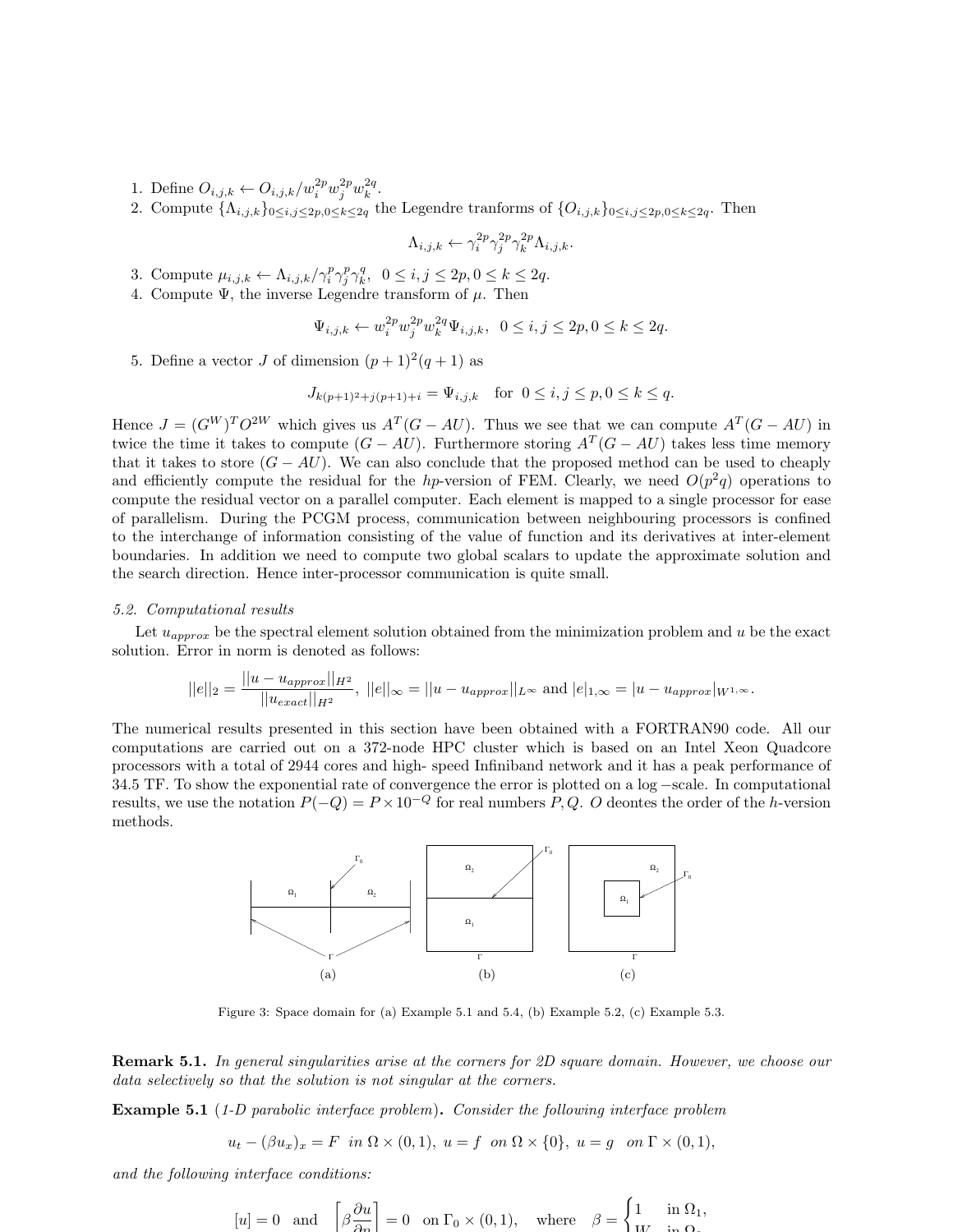1. Define $O_{i,j,k} \leftarrow O_{i,j,k}/w_i^{2p} w_j^{2p} w_k^{2q}$.
2. Compute $\{\Lambda_{i,j,k}\}_{0\le i,j\le 2p, 0\le k\le 2q}$ the Legendre tranforms of $\{O_{i,j,k}\}_{0\le i,j\le 2p,0\le k\le 2q}$. Then
$$\Lambda_{i,j,k} \leftarrow \gamma_i^{2p}\gamma_j^{2p}\gamma_k^{2p}\Lambda_{i,j,k}.$$
3. Compute $\mu_{i,j,k} \leftarrow \Lambda_{i,j,k}/\gamma_i^p\gamma_j^p\gamma_k^q,\ \ 0 \le i,j \le 2p, 0 \le k \le 2q.$
4. Compute $\Psi$, the inverse Legendre transform of $\mu$. Then
$$\Psi_{i,j,k} \leftarrow w_i^{2p} w_j^{2p} w_k^{2q} \Psi_{i,j,k},\ \ 0 \le i,j \le 2p, 0 \le k \le 2q.$$
5. Define a vector $J$ of dimension $(p+1)^2(q+1)$ as
$$J_{k(p+1)^2+j(p+1)+i} = \Psi_{i,j,k} \quad \text{for}\ \ 0 \le i,j \le p, 0 \le k \le q.$$

Hence $J = (G^W)^T O^{2W}$ which gives us $A^T(G - AU)$. Thus we see that we can compute $A^T(G - AU)$ in twice the time it takes to compute $(G - AU)$. Furthermore storing $A^T(G - AU)$ takes less time memory that it takes to store $(G - AU)$. We can also conclude that the proposed method can be used to cheaply and efficiently compute the residual for the $hp$-version of FEM. Clearly, we need $O(p^2q)$ operations to compute the residual vector on a parallel computer. Each element is mapped to a single processor for ease of parallelism. During the PCGM process, communication between neighbouring processors is confined to the interchange of information consisting of the value of function and its derivatives at inter-element boundaries. In addition we need to compute two global scalars to update the approximate solution and the search direction. Hence inter-processor communication is quite small.

### *5.2. Computational results*

Let $u_{approx}$ be the spectral element solution obtained from the minimization problem and $u$ be the exact solution. Error in norm is denoted as follows:

$$||e||_2 = \frac{||u - u_{approx}||_{H^2}}{||u_{exact}||_{H^2}},\ ||e||_\infty = ||u - u_{approx}||_{L^\infty} \text{ and } |e|_{1,\infty} = |u - u_{approx}|_{W^{1,\infty}}.$$

The numerical results presented in this section have been obtained with a FORTRAN90 code. All our computations are carried out on a 372-node HPC cluster which is based on an Intel Xeon Quadcore processors with a total of 2944 cores and high- speed Infiniband network and it has a peak performance of 34.5 TF. To show the exponential rate of convergence the error is plotted on a log −scale. In computational results, we use the notation $P(-Q) = P \times 10^{-Q}$ for real numbers $P, Q$. $O$ deontes the order of the $h$-version methods.

Figure 3: Space domain for (a) Example 5.1 and 5.4, (b) Example 5.2, (c) Example 5.3.

**Remark 5.1.** *In general singularities arise at the corners for 2D square domain. However, we choose our data selectively so that the solution is not singular at the corners.*

**Example 5.1** (*1-D parabolic interface problem*)**.** *Consider the following interface problem*

$$u_t - (\beta u_x)_x = F \ \ in\ \Omega \times (0,1),\ \ u = f \ \ on\ \Omega \times \{0\},\ \ u = g \ \ on\ \Gamma \times (0,1),$$

*and the following interface conditions:*

$$[u] = 0 \ \text{ and } \ \left[\beta \frac{\partial u}{\partial n}\right] = 0 \ \text{ on } \Gamma_0 \times (0,1), \quad \text{where} \quad \beta = \begin{cases} 1 & \text{in } \Omega_1, \\ W & \text{in } \Omega_2 \end{cases}$$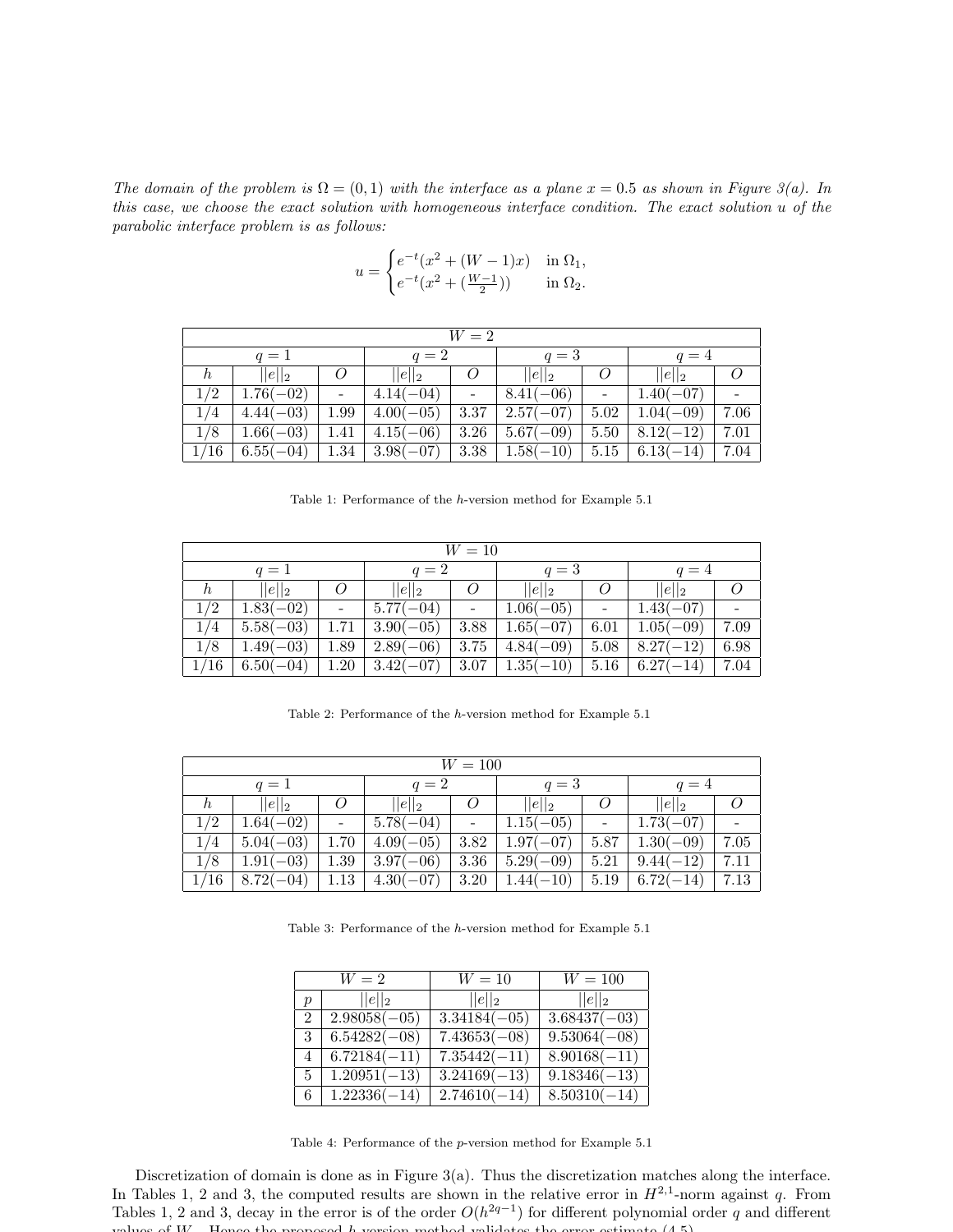*The domain of the problem is $\Omega = (0,1)$ with the interface as a plane $x = 0.5$ as shown in Figure 3(a). In this case, we choose the exact solution with homogeneous interface condition. The exact solution $u$ of the parabolic interface problem is as follows:*

$$u = \begin{cases} e^{-t}(x^2 + (W-1)x) & \text{in } \Omega_1, \\ e^{-t}(x^2 + (\frac{W-1}{2})) & \text{in } \Omega_2. \end{cases}$$

| $W = 2$ | | | | | | | | |
|---|---|---|---|---|---|---|---|---|
| | $q=1$ | | $q=2$ | | $q=3$ | | $q=4$ | |
| $h$ | $\|\|e\|\|_2$ | $O$ | $\|\|e\|\|_2$ | $O$ | $\|\|e\|\|_2$ | $O$ | $\|\|e\|\|_2$ | $O$ |
| 1/2 | 1.76(−02) | - | 4.14(−04) | - | 8.41(−06) | - | 1.40(−07) | - |
| 1/4 | 4.44(−03) | 1.99 | 4.00(−05) | 3.37 | 2.57(−07) | 5.02 | 1.04(−09) | 7.06 |
| 1/8 | 1.66(−03) | 1.41 | 4.15(−06) | 3.26 | 5.67(−09) | 5.50 | 8.12(−12) | 7.01 |
| 1/16 | 6.55(−04) | 1.34 | 3.98(−07) | 3.38 | 1.58(−10) | 5.15 | 6.13(−14) | 7.04 |

Table 1: Performance of the $h$-version method for Example 5.1

| $W = 10$ | | | | | | | | |
|---|---|---|---|---|---|---|---|---|
| | $q=1$ | | $q=2$ | | $q=3$ | | $q=4$ | |
| $h$ | $\|\|e\|\|_2$ | $O$ | $\|\|e\|\|_2$ | $O$ | $\|\|e\|\|_2$ | $O$ | $\|\|e\|\|_2$ | $O$ |
| 1/2 | 1.83(−02) | - | 5.77(−04) | - | 1.06(−05) | - | 1.43(−07) | - |
| 1/4 | 5.58(−03) | 1.71 | 3.90(−05) | 3.88 | 1.65(−07) | 6.01 | 1.05(−09) | 7.09 |
| 1/8 | 1.49(−03) | 1.89 | 2.89(−06) | 3.75 | 4.84(−09) | 5.08 | 8.27(−12) | 6.98 |
| 1/16 | 6.50(−04) | 1.20 | 3.42(−07) | 3.07 | 1.35(−10) | 5.16 | 6.27(−14) | 7.04 |

Table 2: Performance of the $h$-version method for Example 5.1

| $W = 100$ | | | | | | | | |
|---|---|---|---|---|---|---|---|---|
| | $q=1$ | | $q=2$ | | $q=3$ | | $q=4$ | |
| $h$ | $\|\|e\|\|_2$ | $O$ | $\|\|e\|\|_2$ | $O$ | $\|\|e\|\|_2$ | $O$ | $\|\|e\|\|_2$ | $O$ |
| 1/2 | 1.64(−02) | - | 5.78(−04) | - | 1.15(−05) | - | 1.73(−07) | - |
| 1/4 | 5.04(−03) | 1.70 | 4.09(−05) | 3.82 | 1.97(−07) | 5.87 | 1.30(−09) | 7.05 |
| 1/8 | 1.91(−03) | 1.39 | 3.97(−06) | 3.36 | 5.29(−09) | 5.21 | 9.44(−12) | 7.11 |
| 1/16 | 8.72(−04) | 1.13 | 4.30(−07) | 3.20 | 1.44(−10) | 5.19 | 6.72(−14) | 7.13 |

Table 3: Performance of the $h$-version method for Example 5.1

| | $W = 2$ | $W = 10$ | $W = 100$ |
|---|---|---|---|
| $p$ | $\|\|e\|\|_2$ | $\|\|e\|\|_2$ | $\|\|e\|\|_2$ |
| 2 | 2.98058(−05) | 3.34184(−05) | 3.68437(−03) |
| 3 | 6.54282(−08) | 7.43653(−08) | 9.53064(−08) |
| 4 | 6.72184(−11) | 7.35442(−11) | 8.90168(−11) |
| 5 | 1.20951(−13) | 3.24169(−13) | 9.18346(−13) |
| 6 | 1.22336(−14) | 2.74610(−14) | 8.50310(−14) |

Table 4: Performance of the $p$-version method for Example 5.1

Discretization of domain is done as in Figure 3(a). Thus the discretization matches along the interface. In Tables 1, 2 and 3, the computed results are shown in the relative error in $H^{2,1}$-norm against $q$. From Tables 1, 2 and 3, decay in the error is of the order $O(h^{2q-1})$ for different polynomial order $q$ and different values of $W$. Hence the proposed $h$-version method validates the error estimate (4.5).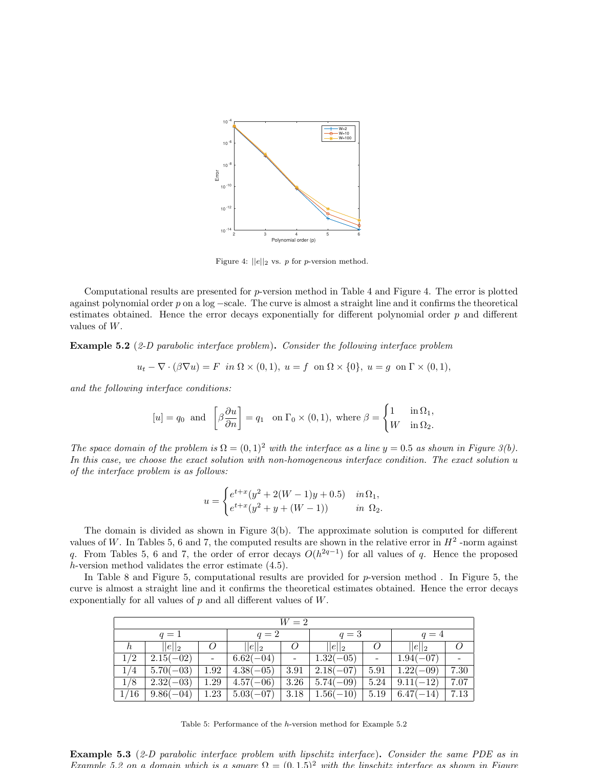Figure 4: $||e||_2$ vs. $p$ for $p$-version method.

Computational results are presented for $p$-version method in Table 4 and Figure 4. The error is plotted against polynomial order $p$ on a log −scale. The curve is almost a straight line and it confirms the theoretical estimates obtained. Hence the error decays exponentially for different polynomial order $p$ and different values of $W$.

**Example 5.2** (*2-D parabolic interface problem*)**.** *Consider the following interface problem*

$$u_t - \nabla \cdot (\beta \nabla u) = F \;\; in \; \Omega \times (0,1), \; u = f \;\; \text{on} \; \Omega \times \{0\}, \; u = g \;\; \text{on} \; \Gamma \times (0,1),$$

*and the following interface conditions:*

$$[u] = q_0 \;\; \text{and} \;\; \left[\beta \frac{\partial u}{\partial n}\right] = q_1 \;\; \text{on} \; \Gamma_0 \times (0,1), \; \text{where} \; \beta = \begin{cases} 1 & \text{in} \, \Omega_1, \\ W & \text{in} \, \Omega_2. \end{cases}$$

*The space domain of the problem is $\Omega = (0,1)^2$ with the interface as a line $y = 0.5$ as shown in Figure 3(b). In this case, we choose the exact solution with non-homogeneous interface condition. The exact solution $u$ of the interface problem is as follows:*

$$u = \begin{cases} e^{t+x}(y^2 + 2(W-1)y + 0.5) & in \, \Omega_1, \\ e^{t+x}(y^2 + y + (W-1)) & in \;\; \Omega_2. \end{cases}$$

The domain is divided as shown in Figure 3(b). The approximate solution is computed for different values of $W$. In Tables 5, 6 and 7, the computed results are shown in the relative error in $H^2$ -norm against $q$. From Tables 5, 6 and 7, the order of error decays $O(h^{2q-1})$ for all values of $q$. Hence the proposed $h$-version method validates the error estimate (4.5).

In Table 8 and Figure 5, computational results are provided for $p$-version method . In Figure 5, the curve is almost a straight line and it confirms the theoretical estimates obtained. Hence the error decays exponentially for all values of $p$ and all different values of $W$.

| $W = 2$ | | | | | | | | |
|---|---|---|---|---|---|---|---|---|
| | $q = 1$ | | $q = 2$ | | $q = 3$ | | $q = 4$ | |
| $h$ | $\|\|e\|\|_2$ | $O$ | $\|\|e\|\|_2$ | $O$ | $\|\|e\|\|_2$ | $O$ | $\|\|e\|\|_2$ | $O$ |
| $1/2$ | $2.15(-02)$ | - | $6.62(-04)$ | - | $1.32(-05)$ | - | $1.94(-07)$ | - |
| $1/4$ | $5.70(-03)$ | 1.92 | $4.38(-05)$ | 3.91 | $2.18(-07)$ | 5.91 | $1.22(-09)$ | 7.30 |
| $1/8$ | $2.32(-03)$ | 1.29 | $4.57(-06)$ | 3.26 | $5.74(-09)$ | 5.24 | $9.11(-12)$ | 7.07 |
| $1/16$ | $9.86(-04)$ | 1.23 | $5.03(-07)$ | 3.18 | $1.56(-10)$ | 5.19 | $6.47(-14)$ | 7.13 |

Table 5: Performance of the $h$-version method for Example 5.2

**Example 5.3** (*2-D parabolic interface problem with lipschitz interface*)**.** *Consider the same PDE as in Example 5.2 on a domain which is a square $\Omega = (0, 1.5)^2$ with the lipschitz interface as shown in Figure*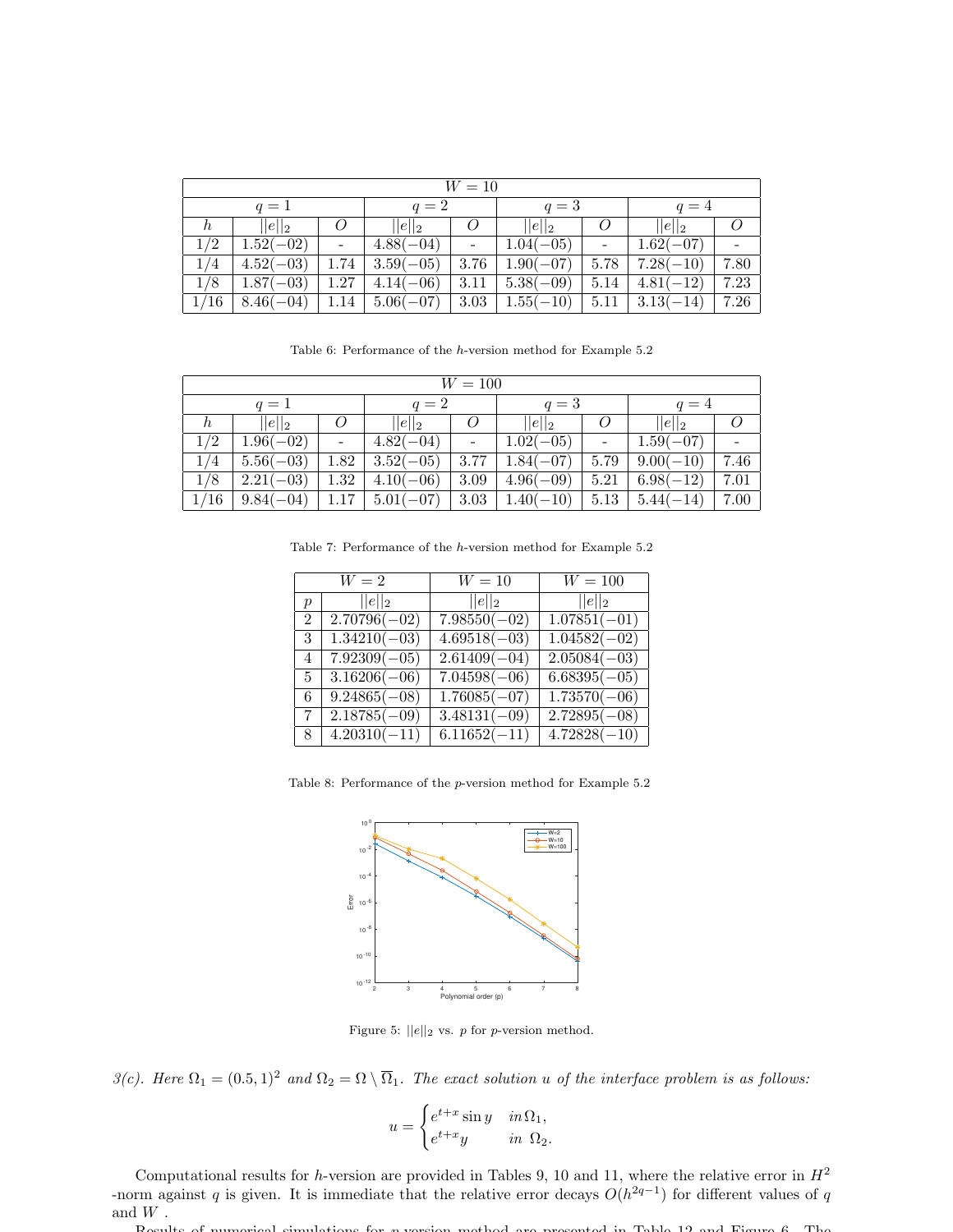| $W = 10$ | | | | | | | | |
|---|---|---|---|---|---|---|---|---|
| | $q = 1$ | | $q = 2$ | | $q = 3$ | | $q = 4$ | |
| $h$ | $\|\|e\|\|_2$ | $O$ | $\|\|e\|\|_2$ | $O$ | $\|\|e\|\|_2$ | $O$ | $\|\|e\|\|_2$ | $O$ |
| 1/2 | $1.52(-02)$ | - | $4.88(-04)$ | - | $1.04(-05)$ | - | $1.62(-07)$ | - |
| 1/4 | $4.52(-03)$ | 1.74 | $3.59(-05)$ | 3.76 | $1.90(-07)$ | 5.78 | $7.28(-10)$ | 7.80 |
| 1/8 | $1.87(-03)$ | 1.27 | $4.14(-06)$ | 3.11 | $5.38(-09)$ | 5.14 | $4.81(-12)$ | 7.23 |
| 1/16 | $8.46(-04)$ | 1.14 | $5.06(-07)$ | 3.03 | $1.55(-10)$ | 5.11 | $3.13(-14)$ | 7.26 |

Table 6: Performance of the $h$-version method for Example 5.2

| $W = 100$ | | | | | | | | |
|---|---|---|---|---|---|---|---|---|
| | $q = 1$ | | $q = 2$ | | $q = 3$ | | $q = 4$ | |
| $h$ | $\|\|e\|\|_2$ | $O$ | $\|\|e\|\|_2$ | $O$ | $\|\|e\|\|_2$ | $O$ | $\|\|e\|\|_2$ | $O$ |
| 1/2 | $1.96(-02)$ | - | $4.82(-04)$ | - | $1.02(-05)$ | - | $1.59(-07)$ | - |
| 1/4 | $5.56(-03)$ | 1.82 | $3.52(-05)$ | 3.77 | $1.84(-07)$ | 5.79 | $9.00(-10)$ | 7.46 |
| 1/8 | $2.21(-03)$ | 1.32 | $4.10(-06)$ | 3.09 | $4.96(-09)$ | 5.21 | $6.98(-12)$ | 7.01 |
| 1/16 | $9.84(-04)$ | 1.17 | $5.01(-07)$ | 3.03 | $1.40(-10)$ | 5.13 | $5.44(-14)$ | 7.00 |

Table 7: Performance of the $h$-version method for Example 5.2

| | $W = 2$ | $W = 10$ | $W = 100$ |
|---|---|---|---|
| $p$ | $\|\|e\|\|_2$ | $\|\|e\|\|_2$ | $\|\|e\|\|_2$ |
| 2 | $2.70796(-02)$ | $7.98550(-02)$ | $1.07851(-01)$ |
| 3 | $1.34210(-03)$ | $4.69518(-03)$ | $1.04582(-02)$ |
| 4 | $7.92309(-05)$ | $2.61409(-04)$ | $2.05084(-03)$ |
| 5 | $3.16206(-06)$ | $7.04598(-06)$ | $6.68395(-05)$ |
| 6 | $9.24865(-08)$ | $1.76085(-07)$ | $1.73570(-06)$ |
| 7 | $2.18785(-09)$ | $3.48131(-09)$ | $2.72895(-08)$ |
| 8 | $4.20310(-11)$ | $6.11652(-11)$ | $4.72828(-10)$ |

Table 8: Performance of the $p$-version method for Example 5.2

Figure 5: $||e||_2$ vs. $p$ for $p$-version method.

*3(c). Here* $\Omega_1 = (0.5, 1)^2$ *and* $\Omega_2 = \Omega \setminus \overline{\Omega}_1$. *The exact solution* $u$ *of the interface problem is as follows:*

$$u = \begin{cases} e^{t+x} \sin y & in\, \Omega_1, \\ e^{t+x} y & in \;\; \Omega_2. \end{cases}$$

Computational results for $h$-version are provided in Tables 9, 10 and 11, where the relative error in $H^2$ -norm against $q$ is given. It is immediate that the relative error decays $O(h^{2q-1})$ for different values of $q$ and $W$ .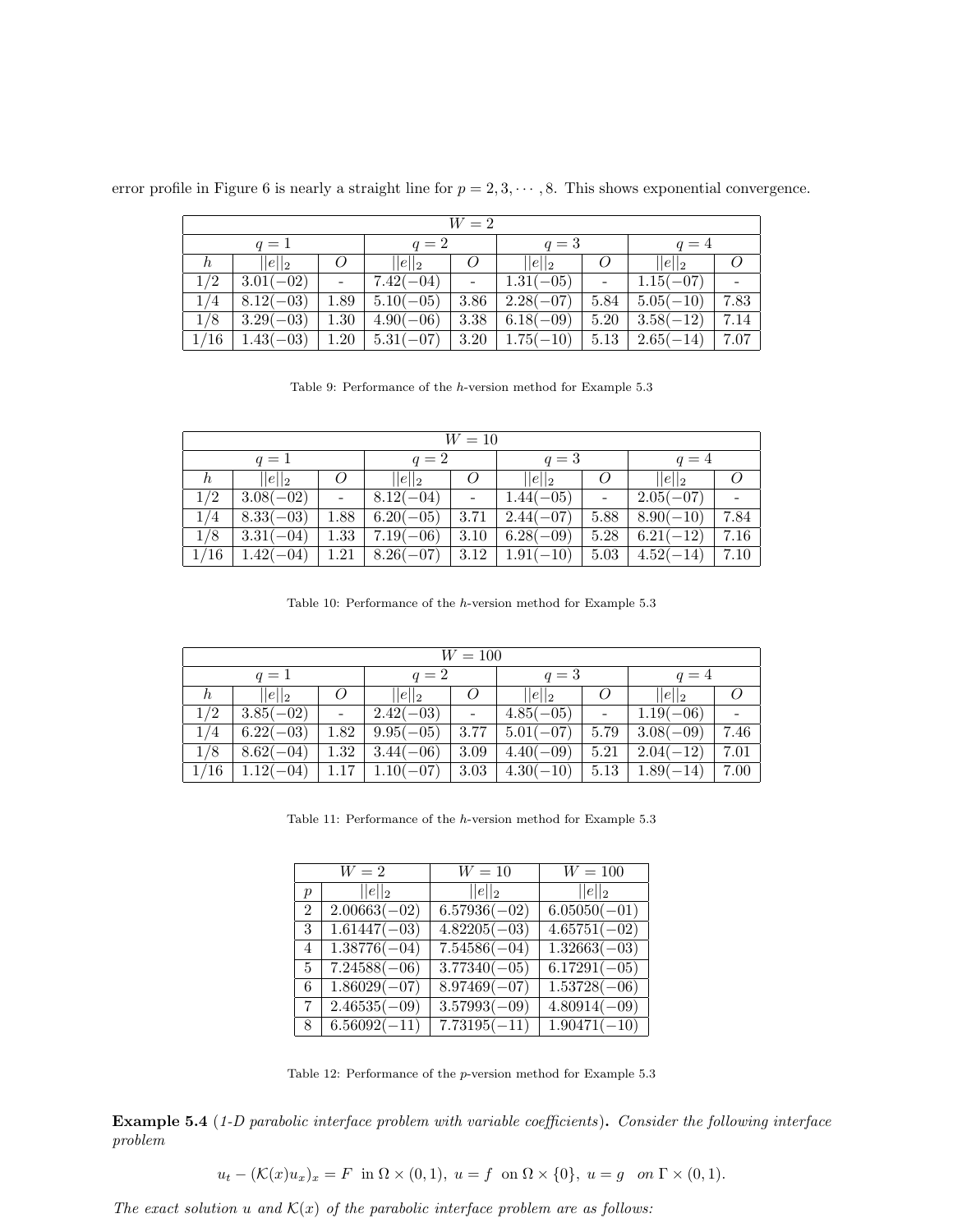error profile in Figure 6 is nearly a straight line for $p = 2, 3, \cdots, 8$. This shows exponential convergence.

| $W = 2$ | | | | | | | | |
|---|---|---|---|---|---|---|---|---|
| | $q = 1$ | | $q = 2$ | | $q = 3$ | | $q = 4$ | |
| $h$ | $\|\|e\|\|_2$ | $O$ | $\|\|e\|\|_2$ | $O$ | $\|\|e\|\|_2$ | $O$ | $\|\|e\|\|_2$ | $O$ |
| 1/2 | 3.01(−02) | - | 7.42(−04) | - | 1.31(−05) | - | 1.15(−07) | - |
| 1/4 | 8.12(−03) | 1.89 | 5.10(−05) | 3.86 | 2.28(−07) | 5.84 | 5.05(−10) | 7.83 |
| 1/8 | 3.29(−03) | 1.30 | 4.90(−06) | 3.38 | 6.18(−09) | 5.20 | 3.58(−12) | 7.14 |
| 1/16 | 1.43(−03) | 1.20 | 5.31(−07) | 3.20 | 1.75(−10) | 5.13 | 2.65(−14) | 7.07 |

Table 9: Performance of the $h$-version method for Example 5.3

| $W = 10$ | | | | | | | | |
|---|---|---|---|---|---|---|---|---|
| | $q = 1$ | | $q = 2$ | | $q = 3$ | | $q = 4$ | |
| $h$ | $\|\|e\|\|_2$ | $O$ | $\|\|e\|\|_2$ | $O$ | $\|\|e\|\|_2$ | $O$ | $\|\|e\|\|_2$ | $O$ |
| 1/2 | 3.08(−02) | - | 8.12(−04) | - | 1.44(−05) | - | 2.05(−07) | - |
| 1/4 | 8.33(−03) | 1.88 | 6.20(−05) | 3.71 | 2.44(−07) | 5.88 | 8.90(−10) | 7.84 |
| 1/8 | 3.31(−04) | 1.33 | 7.19(−06) | 3.10 | 6.28(−09) | 5.28 | 6.21(−12) | 7.16 |
| 1/16 | 1.42(−04) | 1.21 | 8.26(−07) | 3.12 | 1.91(−10) | 5.03 | 4.52(−14) | 7.10 |

Table 10: Performance of the $h$-version method for Example 5.3

| $W = 100$ | | | | | | | | |
|---|---|---|---|---|---|---|---|---|
| | $q = 1$ | | $q = 2$ | | $q = 3$ | | $q = 4$ | |
| $h$ | $\|\|e\|\|_2$ | $O$ | $\|\|e\|\|_2$ | $O$ | $\|\|e\|\|_2$ | $O$ | $\|\|e\|\|_2$ | $O$ |
| 1/2 | 3.85(−02) | - | 2.42(−03) | - | 4.85(−05) | - | 1.19(−06) | - |
| 1/4 | 6.22(−03) | 1.82 | 9.95(−05) | 3.77 | 5.01(−07) | 5.79 | 3.08(−09) | 7.46 |
| 1/8 | 8.62(−04) | 1.32 | 3.44(−06) | 3.09 | 4.40(−09) | 5.21 | 2.04(−12) | 7.01 |
| 1/16 | 1.12(−04) | 1.17 | 1.10(−07) | 3.03 | 4.30(−10) | 5.13 | 1.89(−14) | 7.00 |

Table 11: Performance of the $h$-version method for Example 5.3

| | $W = 2$ | $W = 10$ | $W = 100$ |
|---|---|---|---|
| $p$ | $\|\|e\|\|_2$ | $\|\|e\|\|_2$ | $\|\|e\|\|_2$ |
| 2 | 2.00663(−02) | 6.57936(−02) | 6.05050(−01) |
| 3 | 1.61447(−03) | 4.82205(−03) | 4.65751(−02) |
| 4 | 1.38776(−04) | 7.54586(−04) | 1.32663(−03) |
| 5 | 7.24588(−06) | 3.77340(−05) | 6.17291(−05) |
| 6 | 1.86029(−07) | 8.97469(−07) | 1.53728(−06) |
| 7 | 2.46535(−09) | 3.57993(−09) | 4.80914(−09) |
| 8 | 6.56092(−11) | 7.73195(−11) | 1.90471(−10) |

Table 12: Performance of the $p$-version method for Example 5.3

**Example 5.4** (*1-D parabolic interface problem with variable coefficients*)**.** *Consider the following interface problem*

$$u_t - (\mathcal{K}(x)u_x)_x = F \ \text{ in } \Omega \times (0,1), \ u = f \ \text{ on } \Omega \times \{0\}, \ u = g \ \text{ on } \Gamma \times (0,1).$$

*The exact solution $u$ and $\mathcal{K}(x)$ of the parabolic interface problem are as follows:*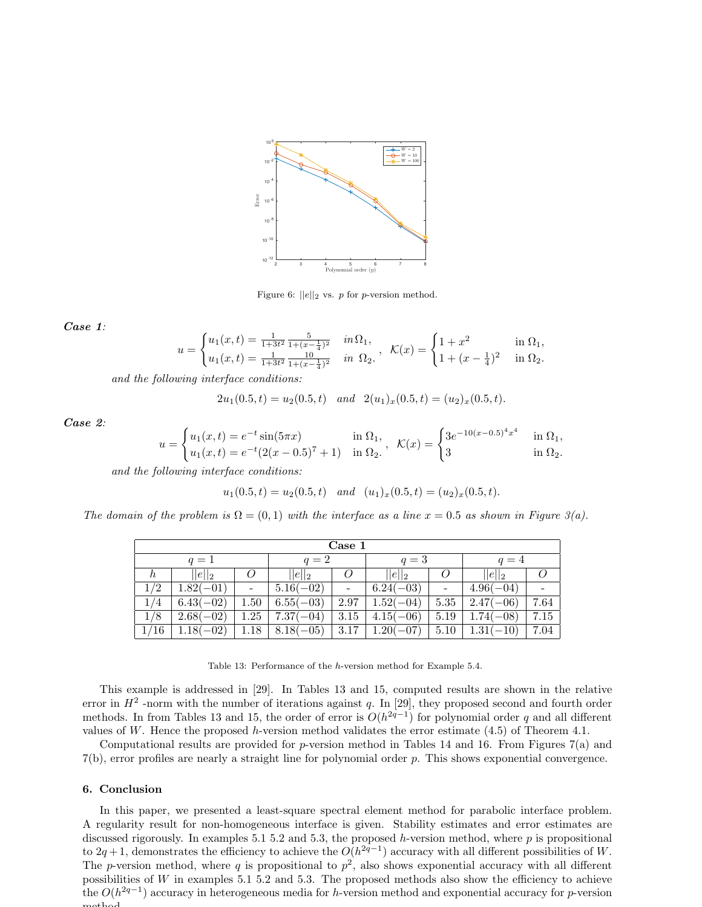Figure 6: $||e||_2$ vs. $p$ for $p$-version method.

***Case 1:***

$$u = \begin{cases} u_1(x,t) = \frac{1}{1+3t^2}\frac{5}{1+(x-\frac{1}{4})^2} & in\,\Omega_1, \\ u_1(x,t) = \frac{1}{1+3t^2}\frac{10}{1+(x-\frac{1}{4})^2} & in\;\;\Omega_2. \end{cases}, \quad \mathcal{K}(x) = \begin{cases} 1+x^2 & \text{in } \Omega_1, \\ 1+(x-\frac{1}{4})^2 & \text{in } \Omega_2. \end{cases}$$

*and the following interface conditions:*

$$2u_1(0.5,t) = u_2(0.5,t) \quad and \quad 2(u_1)_x(0.5,t) = (u_2)_x(0.5,t).$$

***Case 2:***

$$u = \begin{cases} u_1(x,t) = e^{-t}\sin(5\pi x) & \text{in } \Omega_1, \\ u_1(x,t) = e^{-t}(2(x-0.5)^7+1) & \text{in } \Omega_2. \end{cases}, \quad \mathcal{K}(x) = \begin{cases} 3e^{-10(x-0.5)^4 x^4} & \text{in } \Omega_1, \\ 3 & \text{in } \Omega_2. \end{cases}$$

*and the following interface conditions:*

$$u_1(0.5,t) = u_2(0.5,t) \quad and \quad (u_1)_x(0.5,t) = (u_2)_x(0.5,t).$$

*The domain of the problem is $\Omega = (0,1)$ with the interface as a line $x = 0.5$ as shown in Figure 3(a).*

| **Case 1** | | | | | | | | |
|---|---|---|---|---|---|---|---|---|
| | $q=1$ | | $q=2$ | | $q=3$ | | $q=4$ | |
| $h$ | $\|\|e\|\|_2$ | $O$ | $\|\|e\|\|_2$ | $O$ | $\|\|e\|\|_2$ | $O$ | $\|\|e\|\|_2$ | $O$ |
| 1/2 | 1.82(−01) | - | 5.16(−02) | - | 6.24(−03) | - | 4.96(−04) | - |
| 1/4 | 6.43(−02) | 1.50 | 6.55(−03) | 2.97 | 1.52(−04) | 5.35 | 2.47(−06) | 7.64 |
| 1/8 | 2.68(−02) | 1.25 | 7.37(−04) | 3.15 | 4.15(−06) | 5.19 | 1.74(−08) | 7.15 |
| 1/16 | 1.18(−02) | 1.18 | 8.18(−05) | 3.17 | 1.20(−07) | 5.10 | 1.31(−10) | 7.04 |

Table 13: Performance of the $h$-version method for Example 5.4.

This example is addressed in [29]. In Tables 13 and 15, computed results are shown in the relative error in $H^2$ -norm with the number of iterations against $q$. In [29], they proposed second and fourth order methods. In from Tables 13 and 15, the order of error is $O(h^{2q-1})$ for polynomial order $q$ and all different values of $W$. Hence the proposed $h$-version method validates the error estimate (4.5) of Theorem 4.1.

Computational results are provided for $p$-version method in Tables 14 and 16. From Figures 7(a) and 7(b), error profiles are nearly a straight line for polynomial order $p$. This shows exponential convergence.

### 6. Conclusion

In this paper, we presented a least-square spectral element method for parabolic interface problem. A regularity result for non-homogeneous interface is given. Stability estimates and error estimates are discussed rigorously. In examples 5.1 5.2 and 5.3, the proposed $h$-version method, where $p$ is propositional to $2q+1$, demonstrates the efficiency to achieve the $O(h^{2q-1})$ accuracy with all different possibilities of $W$. The $p$-version method, where $q$ is propositional to $p^2$, also shows exponential accuracy with all different possibilities of $W$ in examples 5.1 5.2 and 5.3. The proposed methods also show the efficiency to achieve the $O(h^{2q-1})$ accuracy in heterogeneous media for $h$-version method and exponential accuracy for $p$-version method.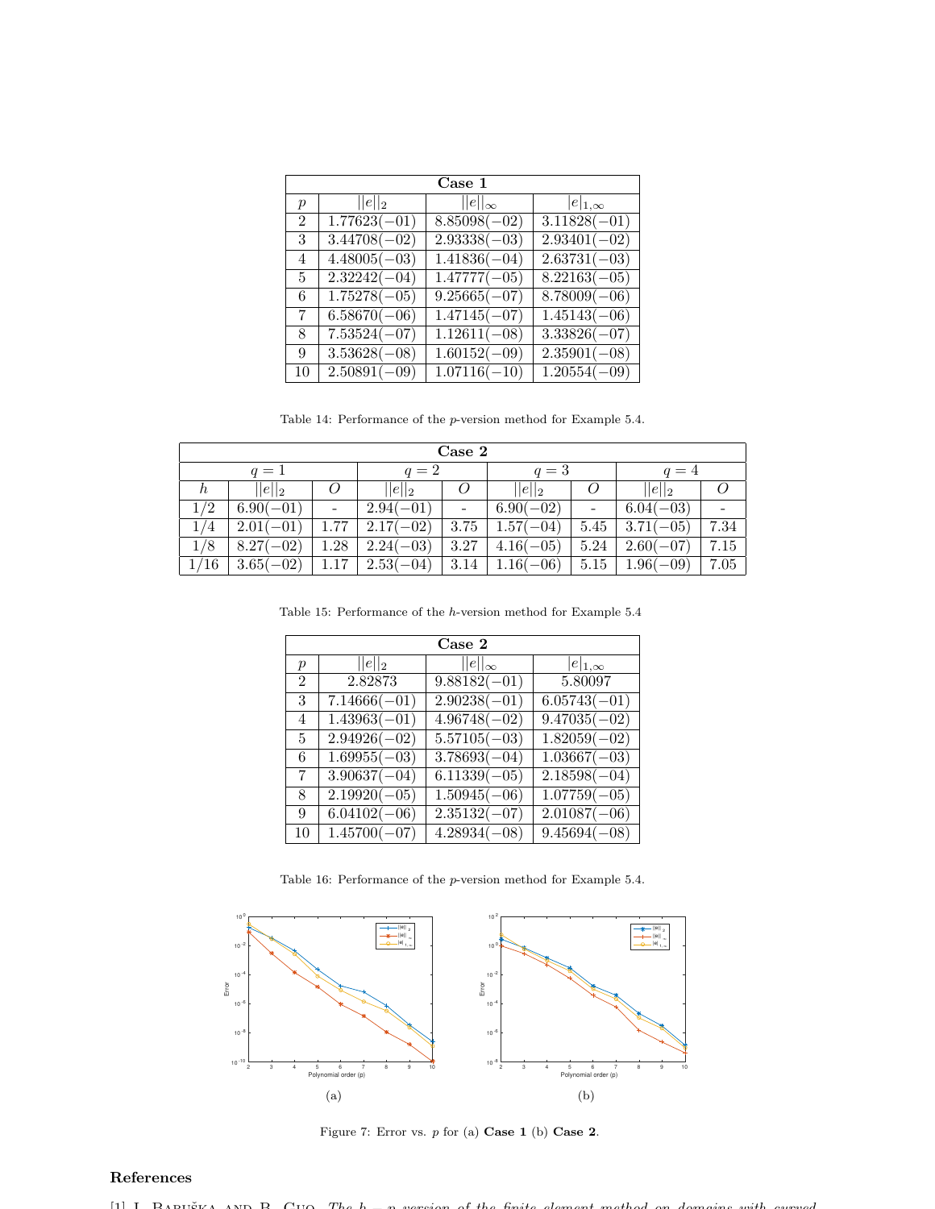| **Case 1** | | | |
|---|---|---|---|
| $p$ | $\|\|e\|\|_2$ | $\|\|e\|\|_\infty$ | $\|e\|_{1,\infty}$ |
| 2 | 1.77623(−01) | 8.85098(−02) | 3.11828(−01) |
| 3 | 3.44708(−02) | 2.93338(−03) | 2.93401(−02) |
| 4 | 4.48005(−03) | 1.41836(−04) | 2.63731(−03) |
| 5 | 2.32242(−04) | 1.47777(−05) | 8.22163(−05) |
| 6 | 1.75278(−05) | 9.25665(−07) | 8.78009(−06) |
| 7 | 6.58670(−06) | 1.47145(−07) | 1.45143(−06) |
| 8 | 7.53524(−07) | 1.12611(−08) | 3.33826(−07) |
| 9 | 3.53628(−08) | 1.60152(−09) | 2.35901(−08) |
| 10 | 2.50891(−09) | 1.07116(−10) | 1.20554(−09) |

Table 14: Performance of the $p$-version method for Example 5.4.

| **Case 2** | | | | | | | | |
|---|---|---|---|---|---|---|---|---|
| | $q=1$ | | $q=2$ | | $q=3$ | | $q=4$ | |
| $h$ | $\|\|e\|\|_2$ | $O$ | $\|\|e\|\|_2$ | $O$ | $\|\|e\|\|_2$ | $O$ | $\|\|e\|\|_2$ | $O$ |
| 1/2 | 6.90(−01) | - | 2.94(−01) | - | 6.90(−02) | - | 6.04(−03) | - |
| 1/4 | 2.01(−01) | 1.77 | 2.17(−02) | 3.75 | 1.57(−04) | 5.45 | 3.71(−05) | 7.34 |
| 1/8 | 8.27(−02) | 1.28 | 2.24(−03) | 3.27 | 4.16(−05) | 5.24 | 2.60(−07) | 7.15 |
| 1/16 | 3.65(−02) | 1.17 | 2.53(−04) | 3.14 | 1.16(−06) | 5.15 | 1.96(−09) | 7.05 |

Table 15: Performance of the $h$-version method for Example 5.4

| **Case 2** | | | |
|---|---|---|---|
| $p$ | $\|\|e\|\|_2$ | $\|\|e\|\|_\infty$ | $\|e\|_{1,\infty}$ |
| 2 | 2.82873 | 9.88182(−01) | 5.80097 |
| 3 | 7.14666(−01) | 2.90238(−01) | 6.05743(−01) |
| 4 | 1.43963(−01) | 4.96748(−02) | 9.47035(−02) |
| 5 | 2.94926(−02) | 5.57105(−03) | 1.82059(−02) |
| 6 | 1.69955(−03) | 3.78693(−04) | 1.03667(−03) |
| 7 | 3.90637(−04) | 6.11339(−05) | 2.18598(−04) |
| 8 | 2.19920(−05) | 1.50945(−06) | 1.07759(−05) |
| 9 | 6.04102(−06) | 2.35132(−07) | 2.01087(−06) |
| 10 | 1.45700(−07) | 4.28934(−08) | 9.45694(−08) |

Table 16: Performance of the $p$-version method for Example 5.4.

(a) (b)

Figure 7: Error vs. $p$ for (a) **Case 1** (b) **Case 2**.

## References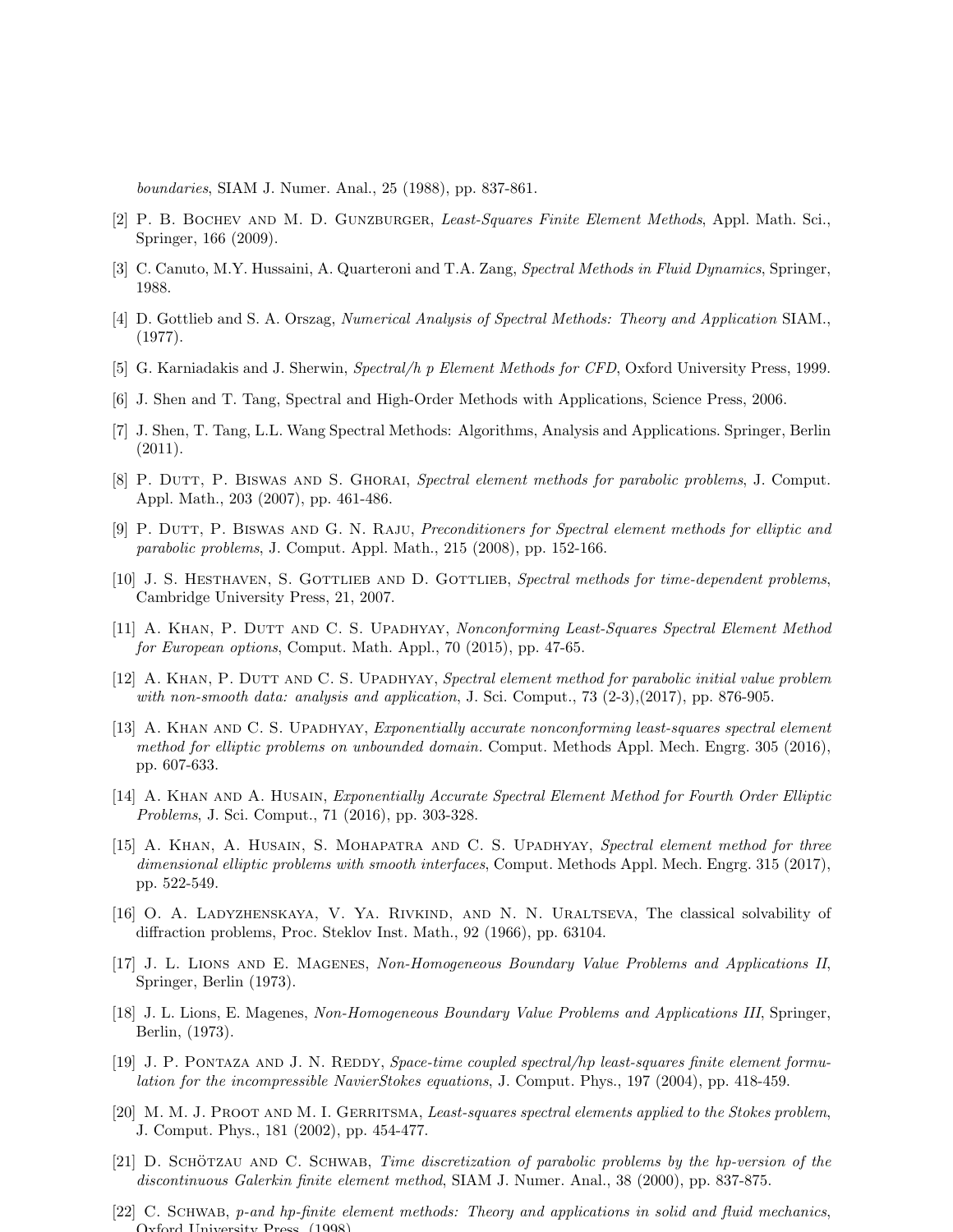*boundaries*, SIAM J. Numer. Anal., 25 (1988), pp. 837-861.

[2] P. B. Bochev and M. D. Gunzburger, *Least-Squares Finite Element Methods*, Appl. Math. Sci., Springer, 166 (2009).

[3] C. Canuto, M.Y. Hussaini, A. Quarteroni and T.A. Zang, *Spectral Methods in Fluid Dynamics*, Springer, 1988.

[4] D. Gottlieb and S. A. Orszag, *Numerical Analysis of Spectral Methods: Theory and Application* SIAM., (1977).

[5] G. Karniadakis and J. Sherwin, *Spectral/h p Element Methods for CFD*, Oxford University Press, 1999.

[6] J. Shen and T. Tang, Spectral and High-Order Methods with Applications, Science Press, 2006.

[7] J. Shen, T. Tang, L.L. Wang Spectral Methods: Algorithms, Analysis and Applications. Springer, Berlin (2011).

[8] P. Dutt, P. Biswas and S. Ghorai, *Spectral element methods for parabolic problems*, J. Comput. Appl. Math., 203 (2007), pp. 461-486.

[9] P. Dutt, P. Biswas and G. N. Raju, *Preconditioners for Spectral element methods for elliptic and parabolic problems*, J. Comput. Appl. Math., 215 (2008), pp. 152-166.

[10] J. S. Hesthaven, S. Gottlieb and D. Gottlieb, *Spectral methods for time-dependent problems*, Cambridge University Press, 21, 2007.

[11] A. Khan, P. Dutt and C. S. Upadhyay, *Nonconforming Least-Squares Spectral Element Method for European options*, Comput. Math. Appl., 70 (2015), pp. 47-65.

[12] A. Khan, P. Dutt and C. S. Upadhyay, *Spectral element method for parabolic initial value problem with non-smooth data: analysis and application*, J. Sci. Comput., 73 (2-3),(2017), pp. 876-905.

[13] A. Khan and C. S. Upadhyay, *Exponentially accurate nonconforming least-squares spectral element method for elliptic problems on unbounded domain.* Comput. Methods Appl. Mech. Engrg. 305 (2016), pp. 607-633.

[14] A. Khan and A. Husain, *Exponentially Accurate Spectral Element Method for Fourth Order Elliptic Problems*, J. Sci. Comput., 71 (2016), pp. 303-328.

[15] A. Khan, A. Husain, S. Mohapatra and C. S. Upadhyay, *Spectral element method for three dimensional elliptic problems with smooth interfaces*, Comput. Methods Appl. Mech. Engrg. 315 (2017), pp. 522-549.

[16] O. A. Ladyzhenskaya, V. Ya. Rivkind, and N. N. Uraltseva, The classical solvability of diffraction problems, Proc. Steklov Inst. Math., 92 (1966), pp. 63104.

[17] J. L. Lions and E. Magenes, *Non-Homogeneous Boundary Value Problems and Applications II*, Springer, Berlin (1973).

[18] J. L. Lions, E. Magenes, *Non-Homogeneous Boundary Value Problems and Applications III*, Springer, Berlin, (1973).

[19] J. P. Pontaza and J. N. Reddy, *Space-time coupled spectral/hp least-squares finite element formulation for the incompressible NavierStokes equations*, J. Comput. Phys., 197 (2004), pp. 418-459.

[20] M. M. J. Proot and M. I. Gerritsma, *Least-squares spectral elements applied to the Stokes problem*, J. Comput. Phys., 181 (2002), pp. 454-477.

[21] D. Schötzau and C. Schwab, *Time discretization of parabolic problems by the hp-version of the discontinuous Galerkin finite element method*, SIAM J. Numer. Anal., 38 (2000), pp. 837-875.

[22] C. Schwab, *p-and hp-finite element methods: Theory and applications in solid and fluid mechanics*, Oxford University Press, (1998).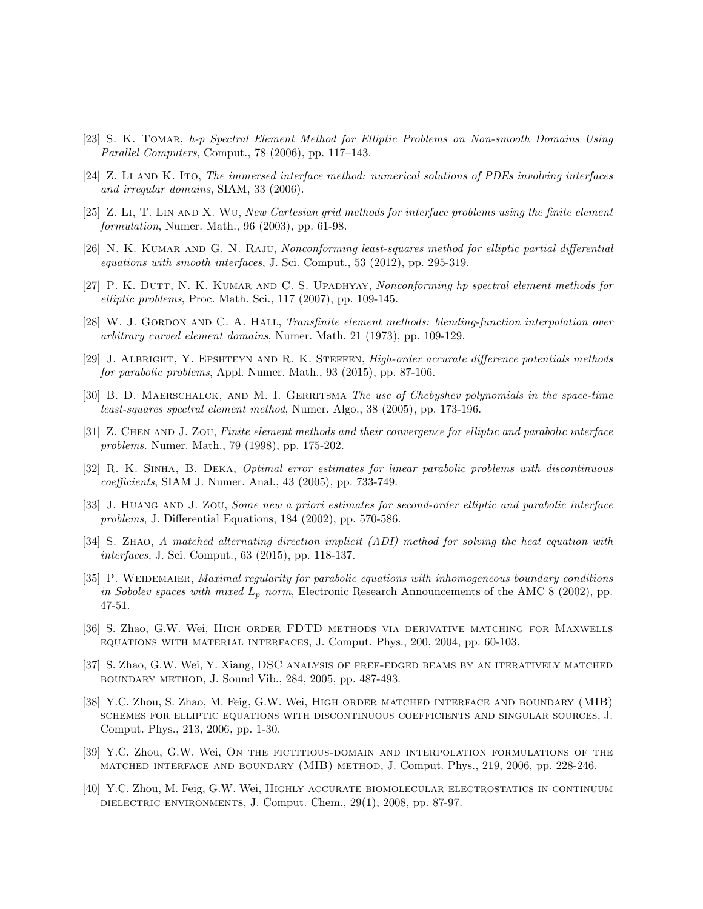[23] S. K. Tomar, *h-p Spectral Element Method for Elliptic Problems on Non-smooth Domains Using Parallel Computers*, Comput., 78 (2006), pp. 117–143.

[24] Z. Li and K. Ito, *The immersed interface method: numerical solutions of PDEs involving interfaces and irregular domains*, SIAM, 33 (2006).

[25] Z. Li, T. Lin and X. Wu, *New Cartesian grid methods for interface problems using the finite element formulation*, Numer. Math., 96 (2003), pp. 61-98.

[26] N. K. Kumar and G. N. Raju, *Nonconforming least-squares method for elliptic partial differential equations with smooth interfaces*, J. Sci. Comput., 53 (2012), pp. 295-319.

[27] P. K. Dutt, N. K. Kumar and C. S. Upadhyay, *Nonconforming hp spectral element methods for elliptic problems*, Proc. Math. Sci., 117 (2007), pp. 109-145.

[28] W. J. Gordon and C. A. Hall, *Transfinite element methods: blending-function interpolation over arbitrary curved element domains*, Numer. Math. 21 (1973), pp. 109-129.

[29] J. Albright, Y. Epshteyn and R. K. Steffen, *High-order accurate difference potentials methods for parabolic problems*, Appl. Numer. Math., 93 (2015), pp. 87-106.

[30] B. D. Maerschalck, and M. I. Gerritsma *The use of Chebyshev polynomials in the space-time least-squares spectral element method*, Numer. Algo., 38 (2005), pp. 173-196.

[31] Z. Chen and J. Zou, *Finite element methods and their convergence for elliptic and parabolic interface problems.* Numer. Math., 79 (1998), pp. 175-202.

[32] R. K. Sinha, B. Deka, *Optimal error estimates for linear parabolic problems with discontinuous coefficients*, SIAM J. Numer. Anal., 43 (2005), pp. 733-749.

[33] J. Huang and J. Zou, *Some new a priori estimates for second-order elliptic and parabolic interface problems*, J. Differential Equations, 184 (2002), pp. 570-586.

[34] S. Zhao, *A matched alternating direction implicit (ADI) method for solving the heat equation with interfaces*, J. Sci. Comput., 63 (2015), pp. 118-137.

[35] P. Weidemaier, *Maximal regularity for parabolic equations with inhomogeneous boundary conditions in Sobolev spaces with mixed $L_p$ norm*, Electronic Research Announcements of the AMC 8 (2002), pp. 47-51.

[36] S. Zhao, G.W. Wei, High order FDTD methods via derivative matching for Maxwells equations with material interfaces, J. Comput. Phys., 200, 2004, pp. 60-103.

[37] S. Zhao, G.W. Wei, Y. Xiang, DSC analysis of free-edged beams by an iteratively matched boundary method, J. Sound Vib., 284, 2005, pp. 487-493.

[38] Y.C. Zhou, S. Zhao, M. Feig, G.W. Wei, High order matched interface and boundary (MIB) schemes for elliptic equations with discontinuous coefficients and singular sources, J. Comput. Phys., 213, 2006, pp. 1-30.

[39] Y.C. Zhou, G.W. Wei, On the fictitious-domain and interpolation formulations of the matched interface and boundary (MIB) method, J. Comput. Phys., 219, 2006, pp. 228-246.

[40] Y.C. Zhou, M. Feig, G.W. Wei, Highly accurate biomolecular electrostatics in continuum dielectric environments, J. Comput. Chem., 29(1), 2008, pp. 87-97.